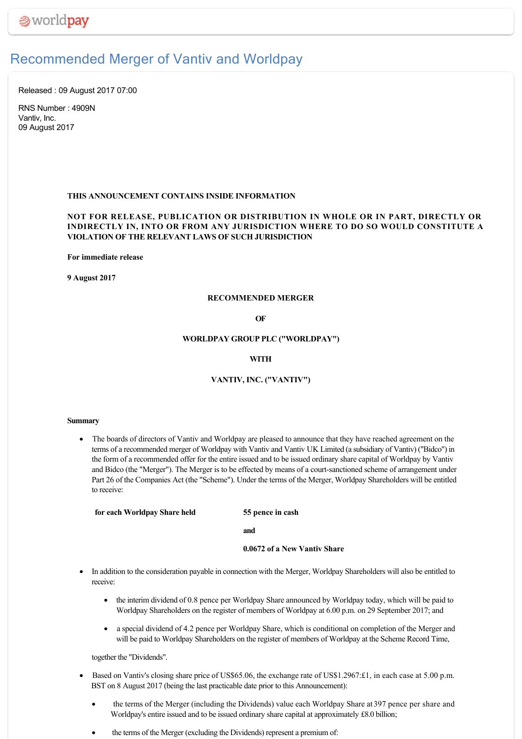worldpay

# Recommended Merger of Vantiv and Worldpay

Released : 09 August 2017 07:00

RNS Number : 4909N
Vantiv, Inc.
09 August 2017

**THIS ANNOUNCEMENT CONTAINS INSIDE INFORMATION**

**NOT FOR RELEASE, PUBLICATION OR DISTRIBUTION IN WHOLE OR IN PART, DIRECTLY OR INDIRECTLY IN, INTO OR FROM ANY JURISDICTION WHERE TO DO SO WOULD CONSTITUTE A VIOLATION OF THE RELEVANT LAWS OF SUCH JURISDICTION**

**For immediate release**

**9 August 2017**

**RECOMMENDED MERGER**

**OF**

**WORLDPAY GROUP PLC ("WORLDPAY")**

**WITH**

**VANTIV, INC. ("VANTIV")**

**Summary**

- The boards of directors of Vantiv and Worldpay are pleased to announce that they have reached agreement on the terms of a recommended merger of Worldpay with Vantiv and Vantiv UK Limited (a subsidiary of Vantiv) ("Bidco") in the form of a recommended offer for the entire issued and to be issued ordinary share capital of Worldpay by Vantiv and Bidco (the "Merger"). The Merger is to be effected by means of a court-sanctioned scheme of arrangement under Part 26 of the Companies Act (the "Scheme"). Under the terms of the Merger, Worldpay Shareholders will be entitled to receive:

| **for each Worldpay Share held** | **55 pence in cash** |
|---|---|
| | **and** |
| | **0.0672 of a New Vantiv Share** |

- In addition to the consideration payable in connection with the Merger, Worldpay Shareholders will also be entitled to receive:
  - the interim dividend of 0.8 pence per Worldpay Share announced by Worldpay today, which will be paid to Worldpay Shareholders on the register of members of Worldpay at 6.00 p.m. on 29 September 2017; and
  - a special dividend of 4.2 pence per Worldpay Share, which is conditional on completion of the Merger and will be paid to Worldpay Shareholders on the register of members of Worldpay at the Scheme Record Time,

  together the "Dividends".

- Based on Vantiv's closing share price of US$65.06, the exchange rate of US$1.2967:£1, in each case at 5.00 p.m. BST on 8 August 2017 (being the last practicable date prior to this Announcement):
  - the terms of the Merger (including the Dividends) value each Worldpay Share at 397 pence per share and Worldpay's entire issued and to be issued ordinary share capital at approximately £8.0 billion;
  - the terms of the Merger (excluding the Dividends) represent a premium of: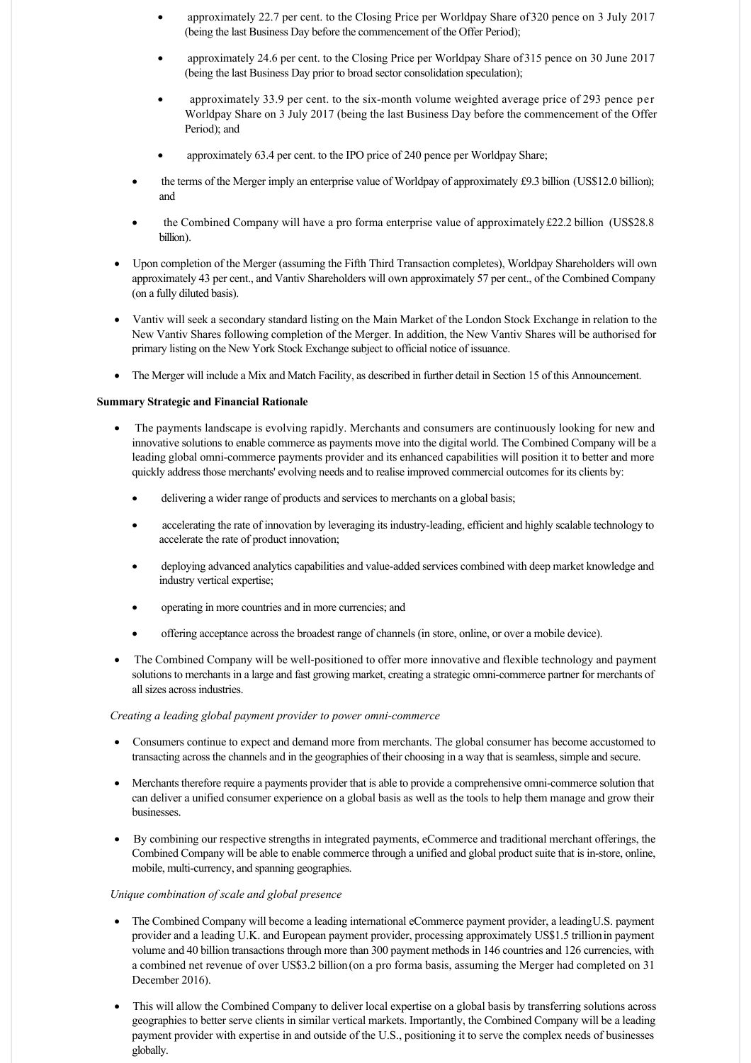- approximately 22.7 per cent. to the Closing Price per Worldpay Share of 320 pence on 3 July 2017 (being the last Business Day before the commencement of the Offer Period);
    - approximately 24.6 per cent. to the Closing Price per Worldpay Share of 315 pence on 30 June 2017 (being the last Business Day prior to broad sector consolidation speculation);
    - approximately 33.9 per cent. to the six-month volume weighted average price of 293 pence per Worldpay Share on 3 July 2017 (being the last Business Day before the commencement of the Offer Period); and
    - approximately 63.4 per cent. to the IPO price of 240 pence per Worldpay Share;
  - the terms of the Merger imply an enterprise value of Worldpay of approximately £9.3 billion (US$12.0 billion); and
  - the Combined Company will have a pro forma enterprise value of approximately £22.2 billion (US$28.8 billion).
- Upon completion of the Merger (assuming the Fifth Third Transaction completes), Worldpay Shareholders will own approximately 43 per cent., and Vantiv Shareholders will own approximately 57 per cent., of the Combined Company (on a fully diluted basis).
- Vantiv will seek a secondary standard listing on the Main Market of the London Stock Exchange in relation to the New Vantiv Shares following completion of the Merger. In addition, the New Vantiv Shares will be authorised for primary listing on the New York Stock Exchange subject to official notice of issuance.
- The Merger will include a Mix and Match Facility, as described in further detail in Section 15 of this Announcement.

**Summary Strategic and Financial Rationale**

- The payments landscape is evolving rapidly. Merchants and consumers are continuously looking for new and innovative solutions to enable commerce as payments move into the digital world. The Combined Company will be a leading global omni-commerce payments provider and its enhanced capabilities will position it to better and more quickly address those merchants' evolving needs and to realise improved commercial outcomes for its clients by:
  - delivering a wider range of products and services to merchants on a global basis;
  - accelerating the rate of innovation by leveraging its industry-leading, efficient and highly scalable technology to accelerate the rate of product innovation;
  - deploying advanced analytics capabilities and value-added services combined with deep market knowledge and industry vertical expertise;
  - operating in more countries and in more currencies; and
  - offering acceptance across the broadest range of channels (in store, online, or over a mobile device).
- The Combined Company will be well-positioned to offer more innovative and flexible technology and payment solutions to merchants in a large and fast growing market, creating a strategic omni-commerce partner for merchants of all sizes across industries.

*Creating a leading global payment provider to power omni-commerce*

- Consumers continue to expect and demand more from merchants. The global consumer has become accustomed to transacting across the channels and in the geographies of their choosing in a way that is seamless, simple and secure.
- Merchants therefore require a payments provider that is able to provide a comprehensive omni-commerce solution that can deliver a unified consumer experience on a global basis as well as the tools to help them manage and grow their businesses.
- By combining our respective strengths in integrated payments, eCommerce and traditional merchant offerings, the Combined Company will be able to enable commerce through a unified and global product suite that is in-store, online, mobile, multi-currency, and spanning geographies.

*Unique combination of scale and global presence*

- The Combined Company will become a leading international eCommerce payment provider, a leading U.S. payment provider and a leading U.K. and European payment provider, processing approximately US$1.5 trillion in payment volume and 40 billion transactions through more than 300 payment methods in 146 countries and 126 currencies, with a combined net revenue of over US$3.2 billion (on a pro forma basis, assuming the Merger had completed on 31 December 2016).
- This will allow the Combined Company to deliver local expertise on a global basis by transferring solutions across geographies to better serve clients in similar vertical markets. Importantly, the Combined Company will be a leading payment provider with expertise in and outside of the U.S., positioning it to serve the complex needs of businesses globally.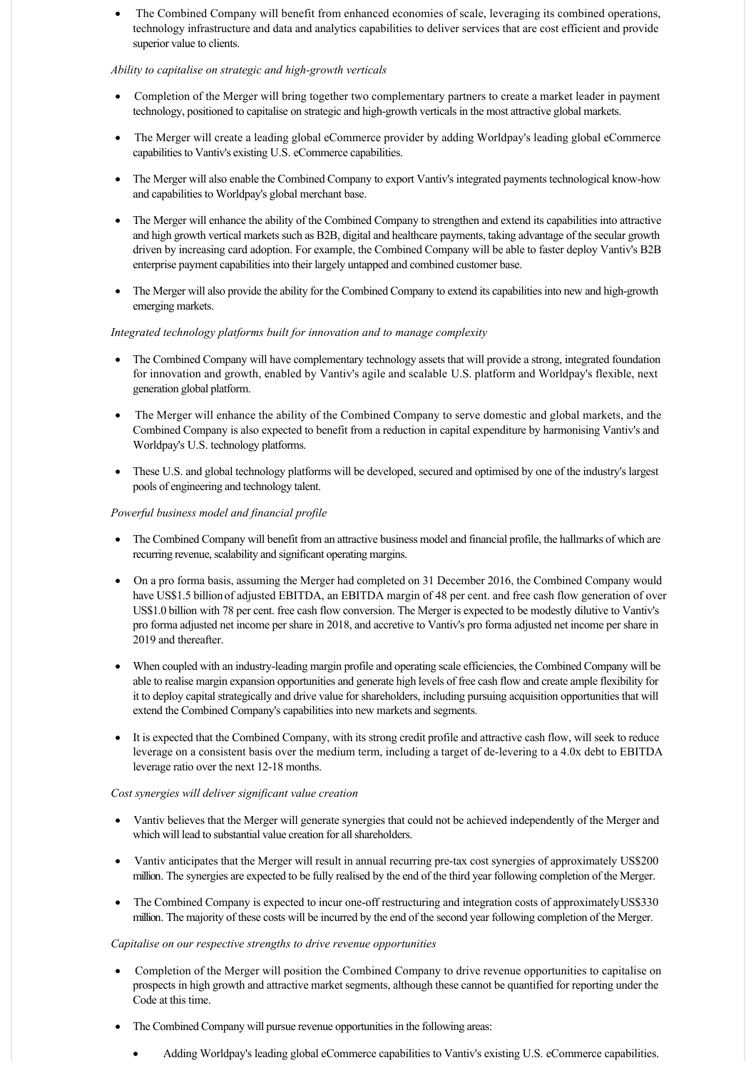- The Combined Company will benefit from enhanced economies of scale, leveraging its combined operations, technology infrastructure and data and analytics capabilities to deliver services that are cost efficient and provide superior value to clients.

*Ability to capitalise on strategic and high-growth verticals*

- Completion of the Merger will bring together two complementary partners to create a market leader in payment technology, positioned to capitalise on strategic and high-growth verticals in the most attractive global markets.
- The Merger will create a leading global eCommerce provider by adding Worldpay's leading global eCommerce capabilities to Vantiv's existing U.S. eCommerce capabilities.
- The Merger will also enable the Combined Company to export Vantiv's integrated payments technological know-how and capabilities to Worldpay's global merchant base.
- The Merger will enhance the ability of the Combined Company to strengthen and extend its capabilities into attractive and high growth vertical markets such as B2B, digital and healthcare payments, taking advantage of the secular growth driven by increasing card adoption. For example, the Combined Company will be able to faster deploy Vantiv's B2B enterprise payment capabilities into their largely untapped and combined customer base.
- The Merger will also provide the ability for the Combined Company to extend its capabilities into new and high-growth emerging markets.

*Integrated technology platforms built for innovation and to manage complexity*

- The Combined Company will have complementary technology assets that will provide a strong, integrated foundation for innovation and growth, enabled by Vantiv's agile and scalable U.S. platform and Worldpay's flexible, next generation global platform.
- The Merger will enhance the ability of the Combined Company to serve domestic and global markets, and the Combined Company is also expected to benefit from a reduction in capital expenditure by harmonising Vantiv's and Worldpay's U.S. technology platforms.
- These U.S. and global technology platforms will be developed, secured and optimised by one of the industry's largest pools of engineering and technology talent.

*Powerful business model and financial profile*

- The Combined Company will benefit from an attractive business model and financial profile, the hallmarks of which are recurring revenue, scalability and significant operating margins.
- On a pro forma basis, assuming the Merger had completed on 31 December 2016, the Combined Company would have US$1.5 billion of adjusted EBITDA, an EBITDA margin of 48 per cent. and free cash flow generation of over US$1.0 billion with 78 per cent. free cash flow conversion. The Merger is expected to be modestly dilutive to Vantiv's pro forma adjusted net income per share in 2018, and accretive to Vantiv's pro forma adjusted net income per share in 2019 and thereafter.
- When coupled with an industry-leading margin profile and operating scale efficiencies, the Combined Company will be able to realise margin expansion opportunities and generate high levels of free cash flow and create ample flexibility for it to deploy capital strategically and drive value for shareholders, including pursuing acquisition opportunities that will extend the Combined Company's capabilities into new markets and segments.
- It is expected that the Combined Company, with its strong credit profile and attractive cash flow, will seek to reduce leverage on a consistent basis over the medium term, including a target of de-levering to a 4.0x debt to EBITDA leverage ratio over the next 12-18 months.

*Cost synergies will deliver significant value creation*

- Vantiv believes that the Merger will generate synergies that could not be achieved independently of the Merger and which will lead to substantial value creation for all shareholders.
- Vantiv anticipates that the Merger will result in annual recurring pre-tax cost synergies of approximately US$200 million. The synergies are expected to be fully realised by the end of the third year following completion of the Merger.
- The Combined Company is expected to incur one-off restructuring and integration costs of approximately US$330 million. The majority of these costs will be incurred by the end of the second year following completion of the Merger.

*Capitalise on our respective strengths to drive revenue opportunities*

- Completion of the Merger will position the Combined Company to drive revenue opportunities to capitalise on prospects in high growth and attractive market segments, although these cannot be quantified for reporting under the Code at this time.
- The Combined Company will pursue revenue opportunities in the following areas:
    - Adding Worldpay's leading global eCommerce capabilities to Vantiv's existing U.S. eCommerce capabilities.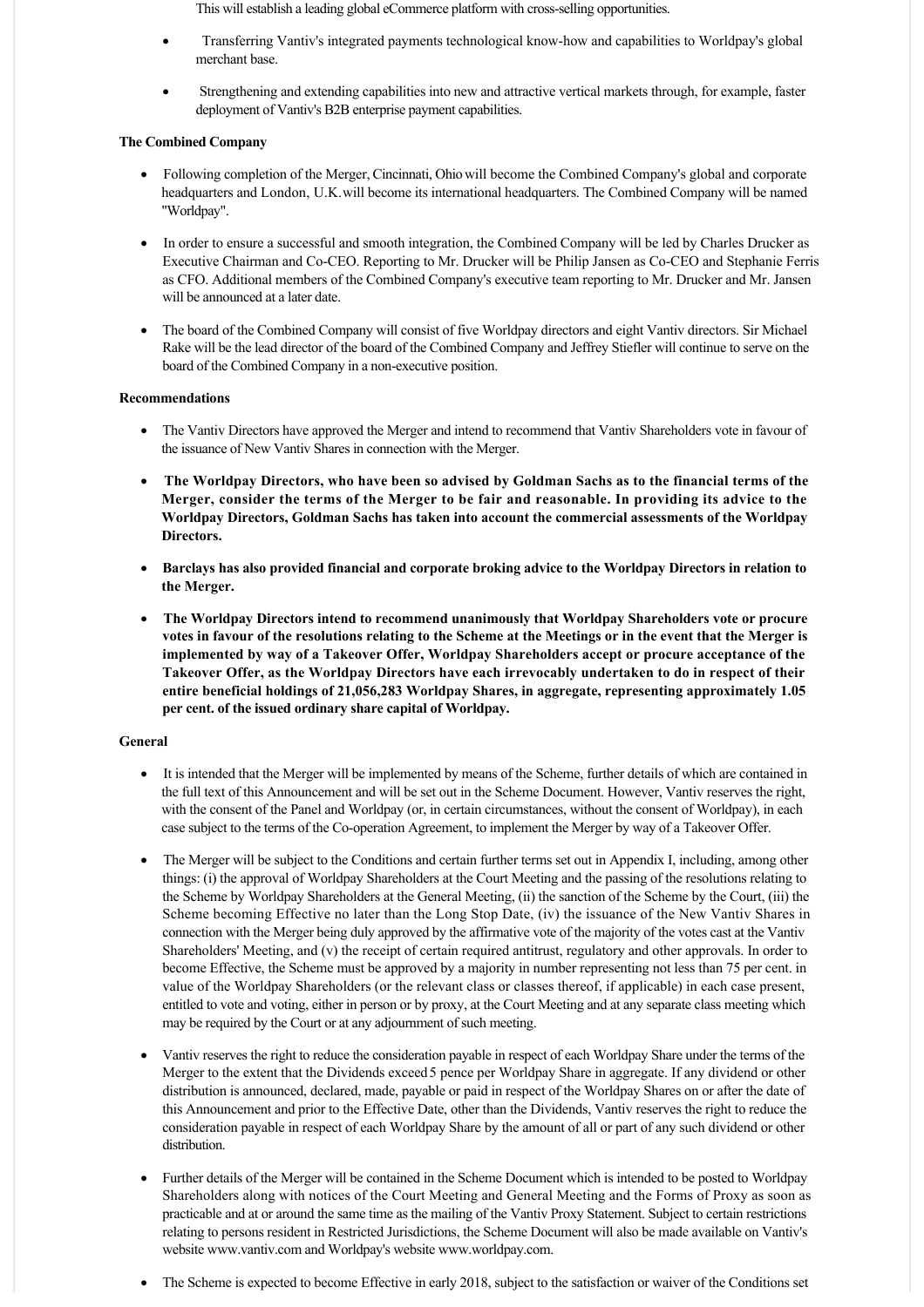This will establish a leading global eCommerce platform with cross-selling opportunities.

- Transferring Vantiv's integrated payments technological know-how and capabilities to Worldpay's global merchant base.
- Strengthening and extending capabilities into new and attractive vertical markets through, for example, faster deployment of Vantiv's B2B enterprise payment capabilities.

**The Combined Company**

- Following completion of the Merger, Cincinnati, Ohio will become the Combined Company's global and corporate headquarters and London, U.K. will become its international headquarters. The Combined Company will be named "Worldpay".
- In order to ensure a successful and smooth integration, the Combined Company will be led by Charles Drucker as Executive Chairman and Co-CEO. Reporting to Mr. Drucker will be Philip Jansen as Co-CEO and Stephanie Ferris as CFO. Additional members of the Combined Company's executive team reporting to Mr. Drucker and Mr. Jansen will be announced at a later date.
- The board of the Combined Company will consist of five Worldpay directors and eight Vantiv directors. Sir Michael Rake will be the lead director of the board of the Combined Company and Jeffrey Stiefler will continue to serve on the board of the Combined Company in a non-executive position.

**Recommendations**

- The Vantiv Directors have approved the Merger and intend to recommend that Vantiv Shareholders vote in favour of the issuance of New Vantiv Shares in connection with the Merger.
- **The Worldpay Directors, who have been so advised by Goldman Sachs as to the financial terms of the Merger, consider the terms of the Merger to be fair and reasonable. In providing its advice to the Worldpay Directors, Goldman Sachs has taken into account the commercial assessments of the Worldpay Directors.**
- **Barclays has also provided financial and corporate broking advice to the Worldpay Directors in relation to the Merger.**
- **The Worldpay Directors intend to recommend unanimously that Worldpay Shareholders vote or procure votes in favour of the resolutions relating to the Scheme at the Meetings or in the event that the Merger is implemented by way of a Takeover Offer, Worldpay Shareholders accept or procure acceptance of the Takeover Offer, as the Worldpay Directors have each irrevocably undertaken to do in respect of their entire beneficial holdings of 21,056,283 Worldpay Shares, in aggregate, representing approximately 1.05 per cent. of the issued ordinary share capital of Worldpay.**

**General**

- It is intended that the Merger will be implemented by means of the Scheme, further details of which are contained in the full text of this Announcement and will be set out in the Scheme Document. However, Vantiv reserves the right, with the consent of the Panel and Worldpay (or, in certain circumstances, without the consent of Worldpay), in each case subject to the terms of the Co-operation Agreement, to implement the Merger by way of a Takeover Offer.
- The Merger will be subject to the Conditions and certain further terms set out in Appendix I, including, among other things: (i) the approval of Worldpay Shareholders at the Court Meeting and the passing of the resolutions relating to the Scheme by Worldpay Shareholders at the General Meeting, (ii) the sanction of the Scheme by the Court, (iii) the Scheme becoming Effective no later than the Long Stop Date, (iv) the issuance of the New Vantiv Shares in connection with the Merger being duly approved by the affirmative vote of the majority of the votes cast at the Vantiv Shareholders' Meeting, and (v) the receipt of certain required antitrust, regulatory and other approvals. In order to become Effective, the Scheme must be approved by a majority in number representing not less than 75 per cent. in value of the Worldpay Shareholders (or the relevant class or classes thereof, if applicable) in each case present, entitled to vote and voting, either in person or by proxy, at the Court Meeting and at any separate class meeting which may be required by the Court or at any adjournment of such meeting.
- Vantiv reserves the right to reduce the consideration payable in respect of each Worldpay Share under the terms of the Merger to the extent that the Dividends exceed 5 pence per Worldpay Share in aggregate. If any dividend or other distribution is announced, declared, made, payable or paid in respect of the Worldpay Shares on or after the date of this Announcement and prior to the Effective Date, other than the Dividends, Vantiv reserves the right to reduce the consideration payable in respect of each Worldpay Share by the amount of all or part of any such dividend or other distribution.
- Further details of the Merger will be contained in the Scheme Document which is intended to be posted to Worldpay Shareholders along with notices of the Court Meeting and General Meeting and the Forms of Proxy as soon as practicable and at or around the same time as the mailing of the Vantiv Proxy Statement. Subject to certain restrictions relating to persons resident in Restricted Jurisdictions, the Scheme Document will also be made available on Vantiv's website www.vantiv.com and Worldpay's website www.worldpay.com.
- The Scheme is expected to become Effective in early 2018, subject to the satisfaction or waiver of the Conditions set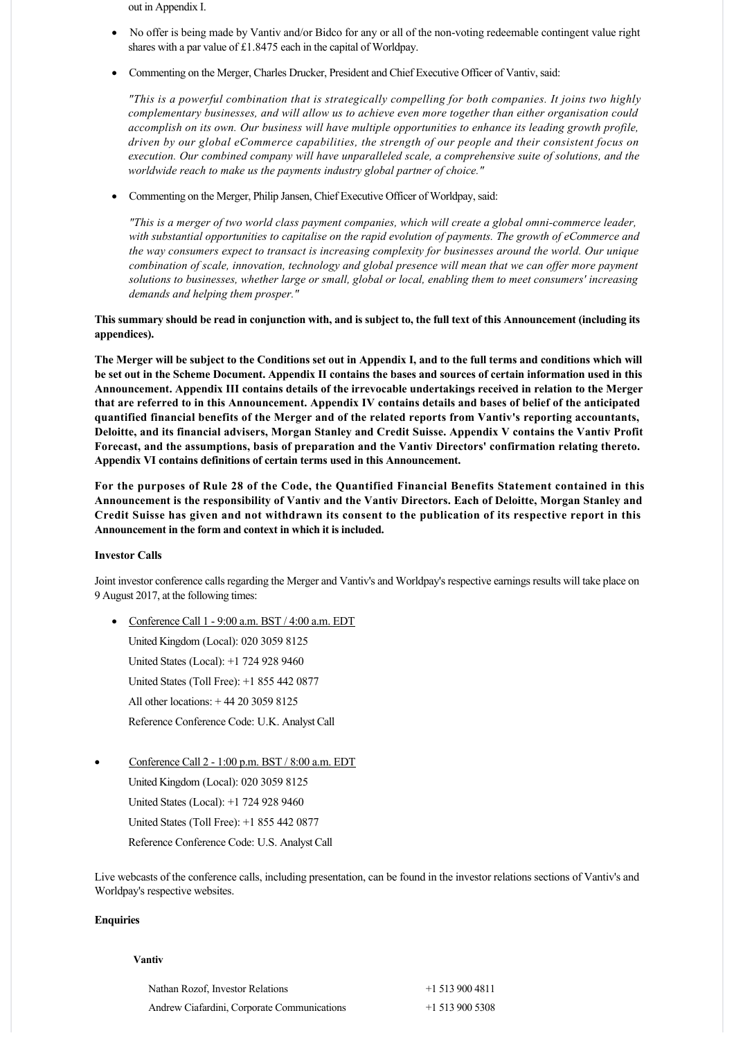out in Appendix I.

- No offer is being made by Vantiv and/or Bidco for any or all of the non-voting redeemable contingent value right shares with a par value of £1.8475 each in the capital of Worldpay.

- Commenting on the Merger, Charles Drucker, President and Chief Executive Officer of Vantiv, said:

  *"This is a powerful combination that is strategically compelling for both companies. It joins two highly complementary businesses, and will allow us to achieve even more together than either organisation could accomplish on its own. Our business will have multiple opportunities to enhance its leading growth profile, driven by our global eCommerce capabilities, the strength of our people and their consistent focus on execution. Our combined company will have unparalleled scale, a comprehensive suite of solutions, and the worldwide reach to make us the payments industry global partner of choice."*

- Commenting on the Merger, Philip Jansen, Chief Executive Officer of Worldpay, said:

  *"This is a merger of two world class payment companies, which will create a global omni-commerce leader, with substantial opportunities to capitalise on the rapid evolution of payments. The growth of eCommerce and the way consumers expect to transact is increasing complexity for businesses around the world. Our unique combination of scale, innovation, technology and global presence will mean that we can offer more payment solutions to businesses, whether large or small, global or local, enabling them to meet consumers' increasing demands and helping them prosper."*

**This summary should be read in conjunction with, and is subject to, the full text of this Announcement (including its appendices).**

**The Merger will be subject to the Conditions set out in Appendix I, and to the full terms and conditions which will be set out in the Scheme Document. Appendix II contains the bases and sources of certain information used in this Announcement. Appendix III contains details of the irrevocable undertakings received in relation to the Merger that are referred to in this Announcement. Appendix IV contains details and bases of belief of the anticipated quantified financial benefits of the Merger and of the related reports from Vantiv's reporting accountants, Deloitte, and its financial advisers, Morgan Stanley and Credit Suisse. Appendix V contains the Vantiv Profit Forecast, and the assumptions, basis of preparation and the Vantiv Directors' confirmation relating thereto. Appendix VI contains definitions of certain terms used in this Announcement.**

**For the purposes of Rule 28 of the Code, the Quantified Financial Benefits Statement contained in this Announcement is the responsibility of Vantiv and the Vantiv Directors. Each of Deloitte, Morgan Stanley and Credit Suisse has given and not withdrawn its consent to the publication of its respective report in this Announcement in the form and context in which it is included.**

**Investor Calls**

Joint investor conference calls regarding the Merger and Vantiv's and Worldpay's respective earnings results will take place on 9 August 2017, at the following times:

- Conference Call 1 - 9:00 a.m. BST / 4:00 a.m. EDT

  United Kingdom (Local): 020 3059 8125

  United States (Local): +1 724 928 9460

  United States (Toll Free): +1 855 442 0877

  All other locations: + 44 20 3059 8125

  Reference Conference Code: U.K. Analyst Call

- Conference Call 2 - 1:00 p.m. BST / 8:00 a.m. EDT

  United Kingdom (Local): 020 3059 8125

  United States (Local): +1 724 928 9460

  United States (Toll Free): +1 855 442 0877

  Reference Conference Code: U.S. Analyst Call

Live webcasts of the conference calls, including presentation, can be found in the investor relations sections of Vantiv's and Worldpay's respective websites.

**Enquiries**

**Vantiv**

| | |
|---|---|
| Nathan Rozof, Investor Relations | +1 513 900 4811 |
| Andrew Ciafardini, Corporate Communications | +1 513 900 5308 |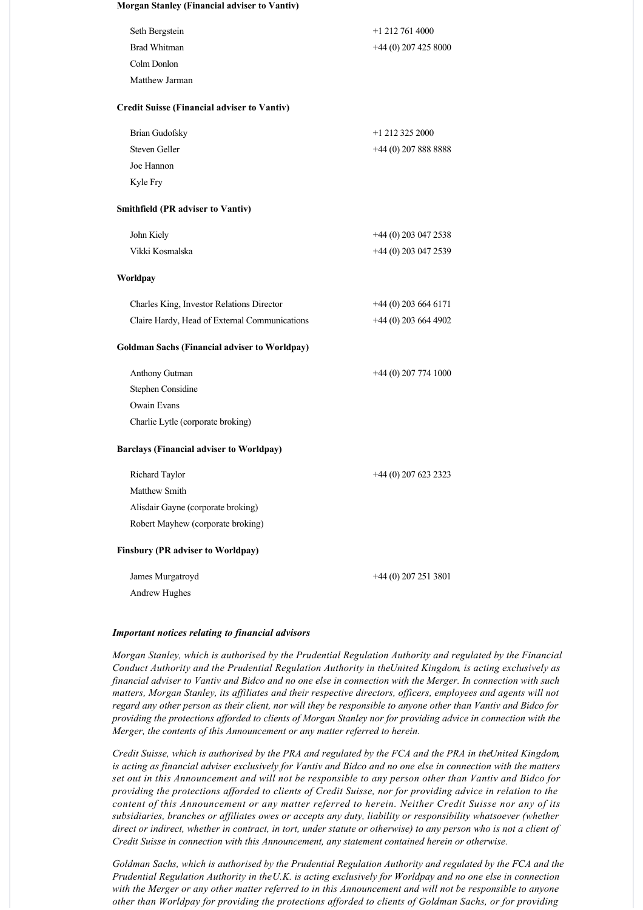**Morgan Stanley (Financial adviser to Vantiv)**

| | |
|---|---|
| Seth Bergstein | +1 212 761 4000 |
| Brad Whitman | +44 (0) 207 425 8000 |
| Colm Donlon | |
| Matthew Jarman | |

**Credit Suisse (Financial adviser to Vantiv)**

| | |
|---|---|
| Brian Gudofsky | +1 212 325 2000 |
| Steven Geller | +44 (0) 207 888 8888 |
| Joe Hannon | |
| Kyle Fry | |

**Smithfield (PR adviser to Vantiv)**

| | |
|---|---|
| John Kiely | +44 (0) 203 047 2538 |
| Vikki Kosmalska | +44 (0) 203 047 2539 |

**Worldpay**

| | |
|---|---|
| Charles King, Investor Relations Director | +44 (0) 203 664 6171 |
| Claire Hardy, Head of External Communications | +44 (0) 203 664 4902 |

**Goldman Sachs (Financial adviser to Worldpay)**

| | |
|---|---|
| Anthony Gutman | +44 (0) 207 774 1000 |
| Stephen Considine | |
| Owain Evans | |
| Charlie Lytle (corporate broking) | |

**Barclays (Financial adviser to Worldpay)**

| | |
|---|---|
| Richard Taylor | +44 (0) 207 623 2323 |
| Matthew Smith | |
| Alisdair Gayne (corporate broking) | |
| Robert Mayhew (corporate broking) | |

**Finsbury (PR adviser to Worldpay)**

| | |
|---|---|
| James Murgatroyd | +44 (0) 207 251 3801 |
| Andrew Hughes | |

***Important notices relating to financial advisors***

*Morgan Stanley, which is authorised by the Prudential Regulation Authority and regulated by the Financial Conduct Authority and the Prudential Regulation Authority in the United Kingdom, is acting exclusively as financial adviser to Vantiv and Bidco and no one else in connection with the Merger. In connection with such matters, Morgan Stanley, its affiliates and their respective directors, officers, employees and agents will not regard any other person as their client, nor will they be responsible to anyone other than Vantiv and Bidco for providing the protections afforded to clients of Morgan Stanley nor for providing advice in connection with the Merger, the contents of this Announcement or any matter referred to herein.*

*Credit Suisse, which is authorised by the PRA and regulated by the FCA and the PRA in the United Kingdom, is acting as financial adviser exclusively for Vantiv and Bidco and no one else in connection with the matters set out in this Announcement and will not be responsible to any person other than Vantiv and Bidco for providing the protections afforded to clients of Credit Suisse, nor for providing advice in relation to the content of this Announcement or any matter referred to herein. Neither Credit Suisse nor any of its subsidiaries, branches or affiliates owes or accepts any duty, liability or responsibility whatsoever (whether direct or indirect, whether in contract, in tort, under statute or otherwise) to any person who is not a client of Credit Suisse in connection with this Announcement, any statement contained herein or otherwise.*

*Goldman Sachs, which is authorised by the Prudential Regulation Authority and regulated by the FCA and the Prudential Regulation Authority in the U.K. is acting exclusively for Worldpay and no one else in connection with the Merger or any other matter referred to in this Announcement and will not be responsible to anyone other than Worldpay for providing the protections afforded to clients of Goldman Sachs, or for providing*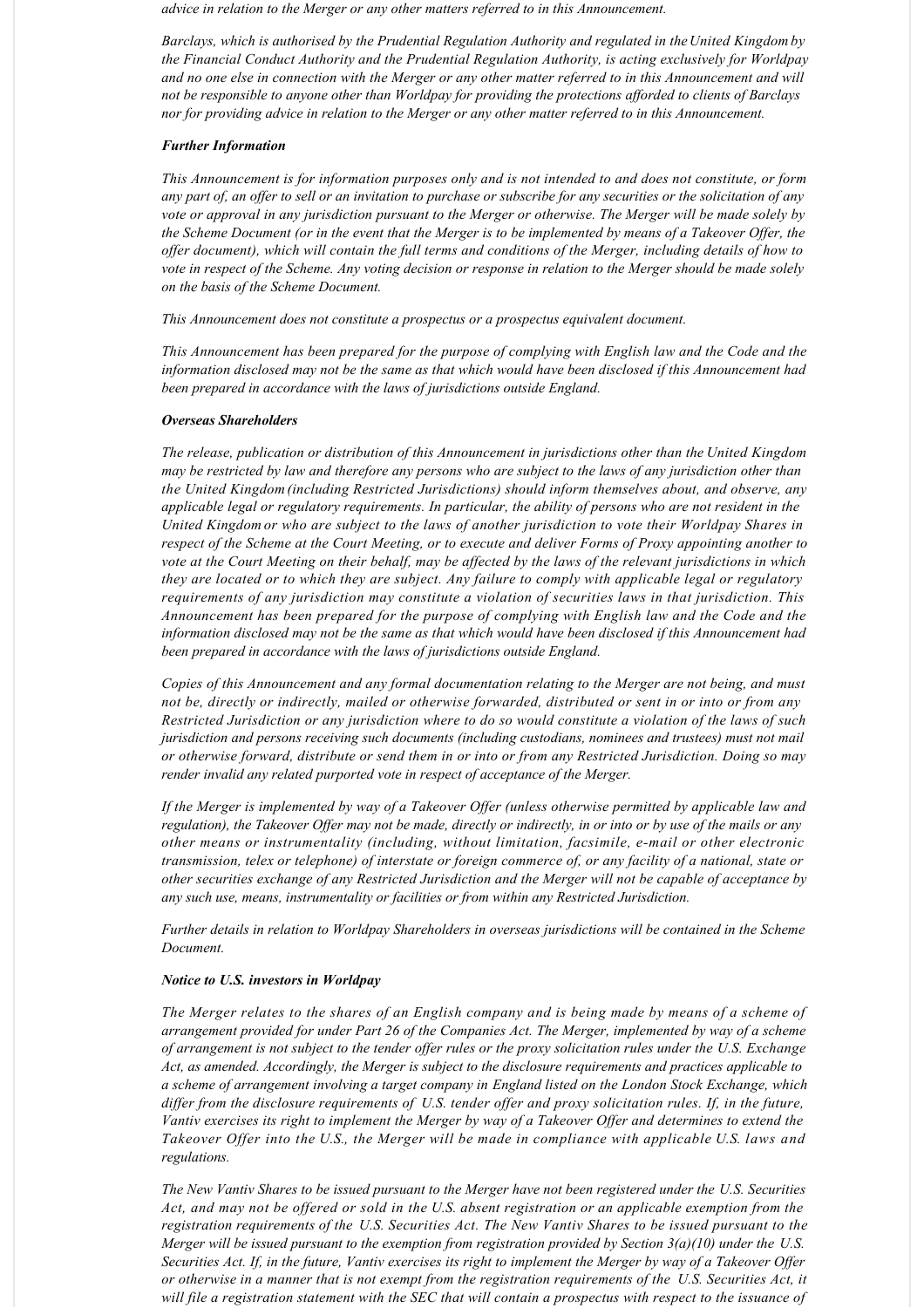*advice in relation to the Merger or any other matters referred to in this Announcement.*

*Barclays, which is authorised by the Prudential Regulation Authority and regulated in the United Kingdom by the Financial Conduct Authority and the Prudential Regulation Authority, is acting exclusively for Worldpay and no one else in connection with the Merger or any other matter referred to in this Announcement and will not be responsible to anyone other than Worldpay for providing the protections afforded to clients of Barclays nor for providing advice in relation to the Merger or any other matter referred to in this Announcement.*

***Further Information***

*This Announcement is for information purposes only and is not intended to and does not constitute, or form any part of, an offer to sell or an invitation to purchase or subscribe for any securities or the solicitation of any vote or approval in any jurisdiction pursuant to the Merger or otherwise. The Merger will be made solely by the Scheme Document (or in the event that the Merger is to be implemented by means of a Takeover Offer, the offer document), which will contain the full terms and conditions of the Merger, including details of how to vote in respect of the Scheme. Any voting decision or response in relation to the Merger should be made solely on the basis of the Scheme Document.*

*This Announcement does not constitute a prospectus or a prospectus equivalent document.*

*This Announcement has been prepared for the purpose of complying with English law and the Code and the information disclosed may not be the same as that which would have been disclosed if this Announcement had been prepared in accordance with the laws of jurisdictions outside England.*

***Overseas Shareholders***

*The release, publication or distribution of this Announcement in jurisdictions other than the United Kingdom may be restricted by law and therefore any persons who are subject to the laws of any jurisdiction other than the United Kingdom (including Restricted Jurisdictions) should inform themselves about, and observe, any applicable legal or regulatory requirements. In particular, the ability of persons who are not resident in the United Kingdom or who are subject to the laws of another jurisdiction to vote their Worldpay Shares in respect of the Scheme at the Court Meeting, or to execute and deliver Forms of Proxy appointing another to vote at the Court Meeting on their behalf, may be affected by the laws of the relevant jurisdictions in which they are located or to which they are subject. Any failure to comply with applicable legal or regulatory requirements of any jurisdiction may constitute a violation of securities laws in that jurisdiction. This Announcement has been prepared for the purpose of complying with English law and the Code and the information disclosed may not be the same as that which would have been disclosed if this Announcement had been prepared in accordance with the laws of jurisdictions outside England.*

*Copies of this Announcement and any formal documentation relating to the Merger are not being, and must not be, directly or indirectly, mailed or otherwise forwarded, distributed or sent in or into or from any Restricted Jurisdiction or any jurisdiction where to do so would constitute a violation of the laws of such jurisdiction and persons receiving such documents (including custodians, nominees and trustees) must not mail or otherwise forward, distribute or send them in or into or from any Restricted Jurisdiction. Doing so may render invalid any related purported vote in respect of acceptance of the Merger.*

*If the Merger is implemented by way of a Takeover Offer (unless otherwise permitted by applicable law and regulation), the Takeover Offer may not be made, directly or indirectly, in or into or by use of the mails or any other means or instrumentality (including, without limitation, facsimile, e-mail or other electronic transmission, telex or telephone) of interstate or foreign commerce of, or any facility of a national, state or other securities exchange of any Restricted Jurisdiction and the Merger will not be capable of acceptance by any such use, means, instrumentality or facilities or from within any Restricted Jurisdiction.*

*Further details in relation to Worldpay Shareholders in overseas jurisdictions will be contained in the Scheme Document.*

***Notice to U.S. investors in Worldpay***

*The Merger relates to the shares of an English company and is being made by means of a scheme of arrangement provided for under Part 26 of the Companies Act. The Merger, implemented by way of a scheme of arrangement is not subject to the tender offer rules or the proxy solicitation rules under the U.S. Exchange Act, as amended. Accordingly, the Merger is subject to the disclosure requirements and practices applicable to a scheme of arrangement involving a target company in England listed on the London Stock Exchange, which differ from the disclosure requirements of U.S. tender offer and proxy solicitation rules. If, in the future, Vantiv exercises its right to implement the Merger by way of a Takeover Offer and determines to extend the Takeover Offer into the U.S., the Merger will be made in compliance with applicable U.S. laws and regulations.*

*The New Vantiv Shares to be issued pursuant to the Merger have not been registered under the U.S. Securities Act, and may not be offered or sold in the U.S. absent registration or an applicable exemption from the registration requirements of the U.S. Securities Act. The New Vantiv Shares to be issued pursuant to the Merger will be issued pursuant to the exemption from registration provided by Section 3(a)(10) under the U.S. Securities Act. If, in the future, Vantiv exercises its right to implement the Merger by way of a Takeover Offer or otherwise in a manner that is not exempt from the registration requirements of the U.S. Securities Act, it will file a registration statement with the SEC that will contain a prospectus with respect to the issuance of*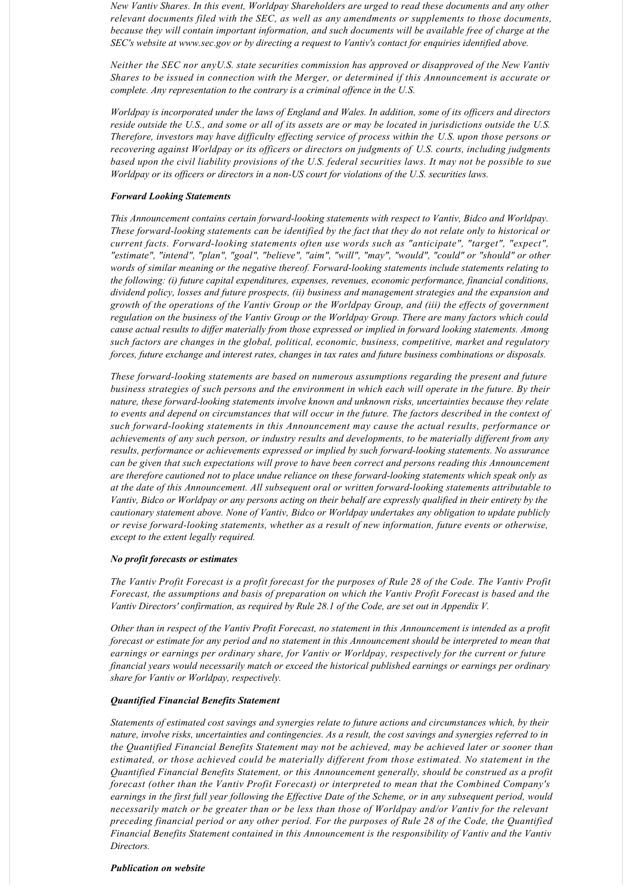*New Vantiv Shares. In this event, Worldpay Shareholders are urged to read these documents and any other relevant documents filed with the SEC, as well as any amendments or supplements to those documents, because they will contain important information, and such documents will be available free of charge at the SEC's website at www.sec.gov or by directing a request to Vantiv's contact for enquiries identified above.*

*Neither the SEC nor anyU.S. state securities commission has approved or disapproved of the New Vantiv Shares to be issued in connection with the Merger, or determined if this Announcement is accurate or complete. Any representation to the contrary is a criminal offence in the U.S.*

*Worldpay is incorporated under the laws of England and Wales. In addition, some of its officers and directors reside outside the U.S., and some or all of its assets are or may be located in jurisdictions outside the U.S. Therefore, investors may have difficulty effecting service of process within the U.S. upon those persons or recovering against Worldpay or its officers or directors on judgments of U.S. courts, including judgments based upon the civil liability provisions of the U.S. federal securities laws. It may not be possible to sue Worldpay or its officers or directors in a non-US court for violations of the U.S. securities laws.*

***Forward Looking Statements***

*This Announcement contains certain forward-looking statements with respect to Vantiv, Bidco and Worldpay. These forward-looking statements can be identified by the fact that they do not relate only to historical or current facts. Forward-looking statements often use words such as "anticipate", "target", "expect", "estimate", "intend", "plan", "goal", "believe", "aim", "will", "may", "would", "could" or "should" or other words of similar meaning or the negative thereof. Forward-looking statements include statements relating to the following: (i) future capital expenditures, expenses, revenues, economic performance, financial conditions, dividend policy, losses and future prospects, (ii) business and management strategies and the expansion and growth of the operations of the Vantiv Group or the Worldpay Group, and (iii) the effects of government regulation on the business of the Vantiv Group or the Worldpay Group. There are many factors which could cause actual results to differ materially from those expressed or implied in forward looking statements. Among such factors are changes in the global, political, economic, business, competitive, market and regulatory forces, future exchange and interest rates, changes in tax rates and future business combinations or disposals.*

*These forward-looking statements are based on numerous assumptions regarding the present and future business strategies of such persons and the environment in which each will operate in the future. By their nature, these forward-looking statements involve known and unknown risks, uncertainties because they relate to events and depend on circumstances that will occur in the future. The factors described in the context of such forward-looking statements in this Announcement may cause the actual results, performance or achievements of any such person, or industry results and developments, to be materially different from any results, performance or achievements expressed or implied by such forward-looking statements. No assurance can be given that such expectations will prove to have been correct and persons reading this Announcement are therefore cautioned not to place undue reliance on these forward-looking statements which speak only as at the date of this Announcement. All subsequent oral or written forward-looking statements attributable to Vantiv, Bidco or Worldpay or any persons acting on their behalf are expressly qualified in their entirety by the cautionary statement above. None of Vantiv, Bidco or Worldpay undertakes any obligation to update publicly or revise forward-looking statements, whether as a result of new information, future events or otherwise, except to the extent legally required.*

***No profit forecasts or estimates***

*The Vantiv Profit Forecast is a profit forecast for the purposes of Rule 28 of the Code. The Vantiv Profit Forecast, the assumptions and basis of preparation on which the Vantiv Profit Forecast is based and the Vantiv Directors' confirmation, as required by Rule 28.1 of the Code, are set out in Appendix V.*

*Other than in respect of the Vantiv Profit Forecast, no statement in this Announcement is intended as a profit forecast or estimate for any period and no statement in this Announcement should be interpreted to mean that earnings or earnings per ordinary share, for Vantiv or Worldpay, respectively for the current or future financial years would necessarily match or exceed the historical published earnings or earnings per ordinary share for Vantiv or Worldpay, respectively.*

***Quantified Financial Benefits Statement***

*Statements of estimated cost savings and synergies relate to future actions and circumstances which, by their nature, involve risks, uncertainties and contingencies. As a result, the cost savings and synergies referred to in the Quantified Financial Benefits Statement may not be achieved, may be achieved later or sooner than estimated, or those achieved could be materially different from those estimated. No statement in the Quantified Financial Benefits Statement, or this Announcement generally, should be construed as a profit forecast (other than the Vantiv Profit Forecast) or interpreted to mean that the Combined Company's earnings in the first full year following the Effective Date of the Scheme, or in any subsequent period, would necessarily match or be greater than or be less than those of Worldpay and/or Vantiv for the relevant preceding financial period or any other period. For the purposes of Rule 28 of the Code, the Quantified Financial Benefits Statement contained in this Announcement is the responsibility of Vantiv and the Vantiv Directors.*

***Publication on website***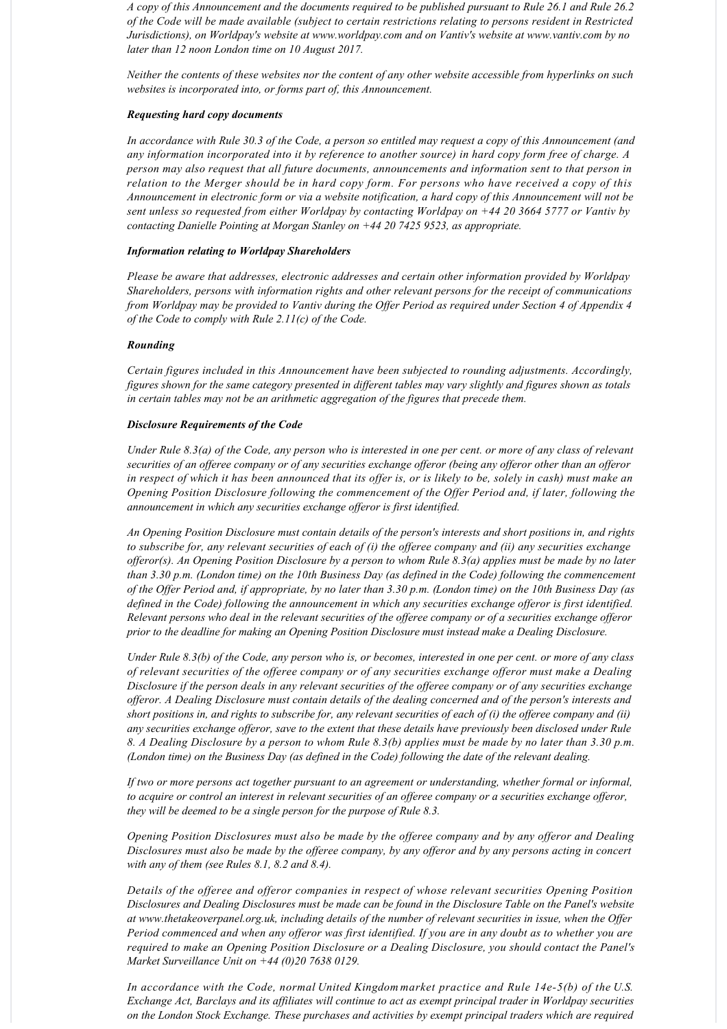*A copy of this Announcement and the documents required to be published pursuant to Rule 26.1 and Rule 26.2 of the Code will be made available (subject to certain restrictions relating to persons resident in Restricted Jurisdictions), on Worldpay's website at www.worldpay.com and on Vantiv's website at www.vantiv.com by no later than 12 noon London time on 10 August 2017.*

*Neither the contents of these websites nor the content of any other website accessible from hyperlinks on such websites is incorporated into, or forms part of, this Announcement.*

***Requesting hard copy documents***

*In accordance with Rule 30.3 of the Code, a person so entitled may request a copy of this Announcement (and any information incorporated into it by reference to another source) in hard copy form free of charge. A person may also request that all future documents, announcements and information sent to that person in relation to the Merger should be in hard copy form. For persons who have received a copy of this Announcement in electronic form or via a website notification, a hard copy of this Announcement will not be sent unless so requested from either Worldpay by contacting Worldpay on +44 20 3664 5777 or Vantiv by contacting Danielle Pointing at Morgan Stanley on +44 20 7425 9523, as appropriate.*

***Information relating to Worldpay Shareholders***

*Please be aware that addresses, electronic addresses and certain other information provided by Worldpay Shareholders, persons with information rights and other relevant persons for the receipt of communications from Worldpay may be provided to Vantiv during the Offer Period as required under Section 4 of Appendix 4 of the Code to comply with Rule 2.11(c) of the Code.*

***Rounding***

*Certain figures included in this Announcement have been subjected to rounding adjustments. Accordingly, figures shown for the same category presented in different tables may vary slightly and figures shown as totals in certain tables may not be an arithmetic aggregation of the figures that precede them.*

***Disclosure Requirements of the Code***

*Under Rule 8.3(a) of the Code, any person who is interested in one per cent. or more of any class of relevant securities of an offeree company or of any securities exchange offeror (being any offeror other than an offeror in respect of which it has been announced that its offer is, or is likely to be, solely in cash) must make an Opening Position Disclosure following the commencement of the Offer Period and, if later, following the announcement in which any securities exchange offeror is first identified.*

*An Opening Position Disclosure must contain details of the person's interests and short positions in, and rights to subscribe for, any relevant securities of each of (i) the offeree company and (ii) any securities exchange offeror(s). An Opening Position Disclosure by a person to whom Rule 8.3(a) applies must be made by no later than 3.30 p.m. (London time) on the 10th Business Day (as defined in the Code) following the commencement of the Offer Period and, if appropriate, by no later than 3.30 p.m. (London time) on the 10th Business Day (as defined in the Code) following the announcement in which any securities exchange offeror is first identified. Relevant persons who deal in the relevant securities of the offeree company or of a securities exchange offeror prior to the deadline for making an Opening Position Disclosure must instead make a Dealing Disclosure.*

*Under Rule 8.3(b) of the Code, any person who is, or becomes, interested in one per cent. or more of any class of relevant securities of the offeree company or of any securities exchange offeror must make a Dealing Disclosure if the person deals in any relevant securities of the offeree company or of any securities exchange offeror. A Dealing Disclosure must contain details of the dealing concerned and of the person's interests and short positions in, and rights to subscribe for, any relevant securities of each of (i) the offeree company and (ii) any securities exchange offeror, save to the extent that these details have previously been disclosed under Rule 8. A Dealing Disclosure by a person to whom Rule 8.3(b) applies must be made by no later than 3.30 p.m. (London time) on the Business Day (as defined in the Code) following the date of the relevant dealing.*

*If two or more persons act together pursuant to an agreement or understanding, whether formal or informal, to acquire or control an interest in relevant securities of an offeree company or a securities exchange offeror, they will be deemed to be a single person for the purpose of Rule 8.3.*

*Opening Position Disclosures must also be made by the offeree company and by any offeror and Dealing Disclosures must also be made by the offeree company, by any offeror and by any persons acting in concert with any of them (see Rules 8.1, 8.2 and 8.4).*

*Details of the offeree and offeror companies in respect of whose relevant securities Opening Position Disclosures and Dealing Disclosures must be made can be found in the Disclosure Table on the Panel's website at www.thetakeoverpanel.org.uk, including details of the number of relevant securities in issue, when the Offer Period commenced and when any offeror was first identified. If you are in any doubt as to whether you are required to make an Opening Position Disclosure or a Dealing Disclosure, you should contact the Panel's Market Surveillance Unit on +44 (0)20 7638 0129.*

*In accordance with the Code, normal United Kingdom market practice and Rule 14e-5(b) of the U.S. Exchange Act, Barclays and its affiliates will continue to act as exempt principal trader in Worldpay securities on the London Stock Exchange. These purchases and activities by exempt principal traders which are required*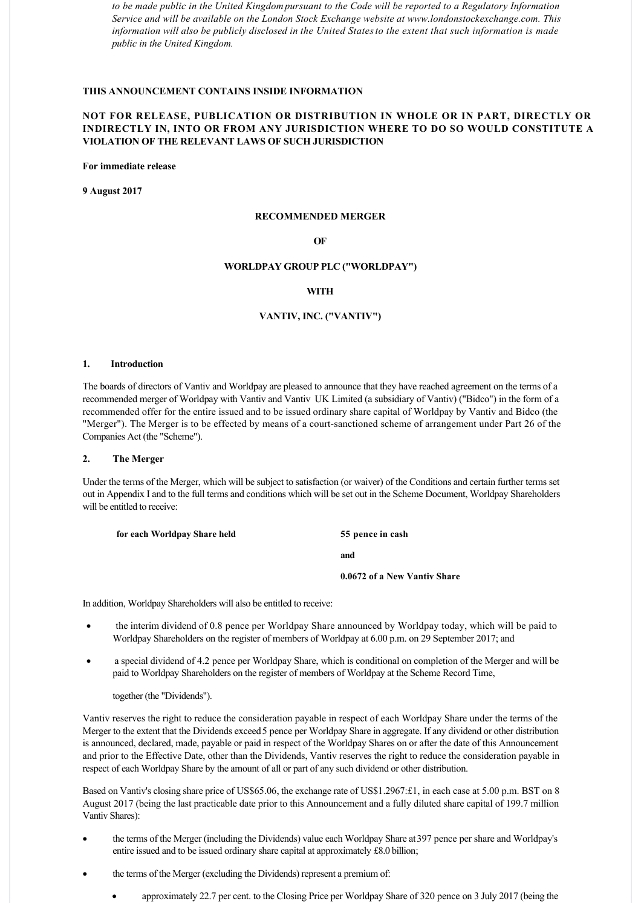*to be made public in the United Kingdom pursuant to the Code will be reported to a Regulatory Information Service and will be available on the London Stock Exchange website at www.londonstockexchange.com. This information will also be publicly disclosed in the United States to the extent that such information is made public in the United Kingdom.*

**THIS ANNOUNCEMENT CONTAINS INSIDE INFORMATION**

**NOT FOR RELEASE, PUBLICATION OR DISTRIBUTION IN WHOLE OR IN PART, DIRECTLY OR INDIRECTLY IN, INTO OR FROM ANY JURISDICTION WHERE TO DO SO WOULD CONSTITUTE A VIOLATION OF THE RELEVANT LAWS OF SUCH JURISDICTION**

**For immediate release**

**9 August 2017**

**RECOMMENDED MERGER**

**OF**

**WORLDPAY GROUP PLC ("WORLDPAY")**

**WITH**

**VANTIV, INC. ("VANTIV")**

## 1. Introduction

The boards of directors of Vantiv and Worldpay are pleased to announce that they have reached agreement on the terms of a recommended merger of Worldpay with Vantiv and Vantiv UK Limited (a subsidiary of Vantiv) ("Bidco") in the form of a recommended offer for the entire issued and to be issued ordinary share capital of Worldpay by Vantiv and Bidco (the "Merger"). The Merger is to be effected by means of a court-sanctioned scheme of arrangement under Part 26 of the Companies Act (the "Scheme").

## 2. The Merger

Under the terms of the Merger, which will be subject to satisfaction (or waiver) of the Conditions and certain further terms set out in Appendix I and to the full terms and conditions which will be set out in the Scheme Document, Worldpay Shareholders will be entitled to receive:

**for each Worldpay Share held** — **55 pence in cash**

**and**

**0.0672 of a New Vantiv Share**

In addition, Worldpay Shareholders will also be entitled to receive:

- the interim dividend of 0.8 pence per Worldpay Share announced by Worldpay today, which will be paid to Worldpay Shareholders on the register of members of Worldpay at 6.00 p.m. on 29 September 2017; and
- a special dividend of 4.2 pence per Worldpay Share, which is conditional on completion of the Merger and will be paid to Worldpay Shareholders on the register of members of Worldpay at the Scheme Record Time,

together (the "Dividends").

Vantiv reserves the right to reduce the consideration payable in respect of each Worldpay Share under the terms of the Merger to the extent that the Dividends exceed 5 pence per Worldpay Share in aggregate. If any dividend or other distribution is announced, declared, made, payable or paid in respect of the Worldpay Shares on or after the date of this Announcement and prior to the Effective Date, other than the Dividends, Vantiv reserves the right to reduce the consideration payable in respect of each Worldpay Share by the amount of all or part of any such dividend or other distribution.

Based on Vantiv's closing share price of US$65.06, the exchange rate of US$1.2967:£1, in each case at 5.00 p.m. BST on 8 August 2017 (being the last practicable date prior to this Announcement and a fully diluted share capital of 199.7 million Vantiv Shares):

- the terms of the Merger (including the Dividends) value each Worldpay Share at 397 pence per share and Worldpay's entire issued and to be issued ordinary share capital at approximately £8.0 billion;
- the terms of the Merger (excluding the Dividends) represent a premium of:
  - approximately 22.7 per cent. to the Closing Price per Worldpay Share of 320 pence on 3 July 2017 (being the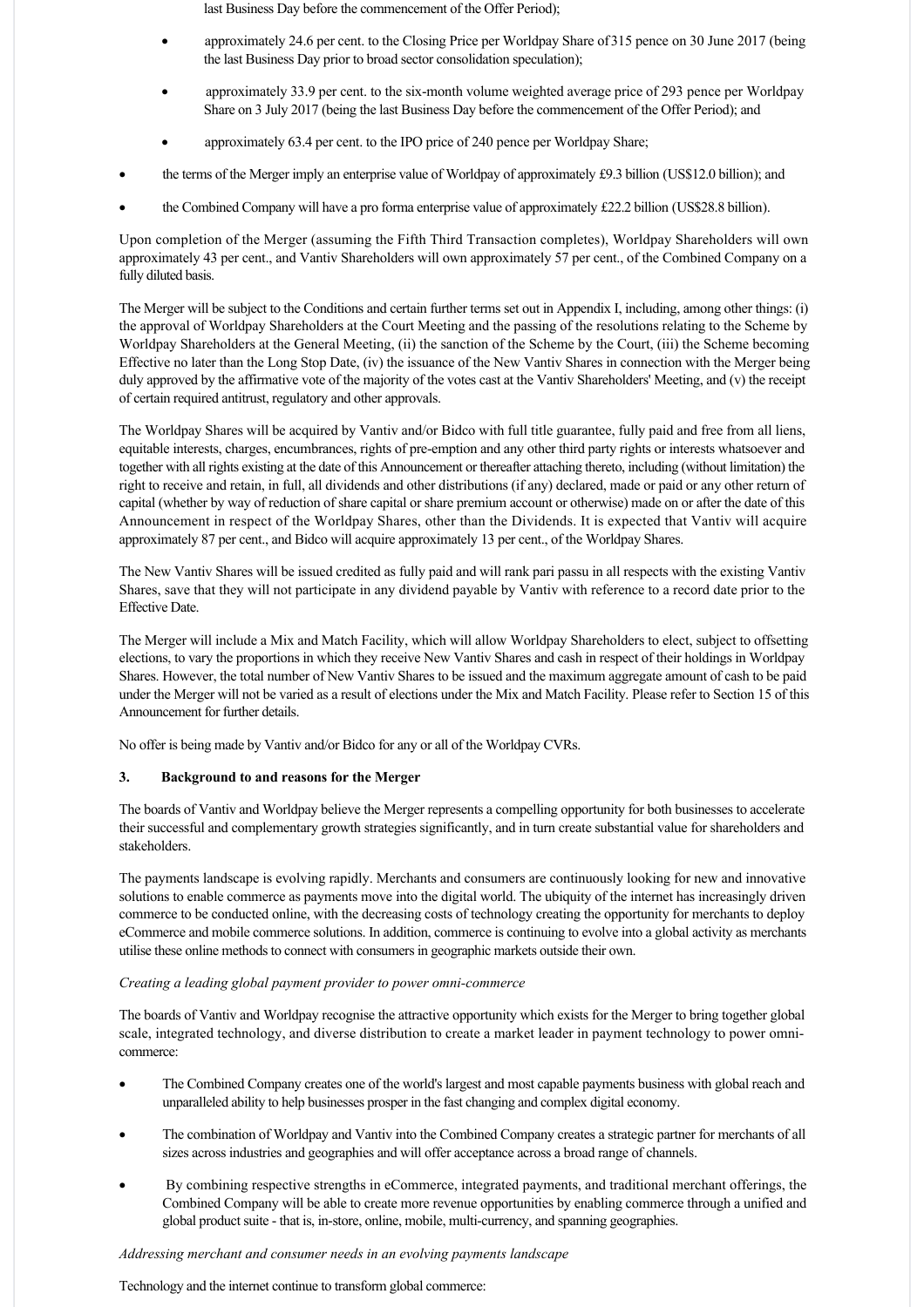last Business Day before the commencement of the Offer Period);

- approximately 24.6 per cent. to the Closing Price per Worldpay Share of 315 pence on 30 June 2017 (being the last Business Day prior to broad sector consolidation speculation);
- approximately 33.9 per cent. to the six-month volume weighted average price of 293 pence per Worldpay Share on 3 July 2017 (being the last Business Day before the commencement of the Offer Period); and
- approximately 63.4 per cent. to the IPO price of 240 pence per Worldpay Share;

- the terms of the Merger imply an enterprise value of Worldpay of approximately £9.3 billion (US$12.0 billion); and
- the Combined Company will have a pro forma enterprise value of approximately £22.2 billion (US$28.8 billion).

Upon completion of the Merger (assuming the Fifth Third Transaction completes), Worldpay Shareholders will own approximately 43 per cent., and Vantiv Shareholders will own approximately 57 per cent., of the Combined Company on a fully diluted basis.

The Merger will be subject to the Conditions and certain further terms set out in Appendix I, including, among other things: (i) the approval of Worldpay Shareholders at the Court Meeting and the passing of the resolutions relating to the Scheme by Worldpay Shareholders at the General Meeting, (ii) the sanction of the Scheme by the Court, (iii) the Scheme becoming Effective no later than the Long Stop Date, (iv) the issuance of the New Vantiv Shares in connection with the Merger being duly approved by the affirmative vote of the majority of the votes cast at the Vantiv Shareholders' Meeting, and (v) the receipt of certain required antitrust, regulatory and other approvals.

The Worldpay Shares will be acquired by Vantiv and/or Bidco with full title guarantee, fully paid and free from all liens, equitable interests, charges, encumbrances, rights of pre-emption and any other third party rights or interests whatsoever and together with all rights existing at the date of this Announcement or thereafter attaching thereto, including (without limitation) the right to receive and retain, in full, all dividends and other distributions (if any) declared, made or paid or any other return of capital (whether by way of reduction of share capital or share premium account or otherwise) made on or after the date of this Announcement in respect of the Worldpay Shares, other than the Dividends. It is expected that Vantiv will acquire approximately 87 per cent., and Bidco will acquire approximately 13 per cent., of the Worldpay Shares.

The New Vantiv Shares will be issued credited as fully paid and will rank pari passu in all respects with the existing Vantiv Shares, save that they will not participate in any dividend payable by Vantiv with reference to a record date prior to the Effective Date.

The Merger will include a Mix and Match Facility, which will allow Worldpay Shareholders to elect, subject to offsetting elections, to vary the proportions in which they receive New Vantiv Shares and cash in respect of their holdings in Worldpay Shares. However, the total number of New Vantiv Shares to be issued and the maximum aggregate amount of cash to be paid under the Merger will not be varied as a result of elections under the Mix and Match Facility. Please refer to Section 15 of this Announcement for further details.

No offer is being made by Vantiv and/or Bidco for any or all of the Worldpay CVRs.

## 3. Background to and reasons for the Merger

The boards of Vantiv and Worldpay believe the Merger represents a compelling opportunity for both businesses to accelerate their successful and complementary growth strategies significantly, and in turn create substantial value for shareholders and stakeholders.

The payments landscape is evolving rapidly. Merchants and consumers are continuously looking for new and innovative solutions to enable commerce as payments move into the digital world. The ubiquity of the internet has increasingly driven commerce to be conducted online, with the decreasing costs of technology creating the opportunity for merchants to deploy eCommerce and mobile commerce solutions. In addition, commerce is continuing to evolve into a global activity as merchants utilise these online methods to connect with consumers in geographic markets outside their own.

*Creating a leading global payment provider to power omni-commerce*

The boards of Vantiv and Worldpay recognise the attractive opportunity which exists for the Merger to bring together global scale, integrated technology, and diverse distribution to create a market leader in payment technology to power omni-commerce:

- The Combined Company creates one of the world's largest and most capable payments business with global reach and unparalleled ability to help businesses prosper in the fast changing and complex digital economy.
- The combination of Worldpay and Vantiv into the Combined Company creates a strategic partner for merchants of all sizes across industries and geographies and will offer acceptance across a broad range of channels.
- By combining respective strengths in eCommerce, integrated payments, and traditional merchant offerings, the Combined Company will be able to create more revenue opportunities by enabling commerce through a unified and global product suite - that is, in-store, online, mobile, multi-currency, and spanning geographies.

*Addressing merchant and consumer needs in an evolving payments landscape*

Technology and the internet continue to transform global commerce: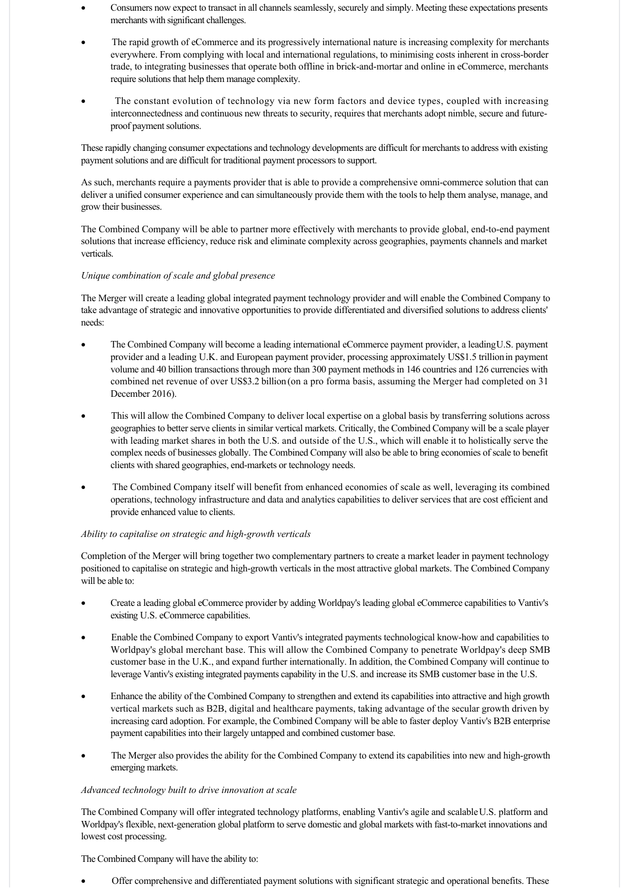- Consumers now expect to transact in all channels seamlessly, securely and simply. Meeting these expectations presents merchants with significant challenges.
- The rapid growth of eCommerce and its progressively international nature is increasing complexity for merchants everywhere. From complying with local and international regulations, to minimising costs inherent in cross-border trade, to integrating businesses that operate both offline in brick-and-mortar and online in eCommerce, merchants require solutions that help them manage complexity.
- The constant evolution of technology via new form factors and device types, coupled with increasing interconnectedness and continuous new threats to security, requires that merchants adopt nimble, secure and future-proof payment solutions.

These rapidly changing consumer expectations and technology developments are difficult for merchants to address with existing payment solutions and are difficult for traditional payment processors to support.

As such, merchants require a payments provider that is able to provide a comprehensive omni-commerce solution that can deliver a unified consumer experience and can simultaneously provide them with the tools to help them analyse, manage, and grow their businesses.

The Combined Company will be able to partner more effectively with merchants to provide global, end-to-end payment solutions that increase efficiency, reduce risk and eliminate complexity across geographies, payments channels and market verticals.

*Unique combination of scale and global presence*

The Merger will create a leading global integrated payment technology provider and will enable the Combined Company to take advantage of strategic and innovative opportunities to provide differentiated and diversified solutions to address clients' needs:

- The Combined Company will become a leading international eCommerce payment provider, a leading U.S. payment provider and a leading U.K. and European payment provider, processing approximately US$1.5 trillion in payment volume and 40 billion transactions through more than 300 payment methods in 146 countries and 126 currencies with combined net revenue of over US$3.2 billion (on a pro forma basis, assuming the Merger had completed on 31 December 2016).
- This will allow the Combined Company to deliver local expertise on a global basis by transferring solutions across geographies to better serve clients in similar vertical markets. Critically, the Combined Company will be a scale player with leading market shares in both the U.S. and outside of the U.S., which will enable it to holistically serve the complex needs of businesses globally. The Combined Company will also be able to bring economies of scale to benefit clients with shared geographies, end-markets or technology needs.
- The Combined Company itself will benefit from enhanced economies of scale as well, leveraging its combined operations, technology infrastructure and data and analytics capabilities to deliver services that are cost efficient and provide enhanced value to clients.

*Ability to capitalise on strategic and high-growth verticals*

Completion of the Merger will bring together two complementary partners to create a market leader in payment technology positioned to capitalise on strategic and high-growth verticals in the most attractive global markets. The Combined Company will be able to:

- Create a leading global eCommerce provider by adding Worldpay's leading global eCommerce capabilities to Vantiv's existing U.S. eCommerce capabilities.
- Enable the Combined Company to export Vantiv's integrated payments technological know-how and capabilities to Worldpay's global merchant base. This will allow the Combined Company to penetrate Worldpay's deep SMB customer base in the U.K., and expand further internationally. In addition, the Combined Company will continue to leverage Vantiv's existing integrated payments capability in the U.S. and increase its SMB customer base in the U.S.
- Enhance the ability of the Combined Company to strengthen and extend its capabilities into attractive and high growth vertical markets such as B2B, digital and healthcare payments, taking advantage of the secular growth driven by increasing card adoption. For example, the Combined Company will be able to faster deploy Vantiv's B2B enterprise payment capabilities into their largely untapped and combined customer base.
- The Merger also provides the ability for the Combined Company to extend its capabilities into new and high-growth emerging markets.

*Advanced technology built to drive innovation at scale*

The Combined Company will offer integrated technology platforms, enabling Vantiv's agile and scalable U.S. platform and Worldpay's flexible, next-generation global platform to serve domestic and global markets with fast-to-market innovations and lowest cost processing.

The Combined Company will have the ability to:

- Offer comprehensive and differentiated payment solutions with significant strategic and operational benefits. These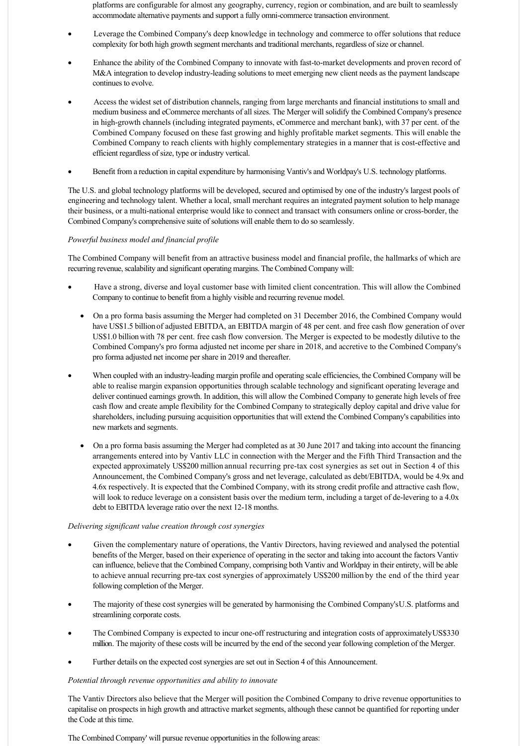platforms are configurable for almost any geography, currency, region or combination, and are built to seamlessly accommodate alternative payments and support a fully omni-commerce transaction environment.

- Leverage the Combined Company's deep knowledge in technology and commerce to offer solutions that reduce complexity for both high growth segment merchants and traditional merchants, regardless of size or channel.
- Enhance the ability of the Combined Company to innovate with fast-to-market developments and proven record of M&A integration to develop industry-leading solutions to meet emerging new client needs as the payment landscape continues to evolve.
- Access the widest set of distribution channels, ranging from large merchants and financial institutions to small and medium business and eCommerce merchants of all sizes. The Merger will solidify the Combined Company's presence in high-growth channels (including integrated payments, eCommerce and merchant bank), with 37 per cent. of the Combined Company focused on these fast growing and highly profitable market segments. This will enable the Combined Company to reach clients with highly complementary strategies in a manner that is cost-effective and efficient regardless of size, type or industry vertical.
- Benefit from a reduction in capital expenditure by harmonising Vantiv's and Worldpay's U.S. technology platforms.

The U.S. and global technology platforms will be developed, secured and optimised by one of the industry's largest pools of engineering and technology talent. Whether a local, small merchant requires an integrated payment solution to help manage their business, or a multi-national enterprise would like to connect and transact with consumers online or cross-border, the Combined Company's comprehensive suite of solutions will enable them to do so seamlessly.

*Powerful business model and financial profile*

The Combined Company will benefit from an attractive business model and financial profile, the hallmarks of which are recurring revenue, scalability and significant operating margins. The Combined Company will:

- Have a strong, diverse and loyal customer base with limited client concentration. This will allow the Combined Company to continue to benefit from a highly visible and recurring revenue model.
  - On a pro forma basis assuming the Merger had completed on 31 December 2016, the Combined Company would have US$1.5 billion of adjusted EBITDA, an EBITDA margin of 48 per cent. and free cash flow generation of over US$1.0 billion with 78 per cent. free cash flow conversion. The Merger is expected to be modestly dilutive to the Combined Company's pro forma adjusted net income per share in 2018, and accretive to the Combined Company's pro forma adjusted net income per share in 2019 and thereafter.
- When coupled with an industry-leading margin profile and operating scale efficiencies, the Combined Company will be able to realise margin expansion opportunities through scalable technology and significant operating leverage and deliver continued earnings growth. In addition, this will allow the Combined Company to generate high levels of free cash flow and create ample flexibility for the Combined Company to strategically deploy capital and drive value for shareholders, including pursuing acquisition opportunities that will extend the Combined Company's capabilities into new markets and segments.
  - On a pro forma basis assuming the Merger had completed as at 30 June 2017 and taking into account the financing arrangements entered into by Vantiv LLC in connection with the Merger and the Fifth Third Transaction and the expected approximately US$200 million annual recurring pre-tax cost synergies as set out in Section 4 of this Announcement, the Combined Company's gross and net leverage, calculated as debt/EBITDA, would be 4.9x and 4.6x respectively. It is expected that the Combined Company, with its strong credit profile and attractive cash flow, will look to reduce leverage on a consistent basis over the medium term, including a target of de-levering to a 4.0x debt to EBITDA leverage ratio over the next 12-18 months.

*Delivering significant value creation through cost synergies*

- Given the complementary nature of operations, the Vantiv Directors, having reviewed and analysed the potential benefits of the Merger, based on their experience of operating in the sector and taking into account the factors Vantiv can influence, believe that the Combined Company, comprising both Vantiv and Worldpay in their entirety, will be able to achieve annual recurring pre-tax cost synergies of approximately US$200 million by the end of the third year following completion of the Merger.
- The majority of these cost synergies will be generated by harmonising the Combined Company'sU.S. platforms and streamlining corporate costs.
- The Combined Company is expected to incur one-off restructuring and integration costs of approximatelyUS$330 million. The majority of these costs will be incurred by the end of the second year following completion of the Merger.
- Further details on the expected cost synergies are set out in Section 4 of this Announcement.

*Potential through revenue opportunities and ability to innovate*

The Vantiv Directors also believe that the Merger will position the Combined Company to drive revenue opportunities to capitalise on prospects in high growth and attractive market segments, although these cannot be quantified for reporting under the Code at this time.

The Combined Company' will pursue revenue opportunities in the following areas: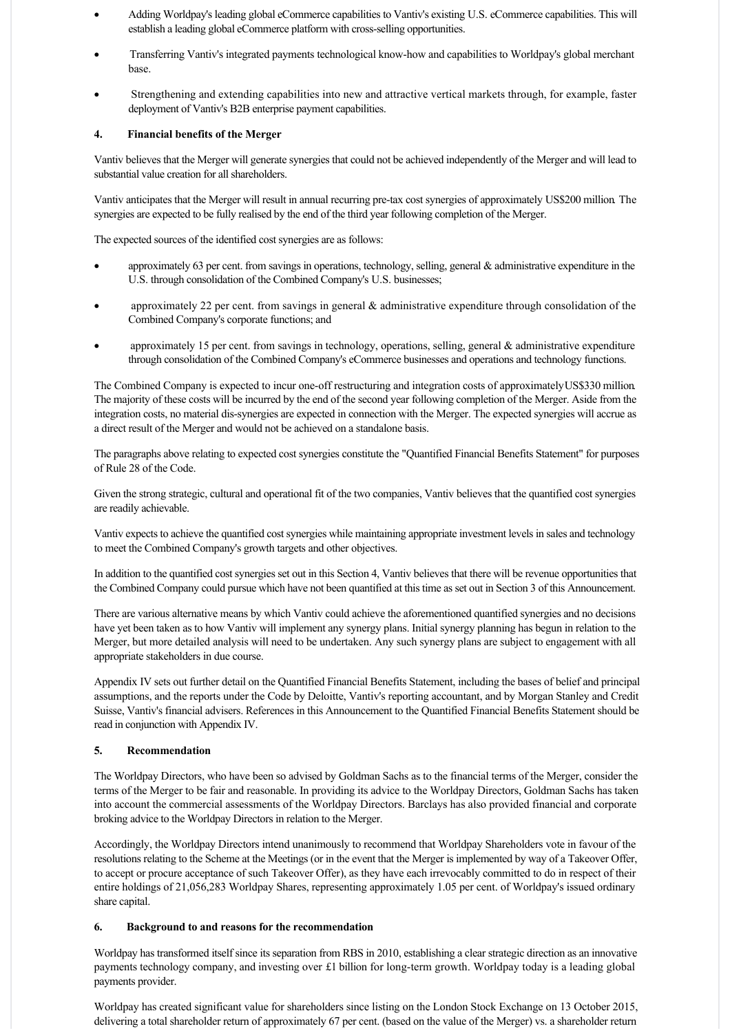- Adding Worldpay's leading global eCommerce capabilities to Vantiv's existing U.S. eCommerce capabilities. This will establish a leading global eCommerce platform with cross-selling opportunities.
- Transferring Vantiv's integrated payments technological know-how and capabilities to Worldpay's global merchant base.
- Strengthening and extending capabilities into new and attractive vertical markets through, for example, faster deployment of Vantiv's B2B enterprise payment capabilities.

## 4. Financial benefits of the Merger

Vantiv believes that the Merger will generate synergies that could not be achieved independently of the Merger and will lead to substantial value creation for all shareholders.

Vantiv anticipates that the Merger will result in annual recurring pre-tax cost synergies of approximately US$200 million. The synergies are expected to be fully realised by the end of the third year following completion of the Merger.

The expected sources of the identified cost synergies are as follows:

- approximately 63 per cent. from savings in operations, technology, selling, general & administrative expenditure in the U.S. through consolidation of the Combined Company's U.S. businesses;
- approximately 22 per cent. from savings in general & administrative expenditure through consolidation of the Combined Company's corporate functions; and
- approximately 15 per cent. from savings in technology, operations, selling, general & administrative expenditure through consolidation of the Combined Company's eCommerce businesses and operations and technology functions.

The Combined Company is expected to incur one-off restructuring and integration costs of approximately US$330 million. The majority of these costs will be incurred by the end of the second year following completion of the Merger. Aside from the integration costs, no material dis-synergies are expected in connection with the Merger. The expected synergies will accrue as a direct result of the Merger and would not be achieved on a standalone basis.

The paragraphs above relating to expected cost synergies constitute the "Quantified Financial Benefits Statement" for purposes of Rule 28 of the Code.

Given the strong strategic, cultural and operational fit of the two companies, Vantiv believes that the quantified cost synergies are readily achievable.

Vantiv expects to achieve the quantified cost synergies while maintaining appropriate investment levels in sales and technology to meet the Combined Company's growth targets and other objectives.

In addition to the quantified cost synergies set out in this Section 4, Vantiv believes that there will be revenue opportunities that the Combined Company could pursue which have not been quantified at this time as set out in Section 3 of this Announcement.

There are various alternative means by which Vantiv could achieve the aforementioned quantified synergies and no decisions have yet been taken as to how Vantiv will implement any synergy plans. Initial synergy planning has begun in relation to the Merger, but more detailed analysis will need to be undertaken. Any such synergy plans are subject to engagement with all appropriate stakeholders in due course.

Appendix IV sets out further detail on the Quantified Financial Benefits Statement, including the bases of belief and principal assumptions, and the reports under the Code by Deloitte, Vantiv's reporting accountant, and by Morgan Stanley and Credit Suisse, Vantiv's financial advisers. References in this Announcement to the Quantified Financial Benefits Statement should be read in conjunction with Appendix IV.

## 5. Recommendation

The Worldpay Directors, who have been so advised by Goldman Sachs as to the financial terms of the Merger, consider the terms of the Merger to be fair and reasonable. In providing its advice to the Worldpay Directors, Goldman Sachs has taken into account the commercial assessments of the Worldpay Directors. Barclays has also provided financial and corporate broking advice to the Worldpay Directors in relation to the Merger.

Accordingly, the Worldpay Directors intend unanimously to recommend that Worldpay Shareholders vote in favour of the resolutions relating to the Scheme at the Meetings (or in the event that the Merger is implemented by way of a Takeover Offer, to accept or procure acceptance of such Takeover Offer), as they have each irrevocably committed to do in respect of their entire holdings of 21,056,283 Worldpay Shares, representing approximately 1.05 per cent. of Worldpay's issued ordinary share capital.

## 6. Background to and reasons for the recommendation

Worldpay has transformed itself since its separation from RBS in 2010, establishing a clear strategic direction as an innovative payments technology company, and investing over £1 billion for long-term growth. Worldpay today is a leading global payments provider.

Worldpay has created significant value for shareholders since listing on the London Stock Exchange on 13 October 2015, delivering a total shareholder return of approximately 67 per cent. (based on the value of the Merger) vs. a shareholder return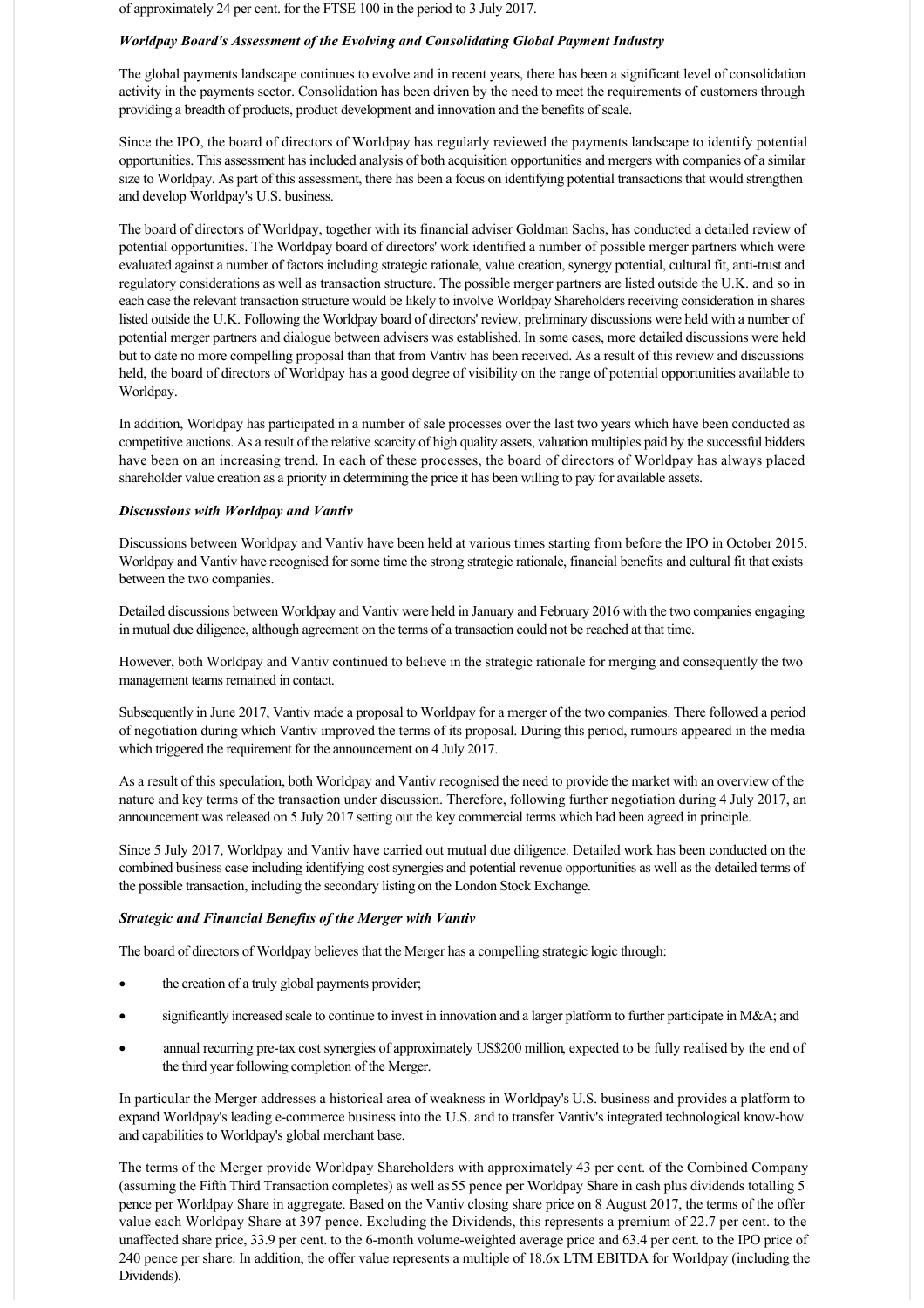of approximately 24 per cent. for the FTSE 100 in the period to 3 July 2017.

***Worldpay Board's Assessment of the Evolving and Consolidating Global Payment Industry***

The global payments landscape continues to evolve and in recent years, there has been a significant level of consolidation activity in the payments sector. Consolidation has been driven by the need to meet the requirements of customers through providing a breadth of products, product development and innovation and the benefits of scale.

Since the IPO, the board of directors of Worldpay has regularly reviewed the payments landscape to identify potential opportunities. This assessment has included analysis of both acquisition opportunities and mergers with companies of a similar size to Worldpay. As part of this assessment, there has been a focus on identifying potential transactions that would strengthen and develop Worldpay's U.S. business.

The board of directors of Worldpay, together with its financial adviser Goldman Sachs, has conducted a detailed review of potential opportunities. The Worldpay board of directors' work identified a number of possible merger partners which were evaluated against a number of factors including strategic rationale, value creation, synergy potential, cultural fit, anti-trust and regulatory considerations as well as transaction structure. The possible merger partners are listed outside the U.K. and so in each case the relevant transaction structure would be likely to involve Worldpay Shareholders receiving consideration in shares listed outside the U.K. Following the Worldpay board of directors' review, preliminary discussions were held with a number of potential merger partners and dialogue between advisers was established. In some cases, more detailed discussions were held but to date no more compelling proposal than that from Vantiv has been received. As a result of this review and discussions held, the board of directors of Worldpay has a good degree of visibility on the range of potential opportunities available to Worldpay.

In addition, Worldpay has participated in a number of sale processes over the last two years which have been conducted as competitive auctions. As a result of the relative scarcity of high quality assets, valuation multiples paid by the successful bidders have been on an increasing trend. In each of these processes, the board of directors of Worldpay has always placed shareholder value creation as a priority in determining the price it has been willing to pay for available assets.

***Discussions with Worldpay and Vantiv***

Discussions between Worldpay and Vantiv have been held at various times starting from before the IPO in October 2015. Worldpay and Vantiv have recognised for some time the strong strategic rationale, financial benefits and cultural fit that exists between the two companies.

Detailed discussions between Worldpay and Vantiv were held in January and February 2016 with the two companies engaging in mutual due diligence, although agreement on the terms of a transaction could not be reached at that time.

However, both Worldpay and Vantiv continued to believe in the strategic rationale for merging and consequently the two management teams remained in contact.

Subsequently in June 2017, Vantiv made a proposal to Worldpay for a merger of the two companies. There followed a period of negotiation during which Vantiv improved the terms of its proposal. During this period, rumours appeared in the media which triggered the requirement for the announcement on 4 July 2017.

As a result of this speculation, both Worldpay and Vantiv recognised the need to provide the market with an overview of the nature and key terms of the transaction under discussion. Therefore, following further negotiation during 4 July 2017, an announcement was released on 5 July 2017 setting out the key commercial terms which had been agreed in principle.

Since 5 July 2017, Worldpay and Vantiv have carried out mutual due diligence. Detailed work has been conducted on the combined business case including identifying cost synergies and potential revenue opportunities as well as the detailed terms of the possible transaction, including the secondary listing on the London Stock Exchange.

***Strategic and Financial Benefits of the Merger with Vantiv***

The board of directors of Worldpay believes that the Merger has a compelling strategic logic through:

- the creation of a truly global payments provider;
- significantly increased scale to continue to invest in innovation and a larger platform to further participate in M&A; and
- annual recurring pre-tax cost synergies of approximately US$200 million, expected to be fully realised by the end of the third year following completion of the Merger.

In particular the Merger addresses a historical area of weakness in Worldpay's U.S. business and provides a platform to expand Worldpay's leading e-commerce business into the U.S. and to transfer Vantiv's integrated technological know-how and capabilities to Worldpay's global merchant base.

The terms of the Merger provide Worldpay Shareholders with approximately 43 per cent. of the Combined Company (assuming the Fifth Third Transaction completes) as well as 55 pence per Worldpay Share in cash plus dividends totalling 5 pence per Worldpay Share in aggregate. Based on the Vantiv closing share price on 8 August 2017, the terms of the offer value each Worldpay Share at 397 pence. Excluding the Dividends, this represents a premium of 22.7 per cent. to the unaffected share price, 33.9 per cent. to the 6-month volume-weighted average price and 63.4 per cent. to the IPO price of 240 pence per share. In addition, the offer value represents a multiple of 18.6x LTM EBITDA for Worldpay (including the Dividends).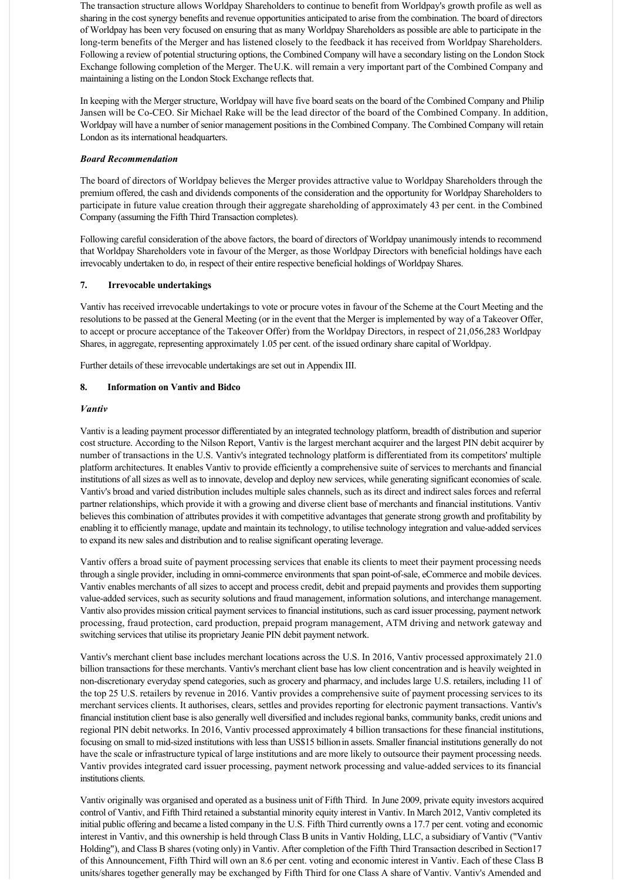The transaction structure allows Worldpay Shareholders to continue to benefit from Worldpay's growth profile as well as sharing in the cost synergy benefits and revenue opportunities anticipated to arise from the combination. The board of directors of Worldpay has been very focused on ensuring that as many Worldpay Shareholders as possible are able to participate in the long-term benefits of the Merger and has listened closely to the feedback it has received from Worldpay Shareholders. Following a review of potential structuring options, the Combined Company will have a secondary listing on the London Stock Exchange following completion of the Merger. The U.K. will remain a very important part of the Combined Company and maintaining a listing on the London Stock Exchange reflects that.

In keeping with the Merger structure, Worldpay will have five board seats on the board of the Combined Company and Philip Jansen will be Co-CEO. Sir Michael Rake will be the lead director of the board of the Combined Company. In addition, Worldpay will have a number of senior management positions in the Combined Company. The Combined Company will retain London as its international headquarters.

***Board Recommendation***

The board of directors of Worldpay believes the Merger provides attractive value to Worldpay Shareholders through the premium offered, the cash and dividends components of the consideration and the opportunity for Worldpay Shareholders to participate in future value creation through their aggregate shareholding of approximately 43 per cent. in the Combined Company (assuming the Fifth Third Transaction completes).

Following careful consideration of the above factors, the board of directors of Worldpay unanimously intends to recommend that Worldpay Shareholders vote in favour of the Merger, as those Worldpay Directors with beneficial holdings have each irrevocably undertaken to do, in respect of their entire respective beneficial holdings of Worldpay Shares.

## 7. Irrevocable undertakings

Vantiv has received irrevocable undertakings to vote or procure votes in favour of the Scheme at the Court Meeting and the resolutions to be passed at the General Meeting (or in the event that the Merger is implemented by way of a Takeover Offer, to accept or procure acceptance of the Takeover Offer) from the Worldpay Directors, in respect of 21,056,283 Worldpay Shares, in aggregate, representing approximately 1.05 per cent. of the issued ordinary share capital of Worldpay.

Further details of these irrevocable undertakings are set out in Appendix III.

## 8. Information on Vantiv and Bidco

***Vantiv***

Vantiv is a leading payment processor differentiated by an integrated technology platform, breadth of distribution and superior cost structure. According to the Nilson Report, Vantiv is the largest merchant acquirer and the largest PIN debit acquirer by number of transactions in the U.S. Vantiv's integrated technology platform is differentiated from its competitors' multiple platform architectures. It enables Vantiv to provide efficiently a comprehensive suite of services to merchants and financial institutions of all sizes as well as to innovate, develop and deploy new services, while generating significant economies of scale. Vantiv's broad and varied distribution includes multiple sales channels, such as its direct and indirect sales forces and referral partner relationships, which provide it with a growing and diverse client base of merchants and financial institutions. Vantiv believes this combination of attributes provides it with competitive advantages that generate strong growth and profitability by enabling it to efficiently manage, update and maintain its technology, to utilise technology integration and value-added services to expand its new sales and distribution and to realise significant operating leverage.

Vantiv offers a broad suite of payment processing services that enable its clients to meet their payment processing needs through a single provider, including in omni-commerce environments that span point-of-sale, eCommerce and mobile devices. Vantiv enables merchants of all sizes to accept and process credit, debit and prepaid payments and provides them supporting value-added services, such as security solutions and fraud management, information solutions, and interchange management. Vantiv also provides mission critical payment services to financial institutions, such as card issuer processing, payment network processing, fraud protection, card production, prepaid program management, ATM driving and network gateway and switching services that utilise its proprietary Jeanie PIN debit payment network.

Vantiv's merchant client base includes merchant locations across the U.S. In 2016, Vantiv processed approximately 21.0 billion transactions for these merchants. Vantiv's merchant client base has low client concentration and is heavily weighted in non-discretionary everyday spend categories, such as grocery and pharmacy, and includes large U.S. retailers, including 11 of the top 25 U.S. retailers by revenue in 2016. Vantiv provides a comprehensive suite of payment processing services to its merchant services clients. It authorises, clears, settles and provides reporting for electronic payment transactions. Vantiv's financial institution client base is also generally well diversified and includes regional banks, community banks, credit unions and regional PIN debit networks. In 2016, Vantiv processed approximately 4 billion transactions for these financial institutions, focusing on small to mid-sized institutions with less than US$15 billion in assets. Smaller financial institutions generally do not have the scale or infrastructure typical of large institutions and are more likely to outsource their payment processing needs. Vantiv provides integrated card issuer processing, payment network processing and value-added services to its financial institutions clients.

Vantiv originally was organised and operated as a business unit of Fifth Third. In June 2009, private equity investors acquired control of Vantiv, and Fifth Third retained a substantial minority equity interest in Vantiv. In March 2012, Vantiv completed its initial public offering and became a listed company in the U.S. Fifth Third currently owns a 17.7 per cent. voting and economic interest in Vantiv, and this ownership is held through Class B units in Vantiv Holding, LLC, a subsidiary of Vantiv ("Vantiv Holding"), and Class B shares (voting only) in Vantiv. After completion of the Fifth Third Transaction described in Section 17 of this Announcement, Fifth Third will own an 8.6 per cent. voting and economic interest in Vantiv. Each of these Class B units/shares together generally may be exchanged by Fifth Third for one Class A share of Vantiv. Vantiv's Amended and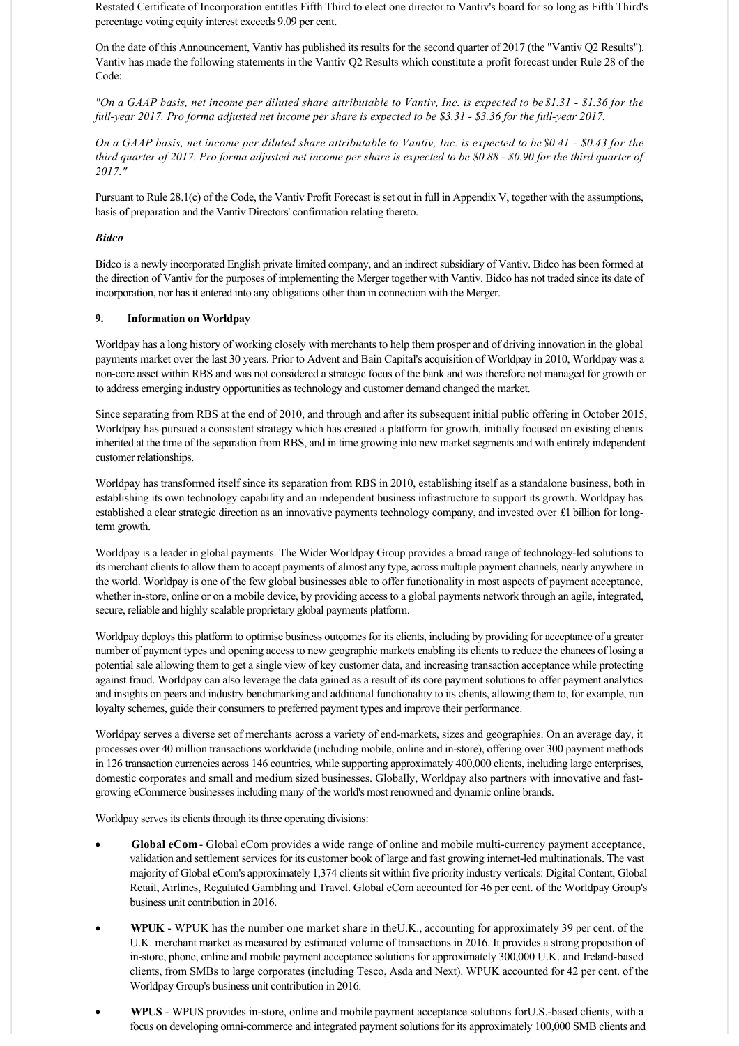Restated Certificate of Incorporation entitles Fifth Third to elect one director to Vantiv's board for so long as Fifth Third's percentage voting equity interest exceeds 9.09 per cent.

On the date of this Announcement, Vantiv has published its results for the second quarter of 2017 (the "Vantiv Q2 Results"). Vantiv has made the following statements in the Vantiv Q2 Results which constitute a profit forecast under Rule 28 of the Code:

*"On a GAAP basis, net income per diluted share attributable to Vantiv, Inc. is expected to be $1.31 - $1.36 for the full-year 2017. Pro forma adjusted net income per share is expected to be $3.31 - $3.36 for the full-year 2017.*

*On a GAAP basis, net income per diluted share attributable to Vantiv, Inc. is expected to be $0.41 - $0.43 for the third quarter of 2017. Pro forma adjusted net income per share is expected to be $0.88 - $0.90 for the third quarter of 2017."*

Pursuant to Rule 28.1(c) of the Code, the Vantiv Profit Forecast is set out in full in Appendix V, together with the assumptions, basis of preparation and the Vantiv Directors' confirmation relating thereto.

***Bidco***

Bidco is a newly incorporated English private limited company, and an indirect subsidiary of Vantiv. Bidco has been formed at the direction of Vantiv for the purposes of implementing the Merger together with Vantiv. Bidco has not traded since its date of incorporation, nor has it entered into any obligations other than in connection with the Merger.

## 9. Information on Worldpay

Worldpay has a long history of working closely with merchants to help them prosper and of driving innovation in the global payments market over the last 30 years. Prior to Advent and Bain Capital's acquisition of Worldpay in 2010, Worldpay was a non-core asset within RBS and was not considered a strategic focus of the bank and was therefore not managed for growth or to address emerging industry opportunities as technology and customer demand changed the market.

Since separating from RBS at the end of 2010, and through and after its subsequent initial public offering in October 2015, Worldpay has pursued a consistent strategy which has created a platform for growth, initially focused on existing clients inherited at the time of the separation from RBS, and in time growing into new market segments and with entirely independent customer relationships.

Worldpay has transformed itself since its separation from RBS in 2010, establishing itself as a standalone business, both in establishing its own technology capability and an independent business infrastructure to support its growth. Worldpay has established a clear strategic direction as an innovative payments technology company, and invested over £1 billion for long-term growth.

Worldpay is a leader in global payments. The Wider Worldpay Group provides a broad range of technology-led solutions to its merchant clients to allow them to accept payments of almost any type, across multiple payment channels, nearly anywhere in the world. Worldpay is one of the few global businesses able to offer functionality in most aspects of payment acceptance, whether in-store, online or on a mobile device, by providing access to a global payments network through an agile, integrated, secure, reliable and highly scalable proprietary global payments platform.

Worldpay deploys this platform to optimise business outcomes for its clients, including by providing for acceptance of a greater number of payment types and opening access to new geographic markets enabling its clients to reduce the chances of losing a potential sale allowing them to get a single view of key customer data, and increasing transaction acceptance while protecting against fraud. Worldpay can also leverage the data gained as a result of its core payment solutions to offer payment analytics and insights on peers and industry benchmarking and additional functionality to its clients, allowing them to, for example, run loyalty schemes, guide their consumers to preferred payment types and improve their performance.

Worldpay serves a diverse set of merchants across a variety of end-markets, sizes and geographies. On an average day, it processes over 40 million transactions worldwide (including mobile, online and in-store), offering over 300 payment methods in 126 transaction currencies across 146 countries, while supporting approximately 400,000 clients, including large enterprises, domestic corporates and small and medium sized businesses. Globally, Worldpay also partners with innovative and fast-growing eCommerce businesses including many of the world's most renowned and dynamic online brands.

Worldpay serves its clients through its three operating divisions:

- **Global eCom** - Global eCom provides a wide range of online and mobile multi-currency payment acceptance, validation and settlement services for its customer book of large and fast growing internet-led multinationals. The vast majority of Global eCom's approximately 1,374 clients sit within five priority industry verticals: Digital Content, Global Retail, Airlines, Regulated Gambling and Travel. Global eCom accounted for 46 per cent. of the Worldpay Group's business unit contribution in 2016.
- **WPUK** - WPUK has the number one market share in theU.K., accounting for approximately 39 per cent. of the U.K. merchant market as measured by estimated volume of transactions in 2016. It provides a strong proposition of in-store, phone, online and mobile payment acceptance solutions for approximately 300,000 U.K. and Ireland-based clients, from SMBs to large corporates (including Tesco, Asda and Next). WPUK accounted for 42 per cent. of the Worldpay Group's business unit contribution in 2016.
- **WPUS** - WPUS provides in-store, online and mobile payment acceptance solutions forU.S.-based clients, with a focus on developing omni-commerce and integrated payment solutions for its approximately 100,000 SMB clients and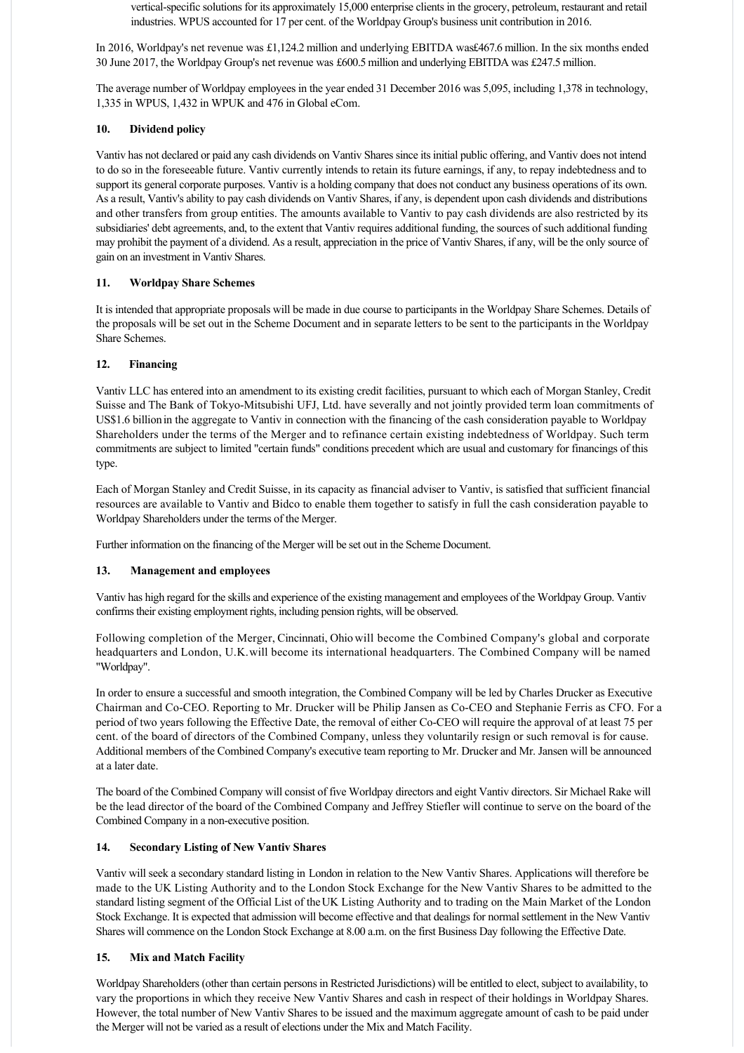vertical-specific solutions for its approximately 15,000 enterprise clients in the grocery, petroleum, restaurant and retail industries. WPUS accounted for 17 per cent. of the Worldpay Group's business unit contribution in 2016.

In 2016, Worldpay's net revenue was £1,124.2 million and underlying EBITDA was£467.6 million. In the six months ended 30 June 2017, the Worldpay Group's net revenue was £600.5 million and underlying EBITDA was £247.5 million.

The average number of Worldpay employees in the year ended 31 December 2016 was 5,095, including 1,378 in technology, 1,335 in WPUS, 1,432 in WPUK and 476 in Global eCom.

## 10. Dividend policy

Vantiv has not declared or paid any cash dividends on Vantiv Shares since its initial public offering, and Vantiv does not intend to do so in the foreseeable future. Vantiv currently intends to retain its future earnings, if any, to repay indebtedness and to support its general corporate purposes. Vantiv is a holding company that does not conduct any business operations of its own. As a result, Vantiv's ability to pay cash dividends on Vantiv Shares, if any, is dependent upon cash dividends and distributions and other transfers from group entities. The amounts available to Vantiv to pay cash dividends are also restricted by its subsidiaries' debt agreements, and, to the extent that Vantiv requires additional funding, the sources of such additional funding may prohibit the payment of a dividend. As a result, appreciation in the price of Vantiv Shares, if any, will be the only source of gain on an investment in Vantiv Shares.

## 11. Worldpay Share Schemes

It is intended that appropriate proposals will be made in due course to participants in the Worldpay Share Schemes. Details of the proposals will be set out in the Scheme Document and in separate letters to be sent to the participants in the Worldpay Share Schemes.

## 12. Financing

Vantiv LLC has entered into an amendment to its existing credit facilities, pursuant to which each of Morgan Stanley, Credit Suisse and The Bank of Tokyo-Mitsubishi UFJ, Ltd. have severally and not jointly provided term loan commitments of US$1.6 billion in the aggregate to Vantiv in connection with the financing of the cash consideration payable to Worldpay Shareholders under the terms of the Merger and to refinance certain existing indebtedness of Worldpay. Such term commitments are subject to limited "certain funds" conditions precedent which are usual and customary for financings of this type.

Each of Morgan Stanley and Credit Suisse, in its capacity as financial adviser to Vantiv, is satisfied that sufficient financial resources are available to Vantiv and Bidco to enable them together to satisfy in full the cash consideration payable to Worldpay Shareholders under the terms of the Merger.

Further information on the financing of the Merger will be set out in the Scheme Document.

## 13. Management and employees

Vantiv has high regard for the skills and experience of the existing management and employees of the Worldpay Group. Vantiv confirms their existing employment rights, including pension rights, will be observed.

Following completion of the Merger, Cincinnati, Ohio will become the Combined Company's global and corporate headquarters and London, U.K. will become its international headquarters. The Combined Company will be named "Worldpay".

In order to ensure a successful and smooth integration, the Combined Company will be led by Charles Drucker as Executive Chairman and Co-CEO. Reporting to Mr. Drucker will be Philip Jansen as Co-CEO and Stephanie Ferris as CFO. For a period of two years following the Effective Date, the removal of either Co-CEO will require the approval of at least 75 per cent. of the board of directors of the Combined Company, unless they voluntarily resign or such removal is for cause. Additional members of the Combined Company's executive team reporting to Mr. Drucker and Mr. Jansen will be announced at a later date.

The board of the Combined Company will consist of five Worldpay directors and eight Vantiv directors. Sir Michael Rake will be the lead director of the board of the Combined Company and Jeffrey Stiefler will continue to serve on the board of the Combined Company in a non-executive position.

## 14. Secondary Listing of New Vantiv Shares

Vantiv will seek a secondary standard listing in London in relation to the New Vantiv Shares. Applications will therefore be made to the UK Listing Authority and to the London Stock Exchange for the New Vantiv Shares to be admitted to the standard listing segment of the Official List of the UK Listing Authority and to trading on the Main Market of the London Stock Exchange. It is expected that admission will become effective and that dealings for normal settlement in the New Vantiv Shares will commence on the London Stock Exchange at 8.00 a.m. on the first Business Day following the Effective Date.

## 15. Mix and Match Facility

Worldpay Shareholders (other than certain persons in Restricted Jurisdictions) will be entitled to elect, subject to availability, to vary the proportions in which they receive New Vantiv Shares and cash in respect of their holdings in Worldpay Shares. However, the total number of New Vantiv Shares to be issued and the maximum aggregate amount of cash to be paid under the Merger will not be varied as a result of elections under the Mix and Match Facility.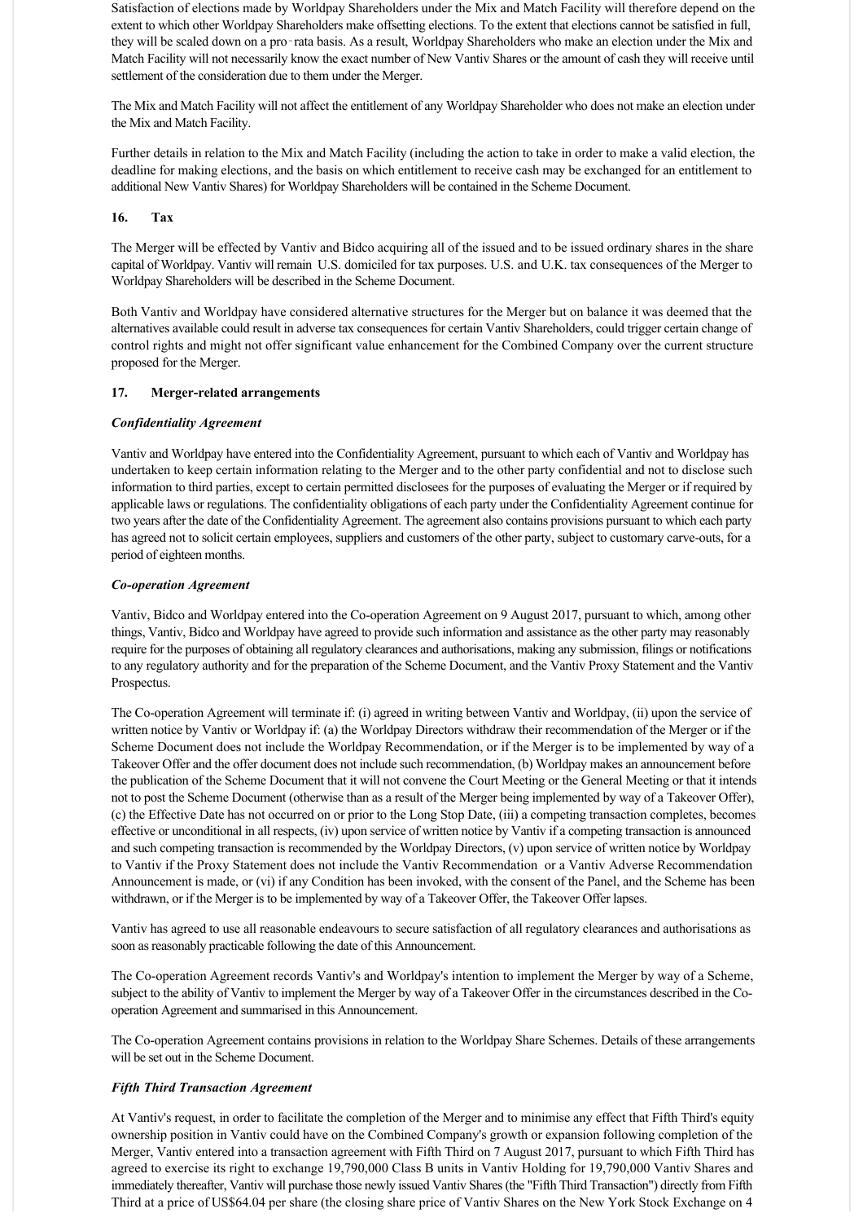Satisfaction of elections made by Worldpay Shareholders under the Mix and Match Facility will therefore depend on the extent to which other Worldpay Shareholders make offsetting elections. To the extent that elections cannot be satisfied in full, they will be scaled down on a pro-rata basis. As a result, Worldpay Shareholders who make an election under the Mix and Match Facility will not necessarily know the exact number of New Vantiv Shares or the amount of cash they will receive until settlement of the consideration due to them under the Merger.

The Mix and Match Facility will not affect the entitlement of any Worldpay Shareholder who does not make an election under the Mix and Match Facility.

Further details in relation to the Mix and Match Facility (including the action to take in order to make a valid election, the deadline for making elections, and the basis on which entitlement to receive cash may be exchanged for an entitlement to additional New Vantiv Shares) for Worldpay Shareholders will be contained in the Scheme Document.

## 16. Tax

The Merger will be effected by Vantiv and Bidco acquiring all of the issued and to be issued ordinary shares in the share capital of Worldpay. Vantiv will remain U.S. domiciled for tax purposes. U.S. and U.K. tax consequences of the Merger to Worldpay Shareholders will be described in the Scheme Document.

Both Vantiv and Worldpay have considered alternative structures for the Merger but on balance it was deemed that the alternatives available could result in adverse tax consequences for certain Vantiv Shareholders, could trigger certain change of control rights and might not offer significant value enhancement for the Combined Company over the current structure proposed for the Merger.

## 17. Merger-related arrangements

***Confidentiality Agreement***

Vantiv and Worldpay have entered into the Confidentiality Agreement, pursuant to which each of Vantiv and Worldpay has undertaken to keep certain information relating to the Merger and to the other party confidential and not to disclose such information to third parties, except to certain permitted disclosees for the purposes of evaluating the Merger or if required by applicable laws or regulations. The confidentiality obligations of each party under the Confidentiality Agreement continue for two years after the date of the Confidentiality Agreement. The agreement also contains provisions pursuant to which each party has agreed not to solicit certain employees, suppliers and customers of the other party, subject to customary carve-outs, for a period of eighteen months.

***Co-operation Agreement***

Vantiv, Bidco and Worldpay entered into the Co-operation Agreement on 9 August 2017, pursuant to which, among other things, Vantiv, Bidco and Worldpay have agreed to provide such information and assistance as the other party may reasonably require for the purposes of obtaining all regulatory clearances and authorisations, making any submission, filings or notifications to any regulatory authority and for the preparation of the Scheme Document, and the Vantiv Proxy Statement and the Vantiv Prospectus.

The Co-operation Agreement will terminate if: (i) agreed in writing between Vantiv and Worldpay, (ii) upon the service of written notice by Vantiv or Worldpay if: (a) the Worldpay Directors withdraw their recommendation of the Merger or if the Scheme Document does not include the Worldpay Recommendation, or if the Merger is to be implemented by way of a Takeover Offer and the offer document does not include such recommendation, (b) Worldpay makes an announcement before the publication of the Scheme Document that it will not convene the Court Meeting or the General Meeting or that it intends not to post the Scheme Document (otherwise than as a result of the Merger being implemented by way of a Takeover Offer), (c) the Effective Date has not occurred on or prior to the Long Stop Date, (iii) a competing transaction completes, becomes effective or unconditional in all respects, (iv) upon service of written notice by Vantiv if a competing transaction is announced and such competing transaction is recommended by the Worldpay Directors, (v) upon service of written notice by Worldpay to Vantiv if the Proxy Statement does not include the Vantiv Recommendation or a Vantiv Adverse Recommendation Announcement is made, or (vi) if any Condition has been invoked, with the consent of the Panel, and the Scheme has been withdrawn, or if the Merger is to be implemented by way of a Takeover Offer, the Takeover Offer lapses.

Vantiv has agreed to use all reasonable endeavours to secure satisfaction of all regulatory clearances and authorisations as soon as reasonably practicable following the date of this Announcement.

The Co-operation Agreement records Vantiv's and Worldpay's intention to implement the Merger by way of a Scheme, subject to the ability of Vantiv to implement the Merger by way of a Takeover Offer in the circumstances described in the Co-operation Agreement and summarised in this Announcement.

The Co-operation Agreement contains provisions in relation to the Worldpay Share Schemes. Details of these arrangements will be set out in the Scheme Document.

***Fifth Third Transaction Agreement***

At Vantiv's request, in order to facilitate the completion of the Merger and to minimise any effect that Fifth Third's equity ownership position in Vantiv could have on the Combined Company's growth or expansion following completion of the Merger, Vantiv entered into a transaction agreement with Fifth Third on 7 August 2017, pursuant to which Fifth Third has agreed to exercise its right to exchange 19,790,000 Class B units in Vantiv Holding for 19,790,000 Vantiv Shares and immediately thereafter, Vantiv will purchase those newly issued Vantiv Shares (the "Fifth Third Transaction") directly from Fifth Third at a price of US$64.04 per share (the closing share price of Vantiv Shares on the New York Stock Exchange on 4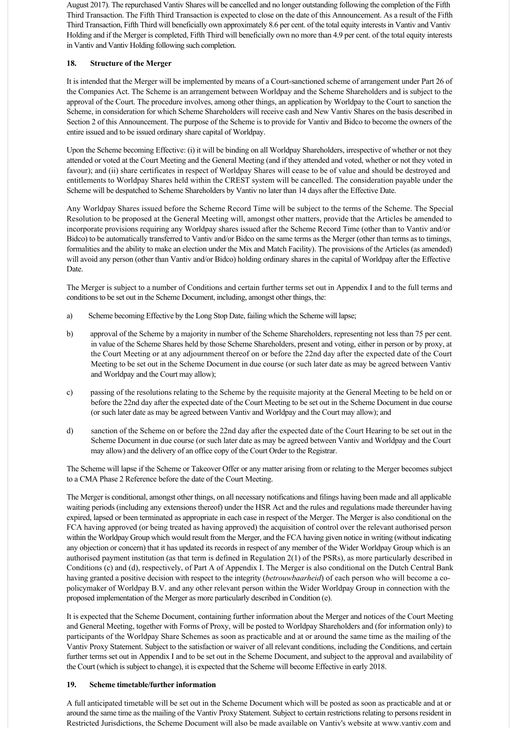August 2017). The repurchased Vantiv Shares will be cancelled and no longer outstanding following the completion of the Fifth Third Transaction. The Fifth Third Transaction is expected to close on the date of this Announcement. As a result of the Fifth Third Transaction, Fifth Third will beneficially own approximately 8.6 per cent. of the total equity interests in Vantiv and Vantiv Holding and if the Merger is completed, Fifth Third will beneficially own no more than 4.9 per cent. of the total equity interests in Vantiv and Vantiv Holding following such completion.

## 18. Structure of the Merger

It is intended that the Merger will be implemented by means of a Court-sanctioned scheme of arrangement under Part 26 of the Companies Act. The Scheme is an arrangement between Worldpay and the Scheme Shareholders and is subject to the approval of the Court. The procedure involves, among other things, an application by Worldpay to the Court to sanction the Scheme, in consideration for which Scheme Shareholders will receive cash and New Vantiv Shares on the basis described in Section 2 of this Announcement. The purpose of the Scheme is to provide for Vantiv and Bidco to become the owners of the entire issued and to be issued ordinary share capital of Worldpay.

Upon the Scheme becoming Effective: (i) it will be binding on all Worldpay Shareholders, irrespective of whether or not they attended or voted at the Court Meeting and the General Meeting (and if they attended and voted, whether or not they voted in favour); and (ii) share certificates in respect of Worldpay Shares will cease to be of value and should be destroyed and entitlements to Worldpay Shares held within the CREST system will be cancelled. The consideration payable under the Scheme will be despatched to Scheme Shareholders by Vantiv no later than 14 days after the Effective Date.

Any Worldpay Shares issued before the Scheme Record Time will be subject to the terms of the Scheme. The Special Resolution to be proposed at the General Meeting will, amongst other matters, provide that the Articles be amended to incorporate provisions requiring any Worldpay shares issued after the Scheme Record Time (other than to Vantiv and/or Bidco) to be automatically transferred to Vantiv and/or Bidco on the same terms as the Merger (other than terms as to timings, formalities and the ability to make an election under the Mix and Match Facility). The provisions of the Articles (as amended) will avoid any person (other than Vantiv and/or Bidco) holding ordinary shares in the capital of Worldpay after the Effective Date.

The Merger is subject to a number of Conditions and certain further terms set out in Appendix I and to the full terms and conditions to be set out in the Scheme Document, including, amongst other things, the:

a) Scheme becoming Effective by the Long Stop Date, failing which the Scheme will lapse;

b) approval of the Scheme by a majority in number of the Scheme Shareholders, representing not less than 75 per cent. in value of the Scheme Shares held by those Scheme Shareholders, present and voting, either in person or by proxy, at the Court Meeting or at any adjournment thereof on or before the 22nd day after the expected date of the Court Meeting to be set out in the Scheme Document in due course (or such later date as may be agreed between Vantiv and Worldpay and the Court may allow);

c) passing of the resolutions relating to the Scheme by the requisite majority at the General Meeting to be held on or before the 22nd day after the expected date of the Court Meeting to be set out in the Scheme Document in due course (or such later date as may be agreed between Vantiv and Worldpay and the Court may allow); and

d) sanction of the Scheme on or before the 22nd day after the expected date of the Court Hearing to be set out in the Scheme Document in due course (or such later date as may be agreed between Vantiv and Worldpay and the Court may allow) and the delivery of an office copy of the Court Order to the Registrar.

The Scheme will lapse if the Scheme or Takeover Offer or any matter arising from or relating to the Merger becomes subject to a CMA Phase 2 Reference before the date of the Court Meeting.

The Merger is conditional, amongst other things, on all necessary notifications and filings having been made and all applicable waiting periods (including any extensions thereof) under the HSR Act and the rules and regulations made thereunder having expired, lapsed or been terminated as appropriate in each case in respect of the Merger. The Merger is also conditional on the FCA having approved (or being treated as having approved) the acquisition of control over the relevant authorised person within the Worldpay Group which would result from the Merger, and the FCA having given notice in writing (without indicating any objection or concern) that it has updated its records in respect of any member of the Wider Worldpay Group which is an authorised payment institution (as that term is defined in Regulation 2(1) of the PSRs), as more particularly described in Conditions (c) and (d), respectively, of Part A of Appendix I. The Merger is also conditional on the Dutch Central Bank having granted a positive decision with respect to the integrity (*betrouwbaarheid*) of each person who will become a co-policymaker of Worldpay B.V. and any other relevant person within the Wider Worldpay Group in connection with the proposed implementation of the Merger as more particularly described in Condition (e).

It is expected that the Scheme Document, containing further information about the Merger and notices of the Court Meeting and General Meeting, together with Forms of Proxy, will be posted to Worldpay Shareholders and (for information only) to participants of the Worldpay Share Schemes as soon as practicable and at or around the same time as the mailing of the Vantiv Proxy Statement. Subject to the satisfaction or waiver of all relevant conditions, including the Conditions, and certain further terms set out in Appendix I and to be set out in the Scheme Document, and subject to the approval and availability of the Court (which is subject to change), it is expected that the Scheme will become Effective in early 2018.

## 19. Scheme timetable/further information

A full anticipated timetable will be set out in the Scheme Document which will be posted as soon as practicable and at or around the same time as the mailing of the Vantiv Proxy Statement. Subject to certain restrictions relating to persons resident in Restricted Jurisdictions, the Scheme Document will also be made available on Vantiv's website at www.vantiv.com and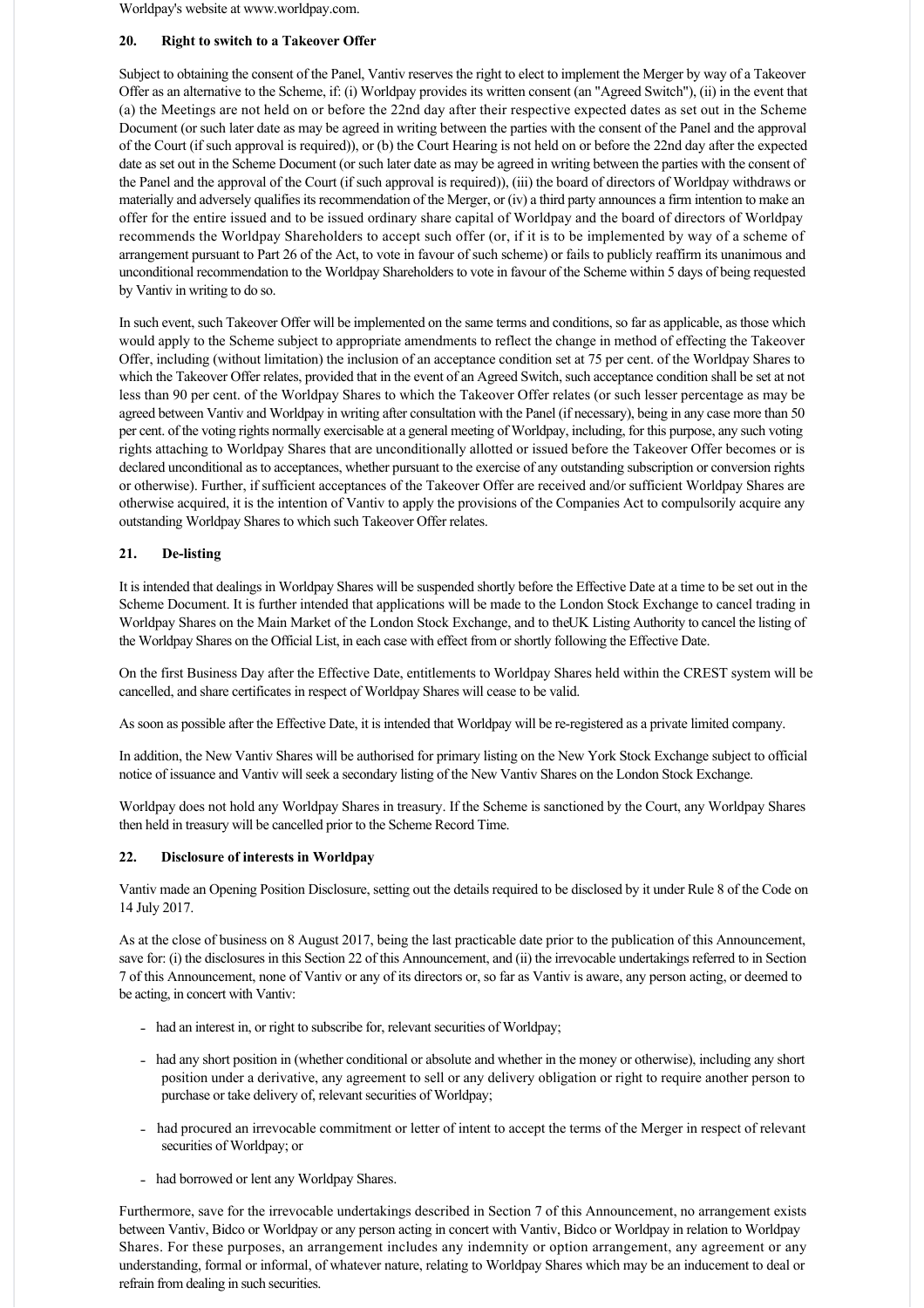Worldpay's website at www.worldpay.com.

## 20. Right to switch to a Takeover Offer

Subject to obtaining the consent of the Panel, Vantiv reserves the right to elect to implement the Merger by way of a Takeover Offer as an alternative to the Scheme, if: (i) Worldpay provides its written consent (an "Agreed Switch"), (ii) in the event that (a) the Meetings are not held on or before the 22nd day after their respective expected dates as set out in the Scheme Document (or such later date as may be agreed in writing between the parties with the consent of the Panel and the approval of the Court (if such approval is required)), or (b) the Court Hearing is not held on or before the 22nd day after the expected date as set out in the Scheme Document (or such later date as may be agreed in writing between the parties with the consent of the Panel and the approval of the Court (if such approval is required)), (iii) the board of directors of Worldpay withdraws or materially and adversely qualifies its recommendation of the Merger, or (iv) a third party announces a firm intention to make an offer for the entire issued and to be issued ordinary share capital of Worldpay and the board of directors of Worldpay recommends the Worldpay Shareholders to accept such offer (or, if it is to be implemented by way of a scheme of arrangement pursuant to Part 26 of the Act, to vote in favour of such scheme) or fails to publicly reaffirm its unanimous and unconditional recommendation to the Worldpay Shareholders to vote in favour of the Scheme within 5 days of being requested by Vantiv in writing to do so.

In such event, such Takeover Offer will be implemented on the same terms and conditions, so far as applicable, as those which would apply to the Scheme subject to appropriate amendments to reflect the change in method of effecting the Takeover Offer, including (without limitation) the inclusion of an acceptance condition set at 75 per cent. of the Worldpay Shares to which the Takeover Offer relates, provided that in the event of an Agreed Switch, such acceptance condition shall be set at not less than 90 per cent. of the Worldpay Shares to which the Takeover Offer relates (or such lesser percentage as may be agreed between Vantiv and Worldpay in writing after consultation with the Panel (if necessary), being in any case more than 50 per cent. of the voting rights normally exercisable at a general meeting of Worldpay, including, for this purpose, any such voting rights attaching to Worldpay Shares that are unconditionally allotted or issued before the Takeover Offer becomes or is declared unconditional as to acceptances, whether pursuant to the exercise of any outstanding subscription or conversion rights or otherwise). Further, if sufficient acceptances of the Takeover Offer are received and/or sufficient Worldpay Shares are otherwise acquired, it is the intention of Vantiv to apply the provisions of the Companies Act to compulsorily acquire any outstanding Worldpay Shares to which such Takeover Offer relates.

## 21. De-listing

It is intended that dealings in Worldpay Shares will be suspended shortly before the Effective Date at a time to be set out in the Scheme Document. It is further intended that applications will be made to the London Stock Exchange to cancel trading in Worldpay Shares on the Main Market of the London Stock Exchange, and to theUK Listing Authority to cancel the listing of the Worldpay Shares on the Official List, in each case with effect from or shortly following the Effective Date.

On the first Business Day after the Effective Date, entitlements to Worldpay Shares held within the CREST system will be cancelled, and share certificates in respect of Worldpay Shares will cease to be valid.

As soon as possible after the Effective Date, it is intended that Worldpay will be re-registered as a private limited company.

In addition, the New Vantiv Shares will be authorised for primary listing on the New York Stock Exchange subject to official notice of issuance and Vantiv will seek a secondary listing of the New Vantiv Shares on the London Stock Exchange.

Worldpay does not hold any Worldpay Shares in treasury. If the Scheme is sanctioned by the Court, any Worldpay Shares then held in treasury will be cancelled prior to the Scheme Record Time.

## 22. Disclosure of interests in Worldpay

Vantiv made an Opening Position Disclosure, setting out the details required to be disclosed by it under Rule 8 of the Code on 14 July 2017.

As at the close of business on 8 August 2017, being the last practicable date prior to the publication of this Announcement, save for: (i) the disclosures in this Section 22 of this Announcement, and (ii) the irrevocable undertakings referred to in Section 7 of this Announcement, none of Vantiv or any of its directors or, so far as Vantiv is aware, any person acting, or deemed to be acting, in concert with Vantiv:

- had an interest in, or right to subscribe for, relevant securities of Worldpay;
- had any short position in (whether conditional or absolute and whether in the money or otherwise), including any short position under a derivative, any agreement to sell or any delivery obligation or right to require another person to purchase or take delivery of, relevant securities of Worldpay;
- had procured an irrevocable commitment or letter of intent to accept the terms of the Merger in respect of relevant securities of Worldpay; or
- had borrowed or lent any Worldpay Shares.

Furthermore, save for the irrevocable undertakings described in Section 7 of this Announcement, no arrangement exists between Vantiv, Bidco or Worldpay or any person acting in concert with Vantiv, Bidco or Worldpay in relation to Worldpay Shares. For these purposes, an arrangement includes any indemnity or option arrangement, any agreement or any understanding, formal or informal, of whatever nature, relating to Worldpay Shares which may be an inducement to deal or refrain from dealing in such securities.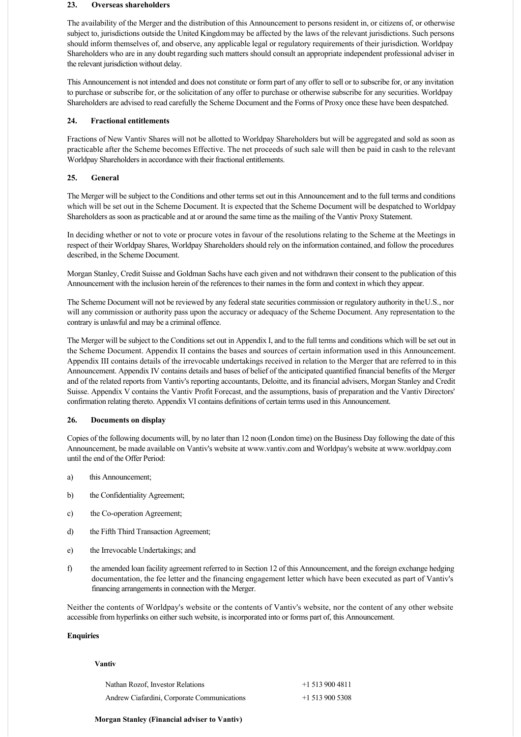## 23. Overseas shareholders

The availability of the Merger and the distribution of this Announcement to persons resident in, or citizens of, or otherwise subject to, jurisdictions outside the United Kingdom may be affected by the laws of the relevant jurisdictions. Such persons should inform themselves of, and observe, any applicable legal or regulatory requirements of their jurisdiction. Worldpay Shareholders who are in any doubt regarding such matters should consult an appropriate independent professional adviser in the relevant jurisdiction without delay.

This Announcement is not intended and does not constitute or form part of any offer to sell or to subscribe for, or any invitation to purchase or subscribe for, or the solicitation of any offer to purchase or otherwise subscribe for any securities. Worldpay Shareholders are advised to read carefully the Scheme Document and the Forms of Proxy once these have been despatched.

## 24. Fractional entitlements

Fractions of New Vantiv Shares will not be allotted to Worldpay Shareholders but will be aggregated and sold as soon as practicable after the Scheme becomes Effective. The net proceeds of such sale will then be paid in cash to the relevant Worldpay Shareholders in accordance with their fractional entitlements.

## 25. General

The Merger will be subject to the Conditions and other terms set out in this Announcement and to the full terms and conditions which will be set out in the Scheme Document. It is expected that the Scheme Document will be despatched to Worldpay Shareholders as soon as practicable and at or around the same time as the mailing of the Vantiv Proxy Statement.

In deciding whether or not to vote or procure votes in favour of the resolutions relating to the Scheme at the Meetings in respect of their Worldpay Shares, Worldpay Shareholders should rely on the information contained, and follow the procedures described, in the Scheme Document.

Morgan Stanley, Credit Suisse and Goldman Sachs have each given and not withdrawn their consent to the publication of this Announcement with the inclusion herein of the references to their names in the form and context in which they appear.

The Scheme Document will not be reviewed by any federal state securities commission or regulatory authority in the U.S., nor will any commission or authority pass upon the accuracy or adequacy of the Scheme Document. Any representation to the contrary is unlawful and may be a criminal offence.

The Merger will be subject to the Conditions set out in Appendix I, and to the full terms and conditions which will be set out in the Scheme Document. Appendix II contains the bases and sources of certain information used in this Announcement. Appendix III contains details of the irrevocable undertakings received in relation to the Merger that are referred to in this Announcement. Appendix IV contains details and bases of belief of the anticipated quantified financial benefits of the Merger and of the related reports from Vantiv's reporting accountants, Deloitte, and its financial advisers, Morgan Stanley and Credit Suisse. Appendix V contains the Vantiv Profit Forecast, and the assumptions, basis of preparation and the Vantiv Directors' confirmation relating thereto. Appendix VI contains definitions of certain terms used in this Announcement.

## 26. Documents on display

Copies of the following documents will, by no later than 12 noon (London time) on the Business Day following the date of this Announcement, be made available on Vantiv's website at www.vantiv.com and Worldpay's website at www.worldpay.com until the end of the Offer Period:

a) this Announcement;

b) the Confidentiality Agreement;

c) the Co-operation Agreement;

d) the Fifth Third Transaction Agreement;

e) the Irrevocable Undertakings; and

f) the amended loan facility agreement referred to in Section 12 of this Announcement, and the foreign exchange hedging documentation, the fee letter and the financing engagement letter which have been executed as part of Vantiv's financing arrangements in connection with the Merger.

Neither the contents of Worldpay's website or the contents of Vantiv's website, nor the content of any other website accessible from hyperlinks on either such website, is incorporated into or forms part of, this Announcement.

**Enquiries**

**Vantiv**

| | |
|---|---|
| Nathan Rozof, Investor Relations | +1 513 900 4811 |
| Andrew Ciafardini, Corporate Communications | +1 513 900 5308 |

**Morgan Stanley (Financial adviser to Vantiv)**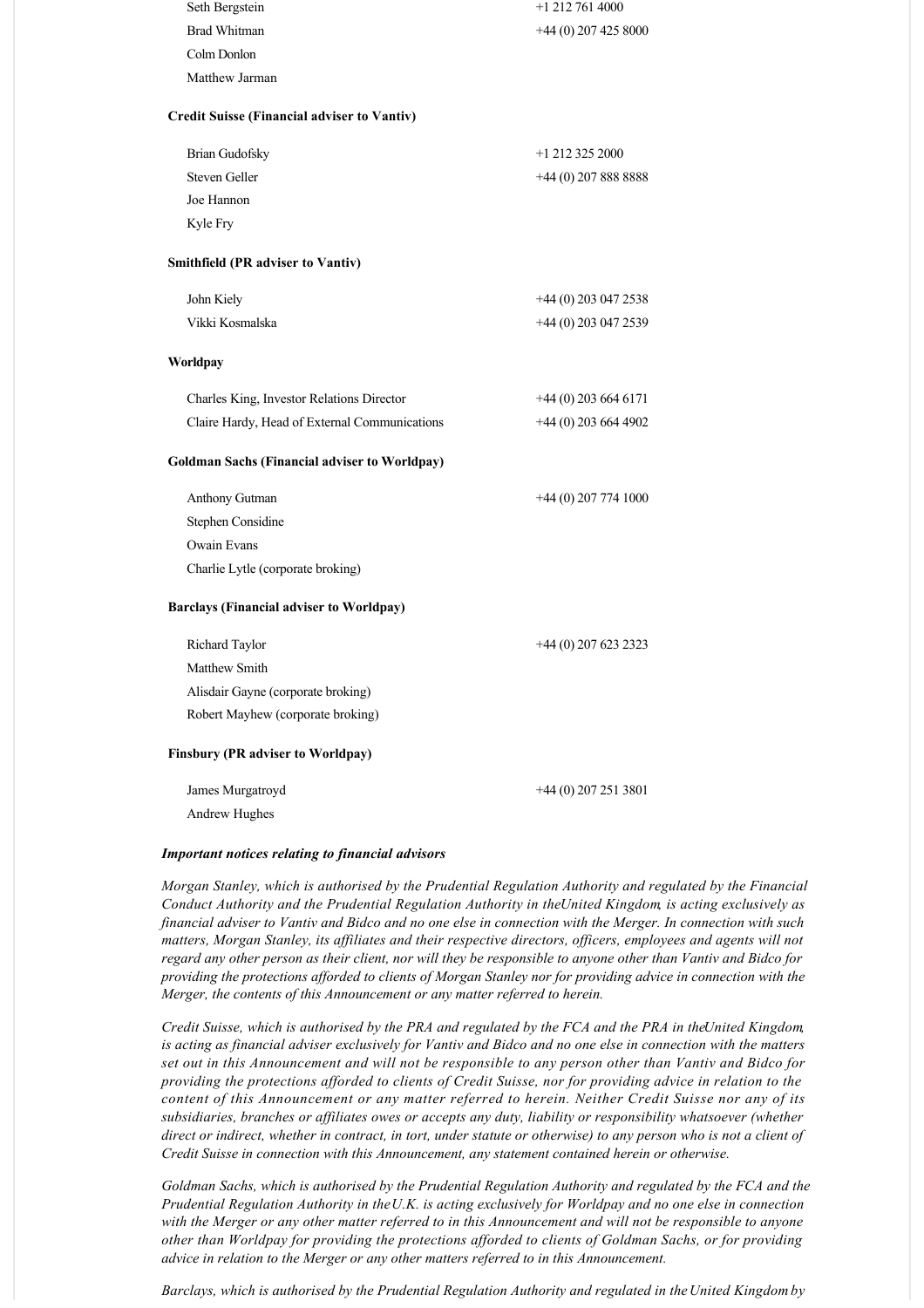| | |
|---|---|
| Seth Bergstein | +1 212 761 4000 |
| Brad Whitman | +44 (0) 207 425 8000 |
| Colm Donlon | |
| Matthew Jarman | |

**Credit Suisse (Financial adviser to Vantiv)**

| | |
|---|---|
| Brian Gudofsky | +1 212 325 2000 |
| Steven Geller | +44 (0) 207 888 8888 |
| Joe Hannon | |
| Kyle Fry | |

**Smithfield (PR adviser to Vantiv)**

| | |
|---|---|
| John Kiely | +44 (0) 203 047 2538 |
| Vikki Kosmalska | +44 (0) 203 047 2539 |

**Worldpay**

| | |
|---|---|
| Charles King, Investor Relations Director | +44 (0) 203 664 6171 |
| Claire Hardy, Head of External Communications | +44 (0) 203 664 4902 |

**Goldman Sachs (Financial adviser to Worldpay)**

| | |
|---|---|
| Anthony Gutman | +44 (0) 207 774 1000 |
| Stephen Considine | |
| Owain Evans | |
| Charlie Lytle (corporate broking) | |

**Barclays (Financial adviser to Worldpay)**

| | |
|---|---|
| Richard Taylor | +44 (0) 207 623 2323 |
| Matthew Smith | |
| Alisdair Gayne (corporate broking) | |
| Robert Mayhew (corporate broking) | |

**Finsbury (PR adviser to Worldpay)**

| | |
|---|---|
| James Murgatroyd | +44 (0) 207 251 3801 |
| Andrew Hughes | |

***Important notices relating to financial advisors***

*Morgan Stanley, which is authorised by the Prudential Regulation Authority and regulated by the Financial Conduct Authority and the Prudential Regulation Authority in the United Kingdom, is acting exclusively as financial adviser to Vantiv and Bidco and no one else in connection with the Merger. In connection with such matters, Morgan Stanley, its affiliates and their respective directors, officers, employees and agents will not regard any other person as their client, nor will they be responsible to anyone other than Vantiv and Bidco for providing the protections afforded to clients of Morgan Stanley nor for providing advice in connection with the Merger, the contents of this Announcement or any matter referred to herein.*

*Credit Suisse, which is authorised by the PRA and regulated by the FCA and the PRA in the United Kingdom, is acting as financial adviser exclusively for Vantiv and Bidco and no one else in connection with the matters set out in this Announcement and will not be responsible to any person other than Vantiv and Bidco for providing the protections afforded to clients of Credit Suisse, nor for providing advice in relation to the content of this Announcement or any matter referred to herein. Neither Credit Suisse nor any of its subsidiaries, branches or affiliates owes or accepts any duty, liability or responsibility whatsoever (whether direct or indirect, whether in contract, in tort, under statute or otherwise) to any person who is not a client of Credit Suisse in connection with this Announcement, any statement contained herein or otherwise.*

*Goldman Sachs, which is authorised by the Prudential Regulation Authority and regulated by the FCA and the Prudential Regulation Authority in the U.K. is acting exclusively for Worldpay and no one else in connection with the Merger or any other matter referred to in this Announcement and will not be responsible to anyone other than Worldpay for providing the protections afforded to clients of Goldman Sachs, or for providing advice in relation to the Merger or any other matters referred to in this Announcement.*

*Barclays, which is authorised by the Prudential Regulation Authority and regulated in the United Kingdom by*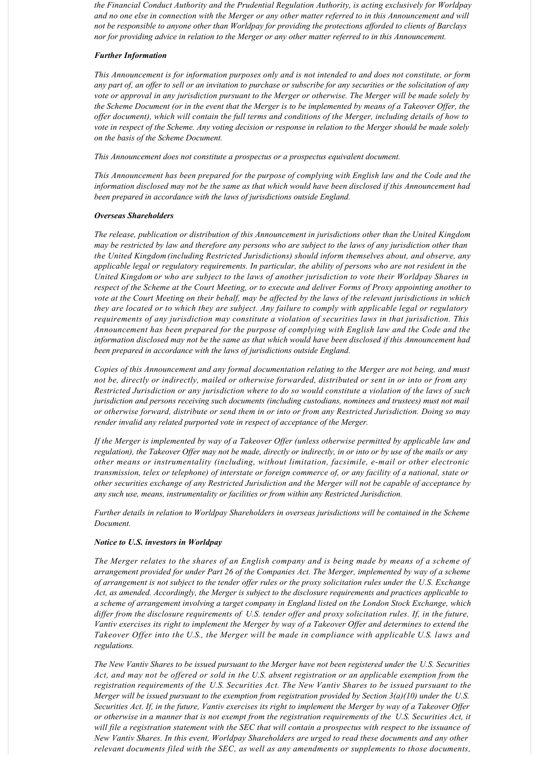*the Financial Conduct Authority and the Prudential Regulation Authority, is acting exclusively for Worldpay and no one else in connection with the Merger or any other matter referred to in this Announcement and will not be responsible to anyone other than Worldpay for providing the protections afforded to clients of Barclays nor for providing advice in relation to the Merger or any other matter referred to in this Announcement.*

***Further Information***

*This Announcement is for information purposes only and is not intended to and does not constitute, or form any part of, an offer to sell or an invitation to purchase or subscribe for any securities or the solicitation of any vote or approval in any jurisdiction pursuant to the Merger or otherwise. The Merger will be made solely by the Scheme Document (or in the event that the Merger is to be implemented by means of a Takeover Offer, the offer document), which will contain the full terms and conditions of the Merger, including details of how to vote in respect of the Scheme. Any voting decision or response in relation to the Merger should be made solely on the basis of the Scheme Document.*

*This Announcement does not constitute a prospectus or a prospectus equivalent document.*

*This Announcement has been prepared for the purpose of complying with English law and the Code and the information disclosed may not be the same as that which would have been disclosed if this Announcement had been prepared in accordance with the laws of jurisdictions outside England.*

***Overseas Shareholders***

*The release, publication or distribution of this Announcement in jurisdictions other than the United Kingdom may be restricted by law and therefore any persons who are subject to the laws of any jurisdiction other than the United Kingdom (including Restricted Jurisdictions) should inform themselves about, and observe, any applicable legal or regulatory requirements. In particular, the ability of persons who are not resident in the United Kingdom or who are subject to the laws of another jurisdiction to vote their Worldpay Shares in respect of the Scheme at the Court Meeting, or to execute and deliver Forms of Proxy appointing another to vote at the Court Meeting on their behalf, may be affected by the laws of the relevant jurisdictions in which they are located or to which they are subject. Any failure to comply with applicable legal or regulatory requirements of any jurisdiction may constitute a violation of securities laws in that jurisdiction. This Announcement has been prepared for the purpose of complying with English law and the Code and the information disclosed may not be the same as that which would have been disclosed if this Announcement had been prepared in accordance with the laws of jurisdictions outside England.*

*Copies of this Announcement and any formal documentation relating to the Merger are not being, and must not be, directly or indirectly, mailed or otherwise forwarded, distributed or sent in or into or from any Restricted Jurisdiction or any jurisdiction where to do so would constitute a violation of the laws of such jurisdiction and persons receiving such documents (including custodians, nominees and trustees) must not mail or otherwise forward, distribute or send them in or into or from any Restricted Jurisdiction. Doing so may render invalid any related purported vote in respect of acceptance of the Merger.*

*If the Merger is implemented by way of a Takeover Offer (unless otherwise permitted by applicable law and regulation), the Takeover Offer may not be made, directly or indirectly, in or into or by use of the mails or any other means or instrumentality (including, without limitation, facsimile, e-mail or other electronic transmission, telex or telephone) of interstate or foreign commerce of, or any facility of a national, state or other securities exchange of any Restricted Jurisdiction and the Merger will not be capable of acceptance by any such use, means, instrumentality or facilities or from within any Restricted Jurisdiction.*

*Further details in relation to Worldpay Shareholders in overseas jurisdictions will be contained in the Scheme Document.*

***Notice to U.S. investors in Worldpay***

*The Merger relates to the shares of an English company and is being made by means of a scheme of arrangement provided for under Part 26 of the Companies Act. The Merger, implemented by way of a scheme of arrangement is not subject to the tender offer rules or the proxy solicitation rules under the U.S. Exchange Act, as amended. Accordingly, the Merger is subject to the disclosure requirements and practices applicable to a scheme of arrangement involving a target company in England listed on the London Stock Exchange, which differ from the disclosure requirements of U.S. tender offer and proxy solicitation rules. If, in the future, Vantiv exercises its right to implement the Merger by way of a Takeover Offer and determines to extend the Takeover Offer into the U.S., the Merger will be made in compliance with applicable U.S. laws and regulations.*

*The New Vantiv Shares to be issued pursuant to the Merger have not been registered under the U.S. Securities Act, and may not be offered or sold in the U.S. absent registration or an applicable exemption from the registration requirements of the U.S. Securities Act. The New Vantiv Shares to be issued pursuant to the Merger will be issued pursuant to the exemption from registration provided by Section 3(a)(10) under the U.S. Securities Act. If, in the future, Vantiv exercises its right to implement the Merger by way of a Takeover Offer or otherwise in a manner that is not exempt from the registration requirements of the U.S. Securities Act, it will file a registration statement with the SEC that will contain a prospectus with respect to the issuance of New Vantiv Shares. In this event, Worldpay Shareholders are urged to read these documents and any other relevant documents filed with the SEC, as well as any amendments or supplements to those documents,*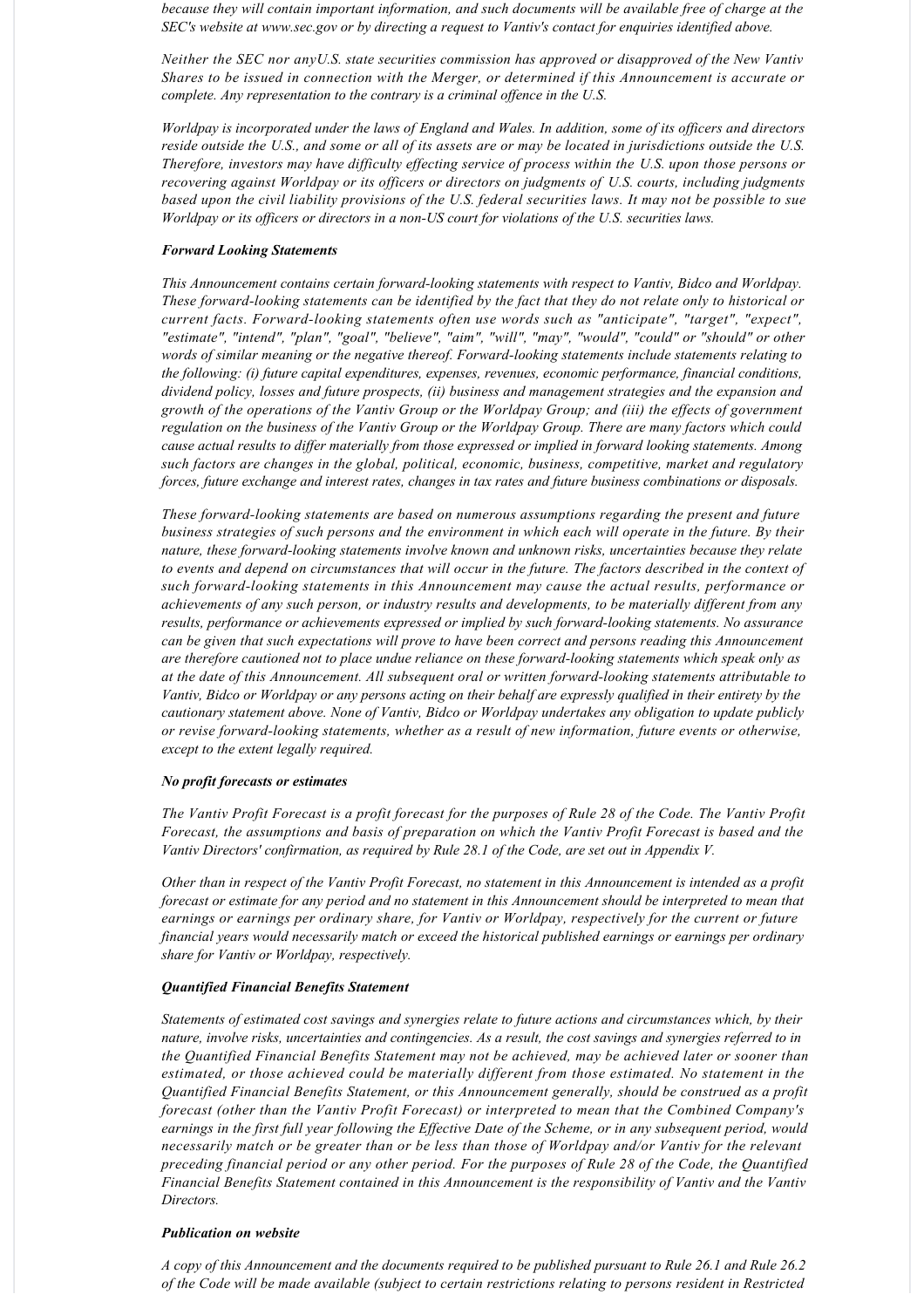*because they will contain important information, and such documents will be available free of charge at the SEC's website at www.sec.gov or by directing a request to Vantiv's contact for enquiries identified above.*

*Neither the SEC nor anyU.S. state securities commission has approved or disapproved of the New Vantiv Shares to be issued in connection with the Merger, or determined if this Announcement is accurate or complete. Any representation to the contrary is a criminal offence in the U.S.*

*Worldpay is incorporated under the laws of England and Wales. In addition, some of its officers and directors reside outside the U.S., and some or all of its assets are or may be located in jurisdictions outside the U.S. Therefore, investors may have difficulty effecting service of process within the U.S. upon those persons or recovering against Worldpay or its officers or directors on judgments of U.S. courts, including judgments based upon the civil liability provisions of the U.S. federal securities laws. It may not be possible to sue Worldpay or its officers or directors in a non-US court for violations of the U.S. securities laws.*

***Forward Looking Statements***

*This Announcement contains certain forward-looking statements with respect to Vantiv, Bidco and Worldpay. These forward-looking statements can be identified by the fact that they do not relate only to historical or current facts. Forward-looking statements often use words such as "anticipate", "target", "expect", "estimate", "intend", "plan", "goal", "believe", "aim", "will", "may", "would", "could" or "should" or other words of similar meaning or the negative thereof. Forward-looking statements include statements relating to the following: (i) future capital expenditures, expenses, revenues, economic performance, financial conditions, dividend policy, losses and future prospects, (ii) business and management strategies and the expansion and growth of the operations of the Vantiv Group or the Worldpay Group; and (iii) the effects of government regulation on the business of the Vantiv Group or the Worldpay Group. There are many factors which could cause actual results to differ materially from those expressed or implied in forward looking statements. Among such factors are changes in the global, political, economic, business, competitive, market and regulatory forces, future exchange and interest rates, changes in tax rates and future business combinations or disposals.*

*These forward-looking statements are based on numerous assumptions regarding the present and future business strategies of such persons and the environment in which each will operate in the future. By their nature, these forward-looking statements involve known and unknown risks, uncertainties because they relate to events and depend on circumstances that will occur in the future. The factors described in the context of such forward-looking statements in this Announcement may cause the actual results, performance or achievements of any such person, or industry results and developments, to be materially different from any results, performance or achievements expressed or implied by such forward-looking statements. No assurance can be given that such expectations will prove to have been correct and persons reading this Announcement are therefore cautioned not to place undue reliance on these forward-looking statements which speak only as at the date of this Announcement. All subsequent oral or written forward-looking statements attributable to Vantiv, Bidco or Worldpay or any persons acting on their behalf are expressly qualified in their entirety by the cautionary statement above. None of Vantiv, Bidco or Worldpay undertakes any obligation to update publicly or revise forward-looking statements, whether as a result of new information, future events or otherwise, except to the extent legally required.*

***No profit forecasts or estimates***

*The Vantiv Profit Forecast is a profit forecast for the purposes of Rule 28 of the Code. The Vantiv Profit Forecast, the assumptions and basis of preparation on which the Vantiv Profit Forecast is based and the Vantiv Directors' confirmation, as required by Rule 28.1 of the Code, are set out in Appendix V.*

*Other than in respect of the Vantiv Profit Forecast, no statement in this Announcement is intended as a profit forecast or estimate for any period and no statement in this Announcement should be interpreted to mean that earnings or earnings per ordinary share, for Vantiv or Worldpay, respectively for the current or future financial years would necessarily match or exceed the historical published earnings or earnings per ordinary share for Vantiv or Worldpay, respectively.*

***Quantified Financial Benefits Statement***

*Statements of estimated cost savings and synergies relate to future actions and circumstances which, by their nature, involve risks, uncertainties and contingencies. As a result, the cost savings and synergies referred to in the Quantified Financial Benefits Statement may not be achieved, may be achieved later or sooner than estimated, or those achieved could be materially different from those estimated. No statement in the Quantified Financial Benefits Statement, or this Announcement generally, should be construed as a profit forecast (other than the Vantiv Profit Forecast) or interpreted to mean that the Combined Company's earnings in the first full year following the Effective Date of the Scheme, or in any subsequent period, would necessarily match or be greater than or be less than those of Worldpay and/or Vantiv for the relevant preceding financial period or any other period. For the purposes of Rule 28 of the Code, the Quantified Financial Benefits Statement contained in this Announcement is the responsibility of Vantiv and the Vantiv Directors.*

***Publication on website***

*A copy of this Announcement and the documents required to be published pursuant to Rule 26.1 and Rule 26.2 of the Code will be made available (subject to certain restrictions relating to persons resident in Restricted*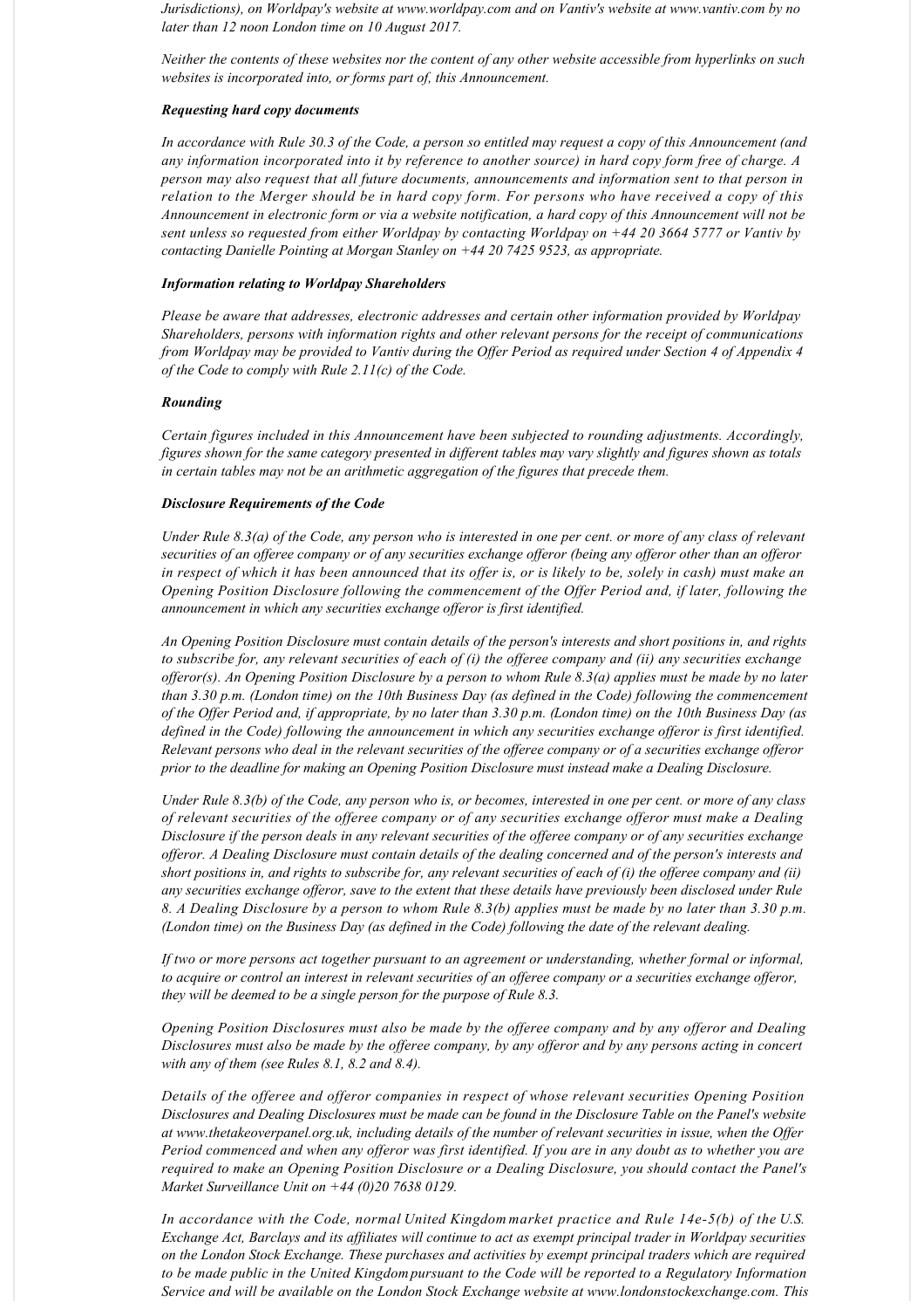*Jurisdictions), on Worldpay's website at www.worldpay.com and on Vantiv's website at www.vantiv.com by no later than 12 noon London time on 10 August 2017.*

*Neither the contents of these websites nor the content of any other website accessible from hyperlinks on such websites is incorporated into, or forms part of, this Announcement.*

***Requesting hard copy documents***

*In accordance with Rule 30.3 of the Code, a person so entitled may request a copy of this Announcement (and any information incorporated into it by reference to another source) in hard copy form free of charge. A person may also request that all future documents, announcements and information sent to that person in relation to the Merger should be in hard copy form. For persons who have received a copy of this Announcement in electronic form or via a website notification, a hard copy of this Announcement will not be sent unless so requested from either Worldpay by contacting Worldpay on +44 20 3664 5777 or Vantiv by contacting Danielle Pointing at Morgan Stanley on +44 20 7425 9523, as appropriate.*

***Information relating to Worldpay Shareholders***

*Please be aware that addresses, electronic addresses and certain other information provided by Worldpay Shareholders, persons with information rights and other relevant persons for the receipt of communications from Worldpay may be provided to Vantiv during the Offer Period as required under Section 4 of Appendix 4 of the Code to comply with Rule 2.11(c) of the Code.*

***Rounding***

*Certain figures included in this Announcement have been subjected to rounding adjustments. Accordingly, figures shown for the same category presented in different tables may vary slightly and figures shown as totals in certain tables may not be an arithmetic aggregation of the figures that precede them.*

***Disclosure Requirements of the Code***

*Under Rule 8.3(a) of the Code, any person who is interested in one per cent. or more of any class of relevant securities of an offeree company or of any securities exchange offeror (being any offeror other than an offeror in respect of which it has been announced that its offer is, or is likely to be, solely in cash) must make an Opening Position Disclosure following the commencement of the Offer Period and, if later, following the announcement in which any securities exchange offeror is first identified.*

*An Opening Position Disclosure must contain details of the person's interests and short positions in, and rights to subscribe for, any relevant securities of each of (i) the offeree company and (ii) any securities exchange offeror(s). An Opening Position Disclosure by a person to whom Rule 8.3(a) applies must be made by no later than 3.30 p.m. (London time) on the 10th Business Day (as defined in the Code) following the commencement of the Offer Period and, if appropriate, by no later than 3.30 p.m. (London time) on the 10th Business Day (as defined in the Code) following the announcement in which any securities exchange offeror is first identified. Relevant persons who deal in the relevant securities of the offeree company or of a securities exchange offeror prior to the deadline for making an Opening Position Disclosure must instead make a Dealing Disclosure.*

*Under Rule 8.3(b) of the Code, any person who is, or becomes, interested in one per cent. or more of any class of relevant securities of the offeree company or of any securities exchange offeror must make a Dealing Disclosure if the person deals in any relevant securities of the offeree company or of any securities exchange offeror. A Dealing Disclosure must contain details of the dealing concerned and of the person's interests and short positions in, and rights to subscribe for, any relevant securities of each of (i) the offeree company and (ii) any securities exchange offeror, save to the extent that these details have previously been disclosed under Rule 8. A Dealing Disclosure by a person to whom Rule 8.3(b) applies must be made by no later than 3.30 p.m. (London time) on the Business Day (as defined in the Code) following the date of the relevant dealing.*

*If two or more persons act together pursuant to an agreement or understanding, whether formal or informal, to acquire or control an interest in relevant securities of an offeree company or a securities exchange offeror, they will be deemed to be a single person for the purpose of Rule 8.3.*

*Opening Position Disclosures must also be made by the offeree company and by any offeror and Dealing Disclosures must also be made by the offeree company, by any offeror and by any persons acting in concert with any of them (see Rules 8.1, 8.2 and 8.4).*

*Details of the offeree and offeror companies in respect of whose relevant securities Opening Position Disclosures and Dealing Disclosures must be made can be found in the Disclosure Table on the Panel's website at www.thetakeoverpanel.org.uk, including details of the number of relevant securities in issue, when the Offer Period commenced and when any offeror was first identified. If you are in any doubt as to whether you are required to make an Opening Position Disclosure or a Dealing Disclosure, you should contact the Panel's Market Surveillance Unit on +44 (0)20 7638 0129.*

*In accordance with the Code, normal United Kingdom market practice and Rule 14e-5(b) of the U.S. Exchange Act, Barclays and its affiliates will continue to act as exempt principal trader in Worldpay securities on the London Stock Exchange. These purchases and activities by exempt principal traders which are required to be made public in the United Kingdom pursuant to the Code will be reported to a Regulatory Information Service and will be available on the London Stock Exchange website at www.londonstockexchange.com. This*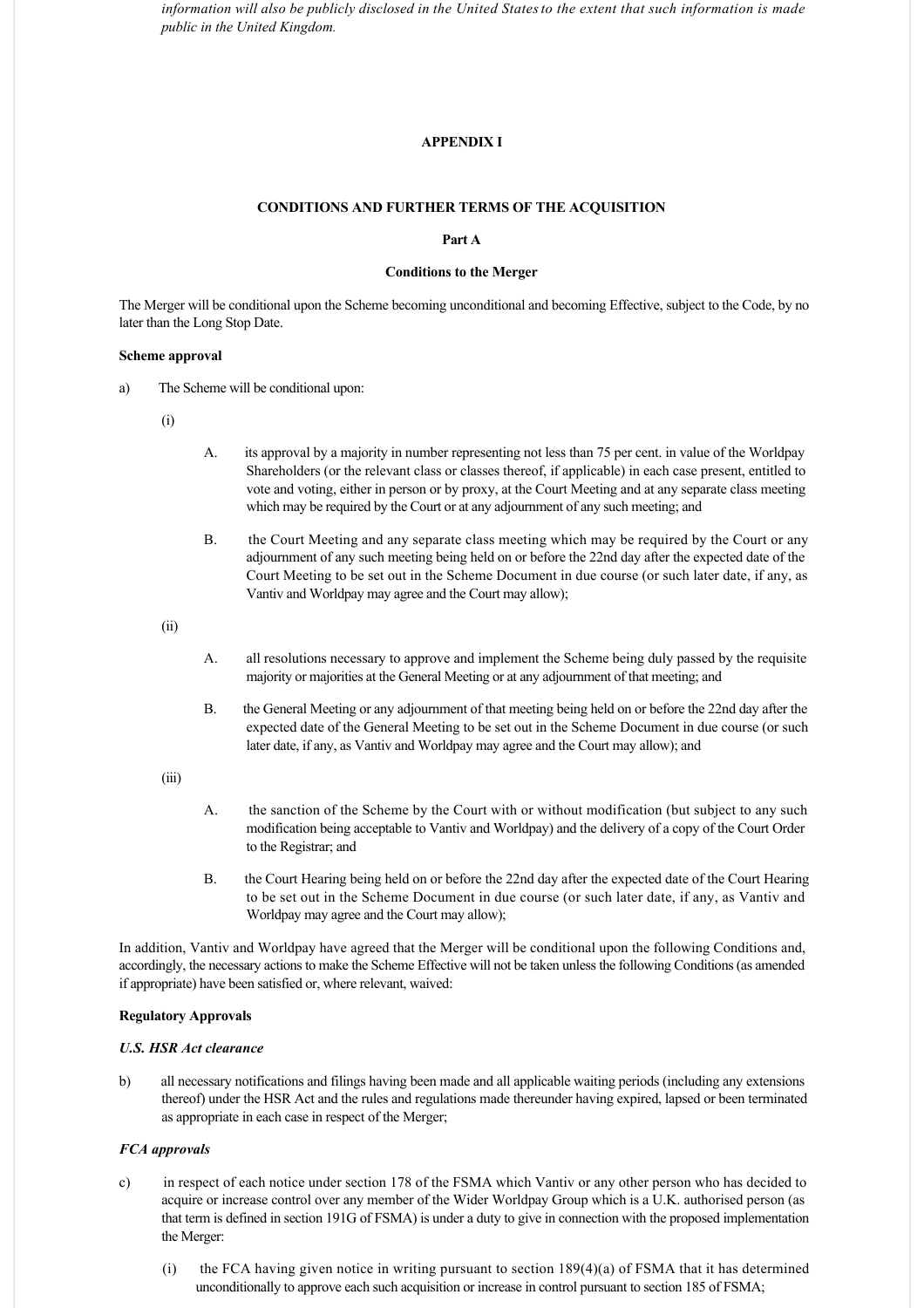*information will also be publicly disclosed in the United States to the extent that such information is made public in the United Kingdom.*

## APPENDIX I

### CONDITIONS AND FURTHER TERMS OF THE ACQUISITION

#### Part A

#### Conditions to the Merger

The Merger will be conditional upon the Scheme becoming unconditional and becoming Effective, subject to the Code, by no later than the Long Stop Date.

**Scheme approval**

a) The Scheme will be conditional upon:

(i)

A. its approval by a majority in number representing not less than 75 per cent. in value of the Worldpay Shareholders (or the relevant class or classes thereof, if applicable) in each case present, entitled to vote and voting, either in person or by proxy, at the Court Meeting and at any separate class meeting which may be required by the Court or at any adjournment of any such meeting; and

B. the Court Meeting and any separate class meeting which may be required by the Court or any adjournment of any such meeting being held on or before the 22nd day after the expected date of the Court Meeting to be set out in the Scheme Document in due course (or such later date, if any, as Vantiv and Worldpay may agree and the Court may allow);

(ii)

A. all resolutions necessary to approve and implement the Scheme being duly passed by the requisite majority or majorities at the General Meeting or at any adjournment of that meeting; and

B. the General Meeting or any adjournment of that meeting being held on or before the 22nd day after the expected date of the General Meeting to be set out in the Scheme Document in due course (or such later date, if any, as Vantiv and Worldpay may agree and the Court may allow); and

(iii)

A. the sanction of the Scheme by the Court with or without modification (but subject to any such modification being acceptable to Vantiv and Worldpay) and the delivery of a copy of the Court Order to the Registrar; and

B. the Court Hearing being held on or before the 22nd day after the expected date of the Court Hearing to be set out in the Scheme Document in due course (or such later date, if any, as Vantiv and Worldpay may agree and the Court may allow);

In addition, Vantiv and Worldpay have agreed that the Merger will be conditional upon the following Conditions and, accordingly, the necessary actions to make the Scheme Effective will not be taken unless the following Conditions (as amended if appropriate) have been satisfied or, where relevant, waived:

**Regulatory Approvals**

***U.S. HSR Act clearance***

b) all necessary notifications and filings having been made and all applicable waiting periods (including any extensions thereof) under the HSR Act and the rules and regulations made thereunder having expired, lapsed or been terminated as appropriate in each case in respect of the Merger;

***FCA approvals***

c) in respect of each notice under section 178 of the FSMA which Vantiv or any other person who has decided to acquire or increase control over any member of the Wider Worldpay Group which is a U.K. authorised person (as that term is defined in section 191G of FSMA) is under a duty to give in connection with the proposed implementation the Merger:

(i) the FCA having given notice in writing pursuant to section 189(4)(a) of FSMA that it has determined unconditionally to approve each such acquisition or increase in control pursuant to section 185 of FSMA;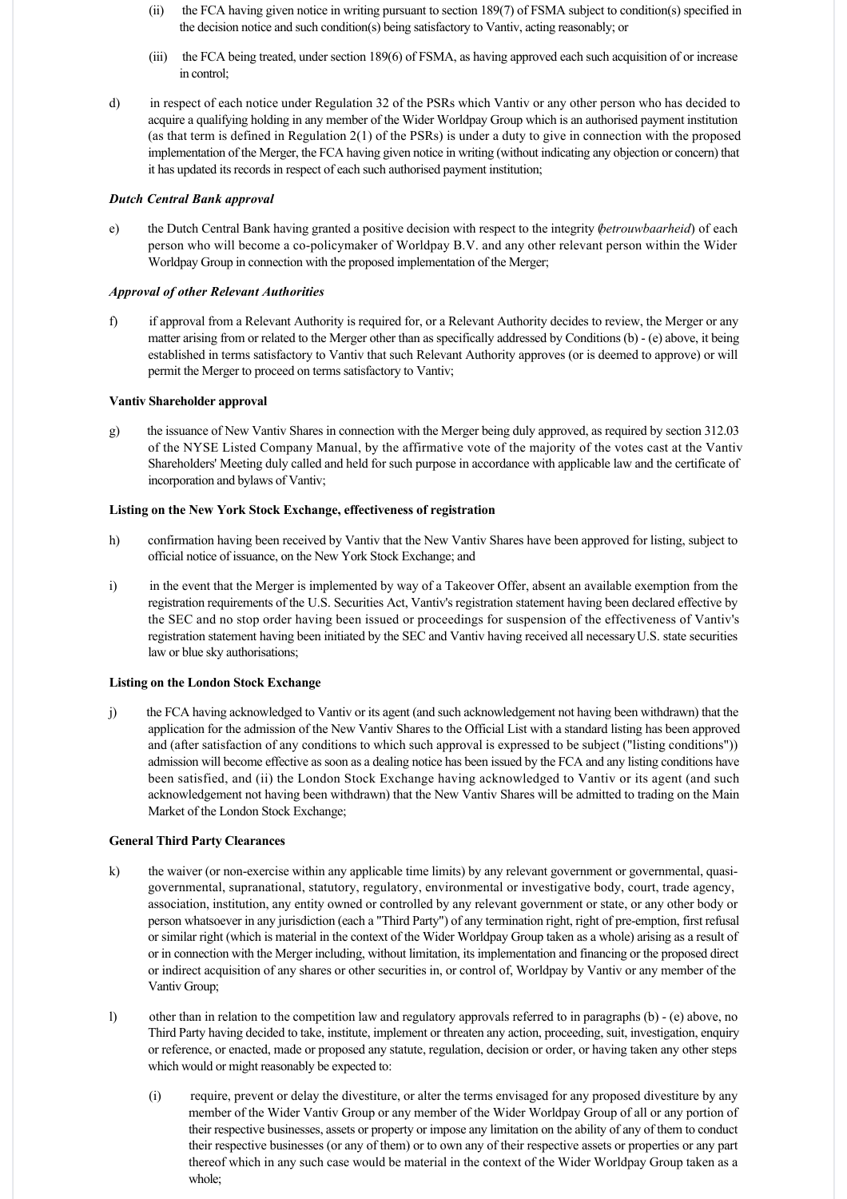(ii) the FCA having given notice in writing pursuant to section 189(7) of FSMA subject to condition(s) specified in the decision notice and such condition(s) being satisfactory to Vantiv, acting reasonably; or

(iii) the FCA being treated, under section 189(6) of FSMA, as having approved each such acquisition of or increase in control;

d) in respect of each notice under Regulation 32 of the PSRs which Vantiv or any other person who has decided to acquire a qualifying holding in any member of the Wider Worldpay Group which is an authorised payment institution (as that term is defined in Regulation 2(1) of the PSRs) is under a duty to give in connection with the proposed implementation of the Merger, the FCA having given notice in writing (without indicating any objection or concern) that it has updated its records in respect of each such authorised payment institution;

***Dutch Central Bank approval***

e) the Dutch Central Bank having granted a positive decision with respect to the integrity (*betrouwbaarheid*) of each person who will become a co-policymaker of Worldpay B.V. and any other relevant person within the Wider Worldpay Group in connection with the proposed implementation of the Merger;

***Approval of other Relevant Authorities***

f) if approval from a Relevant Authority is required for, or a Relevant Authority decides to review, the Merger or any matter arising from or related to the Merger other than as specifically addressed by Conditions (b) - (e) above, it being established in terms satisfactory to Vantiv that such Relevant Authority approves (or is deemed to approve) or will permit the Merger to proceed on terms satisfactory to Vantiv;

**Vantiv Shareholder approval**

g) the issuance of New Vantiv Shares in connection with the Merger being duly approved, as required by section 312.03 of the NYSE Listed Company Manual, by the affirmative vote of the majority of the votes cast at the Vantiv Shareholders' Meeting duly called and held for such purpose in accordance with applicable law and the certificate of incorporation and bylaws of Vantiv;

**Listing on the New York Stock Exchange, effectiveness of registration**

h) confirmation having been received by Vantiv that the New Vantiv Shares have been approved for listing, subject to official notice of issuance, on the New York Stock Exchange; and

i) in the event that the Merger is implemented by way of a Takeover Offer, absent an available exemption from the registration requirements of the U.S. Securities Act, Vantiv's registration statement having been declared effective by the SEC and no stop order having been issued or proceedings for suspension of the effectiveness of Vantiv's registration statement having been initiated by the SEC and Vantiv having received all necessary U.S. state securities law or blue sky authorisations;

**Listing on the London Stock Exchange**

j) the FCA having acknowledged to Vantiv or its agent (and such acknowledgement not having been withdrawn) that the application for the admission of the New Vantiv Shares to the Official List with a standard listing has been approved and (after satisfaction of any conditions to which such approval is expressed to be subject ("listing conditions")) admission will become effective as soon as a dealing notice has been issued by the FCA and any listing conditions have been satisfied, and (ii) the London Stock Exchange having acknowledged to Vantiv or its agent (and such acknowledgement not having been withdrawn) that the New Vantiv Shares will be admitted to trading on the Main Market of the London Stock Exchange;

**General Third Party Clearances**

k) the waiver (or non-exercise within any applicable time limits) by any relevant government or governmental, quasi-governmental, supranational, statutory, regulatory, environmental or investigative body, court, trade agency, association, institution, any entity owned or controlled by any relevant government or state, or any other body or person whatsoever in any jurisdiction (each a "Third Party") of any termination right, right of pre-emption, first refusal or similar right (which is material in the context of the Wider Worldpay Group taken as a whole) arising as a result of or in connection with the Merger including, without limitation, its implementation and financing or the proposed direct or indirect acquisition of any shares or other securities in, or control of, Worldpay by Vantiv or any member of the Vantiv Group;

l) other than in relation to the competition law and regulatory approvals referred to in paragraphs (b) - (e) above, no Third Party having decided to take, institute, implement or threaten any action, proceeding, suit, investigation, enquiry or reference, or enacted, made or proposed any statute, regulation, decision or order, or having taken any other steps which would or might reasonably be expected to:

(i) require, prevent or delay the divestiture, or alter the terms envisaged for any proposed divestiture by any member of the Wider Vantiv Group or any member of the Wider Worldpay Group of all or any portion of their respective businesses, assets or property or impose any limitation on the ability of any of them to conduct their respective businesses (or any of them) or to own any of their respective assets or properties or any part thereof which in any such case would be material in the context of the Wider Worldpay Group taken as a whole;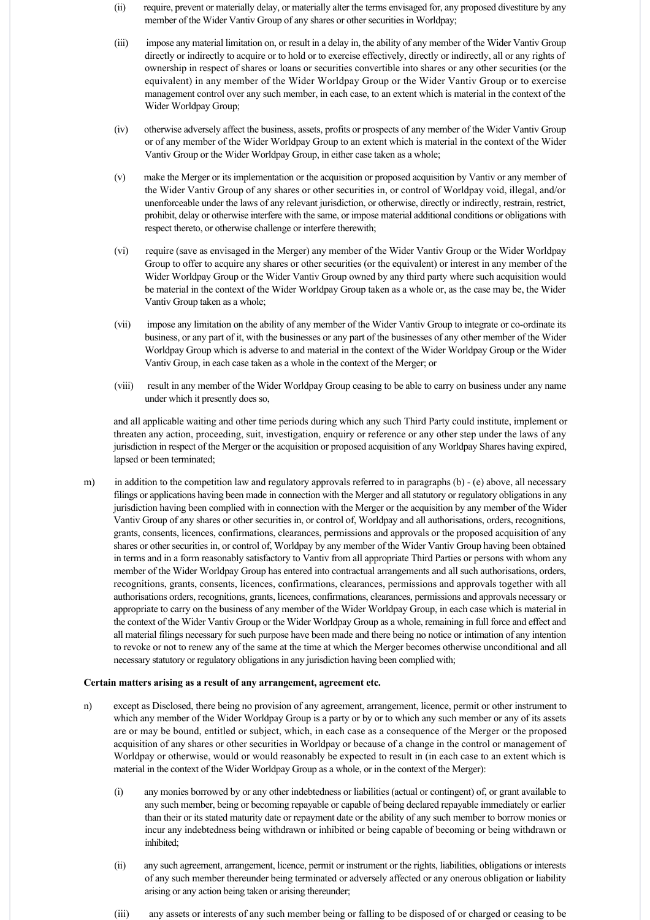(ii) require, prevent or materially delay, or materially alter the terms envisaged for, any proposed divestiture by any member of the Wider Vantiv Group of any shares or other securities in Worldpay;

(iii) impose any material limitation on, or result in a delay in, the ability of any member of the Wider Vantiv Group directly or indirectly to acquire or to hold or to exercise effectively, directly or indirectly, all or any rights of ownership in respect of shares or loans or securities convertible into shares or any other securities (or the equivalent) in any member of the Wider Worldpay Group or the Wider Vantiv Group or to exercise management control over any such member, in each case, to an extent which is material in the context of the Wider Worldpay Group;

(iv) otherwise adversely affect the business, assets, profits or prospects of any member of the Wider Vantiv Group or of any member of the Wider Worldpay Group to an extent which is material in the context of the Wider Vantiv Group or the Wider Worldpay Group, in either case taken as a whole;

(v) make the Merger or its implementation or the acquisition or proposed acquisition by Vantiv or any member of the Wider Vantiv Group of any shares or other securities in, or control of Worldpay void, illegal, and/or unenforceable under the laws of any relevant jurisdiction, or otherwise, directly or indirectly, restrain, restrict, prohibit, delay or otherwise interfere with the same, or impose material additional conditions or obligations with respect thereto, or otherwise challenge or interfere therewith;

(vi) require (save as envisaged in the Merger) any member of the Wider Vantiv Group or the Wider Worldpay Group to offer to acquire any shares or other securities (or the equivalent) or interest in any member of the Wider Worldpay Group or the Wider Vantiv Group owned by any third party where such acquisition would be material in the context of the Wider Worldpay Group taken as a whole or, as the case may be, the Wider Vantiv Group taken as a whole;

(vii) impose any limitation on the ability of any member of the Wider Vantiv Group to integrate or co-ordinate its business, or any part of it, with the businesses or any part of the businesses of any other member of the Wider Worldpay Group which is adverse to and material in the context of the Wider Worldpay Group or the Wider Vantiv Group, in each case taken as a whole in the context of the Merger; or

(viii) result in any member of the Wider Worldpay Group ceasing to be able to carry on business under any name under which it presently does so,

and all applicable waiting and other time periods during which any such Third Party could institute, implement or threaten any action, proceeding, suit, investigation, enquiry or reference or any other step under the laws of any jurisdiction in respect of the Merger or the acquisition or proposed acquisition of any Worldpay Shares having expired, lapsed or been terminated;

m) in addition to the competition law and regulatory approvals referred to in paragraphs (b) - (e) above, all necessary filings or applications having been made in connection with the Merger and all statutory or regulatory obligations in any jurisdiction having been complied with in connection with the Merger or the acquisition by any member of the Wider Vantiv Group of any shares or other securities in, or control of, Worldpay and all authorisations, orders, recognitions, grants, consents, licences, confirmations, clearances, permissions and approvals or the proposed acquisition of any shares or other securities in, or control of, Worldpay by any member of the Wider Vantiv Group having been obtained in terms and in a form reasonably satisfactory to Vantiv from all appropriate Third Parties or persons with whom any member of the Wider Worldpay Group has entered into contractual arrangements and all such authorisations, orders, recognitions, grants, consents, licences, confirmations, clearances, permissions and approvals together with all authorisations orders, recognitions, grants, licences, confirmations, clearances, permissions and approvals necessary or appropriate to carry on the business of any member of the Wider Worldpay Group, in each case which is material in the context of the Wider Vantiv Group or the Wider Worldpay Group as a whole, remaining in full force and effect and all material filings necessary for such purpose have been made and there being no notice or intimation of any intention to revoke or not to renew any of the same at the time at which the Merger becomes otherwise unconditional and all necessary statutory or regulatory obligations in any jurisdiction having been complied with;

**Certain matters arising as a result of any arrangement, agreement etc.**

n) except as Disclosed, there being no provision of any agreement, arrangement, licence, permit or other instrument to which any member of the Wider Worldpay Group is a party or by or to which any such member or any of its assets are or may be bound, entitled or subject, which, in each case as a consequence of the Merger or the proposed acquisition of any shares or other securities in Worldpay or because of a change in the control or management of Worldpay or otherwise, would or would reasonably be expected to result in (in each case to an extent which is material in the context of the Wider Worldpay Group as a whole, or in the context of the Merger):

(i) any monies borrowed by or any other indebtedness or liabilities (actual or contingent) of, or grant available to any such member, being or becoming repayable or capable of being declared repayable immediately or earlier than their or its stated maturity date or repayment date or the ability of any such member to borrow monies or incur any indebtedness being withdrawn or inhibited or being capable of becoming or being withdrawn or inhibited;

(ii) any such agreement, arrangement, licence, permit or instrument or the rights, liabilities, obligations or interests of any such member thereunder being terminated or adversely affected or any onerous obligation or liability arising or any action being taken or arising thereunder;

(iii) any assets or interests of any such member being or falling to be disposed of or charged or ceasing to be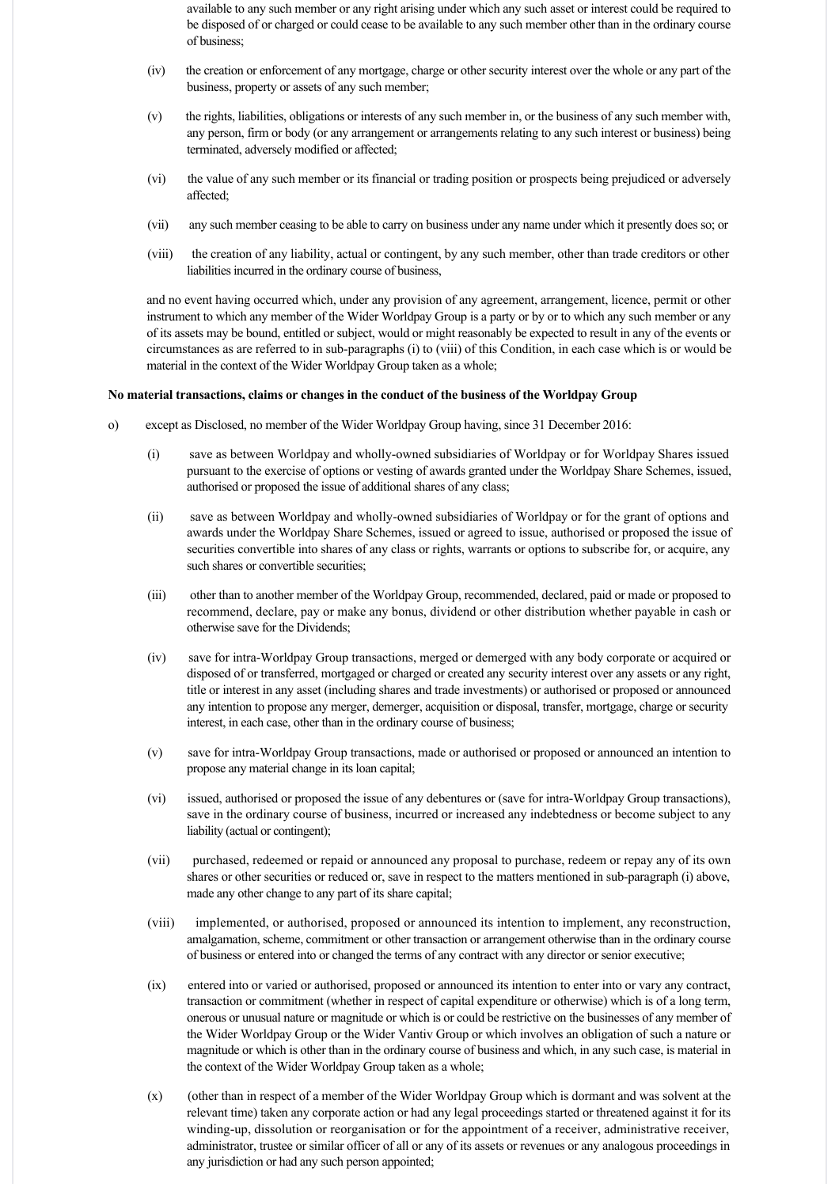available to any such member or any right arising under which any such asset or interest could be required to be disposed of or charged or could cease to be available to any such member other than in the ordinary course of business;

(iv) the creation or enforcement of any mortgage, charge or other security interest over the whole or any part of the business, property or assets of any such member;

(v) the rights, liabilities, obligations or interests of any such member in, or the business of any such member with, any person, firm or body (or any arrangement or arrangements relating to any such interest or business) being terminated, adversely modified or affected;

(vi) the value of any such member or its financial or trading position or prospects being prejudiced or adversely affected;

(vii) any such member ceasing to be able to carry on business under any name under which it presently does so; or

(viii) the creation of any liability, actual or contingent, by any such member, other than trade creditors or other liabilities incurred in the ordinary course of business,

and no event having occurred which, under any provision of any agreement, arrangement, licence, permit or other instrument to which any member of the Wider Worldpay Group is a party or by or to which any such member or any of its assets may be bound, entitled or subject, would or might reasonably be expected to result in any of the events or circumstances as are referred to in sub-paragraphs (i) to (viii) of this Condition, in each case which is or would be material in the context of the Wider Worldpay Group taken as a whole;

**No material transactions, claims or changes in the conduct of the business of the Worldpay Group**

o) except as Disclosed, no member of the Wider Worldpay Group having, since 31 December 2016:

(i) save as between Worldpay and wholly-owned subsidiaries of Worldpay or for Worldpay Shares issued pursuant to the exercise of options or vesting of awards granted under the Worldpay Share Schemes, issued, authorised or proposed the issue of additional shares of any class;

(ii) save as between Worldpay and wholly-owned subsidiaries of Worldpay or for the grant of options and awards under the Worldpay Share Schemes, issued or agreed to issue, authorised or proposed the issue of securities convertible into shares of any class or rights, warrants or options to subscribe for, or acquire, any such shares or convertible securities;

(iii) other than to another member of the Worldpay Group, recommended, declared, paid or made or proposed to recommend, declare, pay or make any bonus, dividend or other distribution whether payable in cash or otherwise save for the Dividends;

(iv) save for intra-Worldpay Group transactions, merged or demerged with any body corporate or acquired or disposed of or transferred, mortgaged or charged or created any security interest over any assets or any right, title or interest in any asset (including shares and trade investments) or authorised or proposed or announced any intention to propose any merger, demerger, acquisition or disposal, transfer, mortgage, charge or security interest, in each case, other than in the ordinary course of business;

(v) save for intra-Worldpay Group transactions, made or authorised or proposed or announced an intention to propose any material change in its loan capital;

(vi) issued, authorised or proposed the issue of any debentures or (save for intra-Worldpay Group transactions), save in the ordinary course of business, incurred or increased any indebtedness or become subject to any liability (actual or contingent);

(vii) purchased, redeemed or repaid or announced any proposal to purchase, redeem or repay any of its own shares or other securities or reduced or, save in respect to the matters mentioned in sub-paragraph (i) above, made any other change to any part of its share capital;

(viii) implemented, or authorised, proposed or announced its intention to implement, any reconstruction, amalgamation, scheme, commitment or other transaction or arrangement otherwise than in the ordinary course of business or entered into or changed the terms of any contract with any director or senior executive;

(ix) entered into or varied or authorised, proposed or announced its intention to enter into or vary any contract, transaction or commitment (whether in respect of capital expenditure or otherwise) which is of a long term, onerous or unusual nature or magnitude or which is or could be restrictive on the businesses of any member of the Wider Worldpay Group or the Wider Vantiv Group or which involves an obligation of such a nature or magnitude or which is other than in the ordinary course of business and which, in any such case, is material in the context of the Wider Worldpay Group taken as a whole;

(x) (other than in respect of a member of the Wider Worldpay Group which is dormant and was solvent at the relevant time) taken any corporate action or had any legal proceedings started or threatened against it for its winding-up, dissolution or reorganisation or for the appointment of a receiver, administrative receiver, administrator, trustee or similar officer of all or any of its assets or revenues or any analogous proceedings in any jurisdiction or had any such person appointed;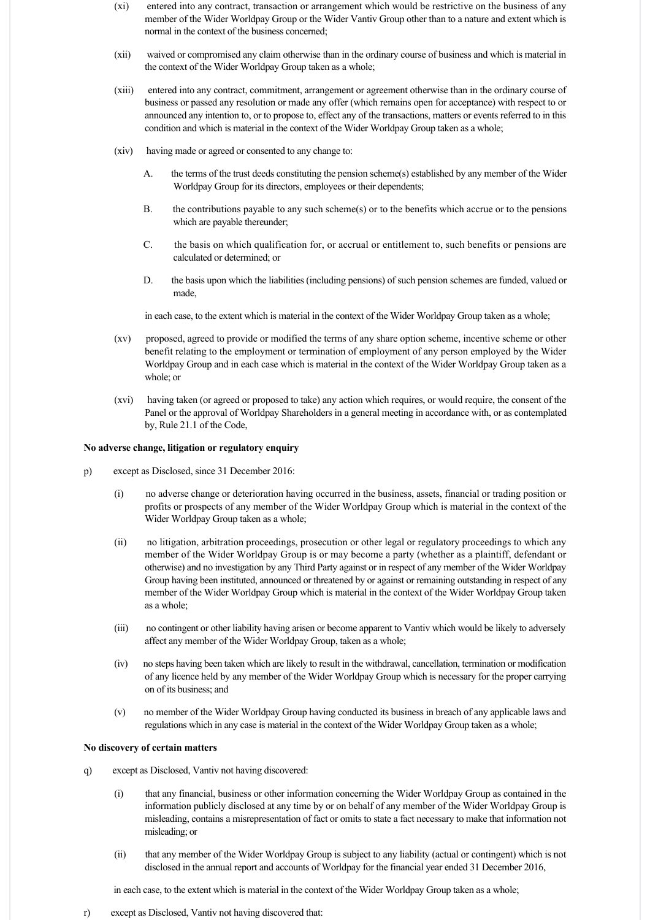(xi) entered into any contract, transaction or arrangement which would be restrictive on the business of any member of the Wider Worldpay Group or the Wider Vantiv Group other than to a nature and extent which is normal in the context of the business concerned;

(xii) waived or compromised any claim otherwise than in the ordinary course of business and which is material in the context of the Wider Worldpay Group taken as a whole;

(xiii) entered into any contract, commitment, arrangement or agreement otherwise than in the ordinary course of business or passed any resolution or made any offer (which remains open for acceptance) with respect to or announced any intention to, or to propose to, effect any of the transactions, matters or events referred to in this condition and which is material in the context of the Wider Worldpay Group taken as a whole;

(xiv) having made or agreed or consented to any change to:

A. the terms of the trust deeds constituting the pension scheme(s) established by any member of the Wider Worldpay Group for its directors, employees or their dependents;

B. the contributions payable to any such scheme(s) or to the benefits which accrue or to the pensions which are payable thereunder;

C. the basis on which qualification for, or accrual or entitlement to, such benefits or pensions are calculated or determined; or

D. the basis upon which the liabilities (including pensions) of such pension schemes are funded, valued or made,

in each case, to the extent which is material in the context of the Wider Worldpay Group taken as a whole;

(xv) proposed, agreed to provide or modified the terms of any share option scheme, incentive scheme or other benefit relating to the employment or termination of employment of any person employed by the Wider Worldpay Group and in each case which is material in the context of the Wider Worldpay Group taken as a whole; or

(xvi) having taken (or agreed or proposed to take) any action which requires, or would require, the consent of the Panel or the approval of Worldpay Shareholders in a general meeting in accordance with, or as contemplated by, Rule 21.1 of the Code,

**No adverse change, litigation or regulatory enquiry**

p) except as Disclosed, since 31 December 2016:

(i) no adverse change or deterioration having occurred in the business, assets, financial or trading position or profits or prospects of any member of the Wider Worldpay Group which is material in the context of the Wider Worldpay Group taken as a whole;

(ii) no litigation, arbitration proceedings, prosecution or other legal or regulatory proceedings to which any member of the Wider Worldpay Group is or may become a party (whether as a plaintiff, defendant or otherwise) and no investigation by any Third Party against or in respect of any member of the Wider Worldpay Group having been instituted, announced or threatened by or against or remaining outstanding in respect of any member of the Wider Worldpay Group which is material in the context of the Wider Worldpay Group taken as a whole;

(iii) no contingent or other liability having arisen or become apparent to Vantiv which would be likely to adversely affect any member of the Wider Worldpay Group, taken as a whole;

(iv) no steps having been taken which are likely to result in the withdrawal, cancellation, termination or modification of any licence held by any member of the Wider Worldpay Group which is necessary for the proper carrying on of its business; and

(v) no member of the Wider Worldpay Group having conducted its business in breach of any applicable laws and regulations which in any case is material in the context of the Wider Worldpay Group taken as a whole;

**No discovery of certain matters**

q) except as Disclosed, Vantiv not having discovered:

(i) that any financial, business or other information concerning the Wider Worldpay Group as contained in the information publicly disclosed at any time by or on behalf of any member of the Wider Worldpay Group is misleading, contains a misrepresentation of fact or omits to state a fact necessary to make that information not misleading; or

(ii) that any member of the Wider Worldpay Group is subject to any liability (actual or contingent) which is not disclosed in the annual report and accounts of Worldpay for the financial year ended 31 December 2016,

in each case, to the extent which is material in the context of the Wider Worldpay Group taken as a whole;

r) except as Disclosed, Vantiv not having discovered that: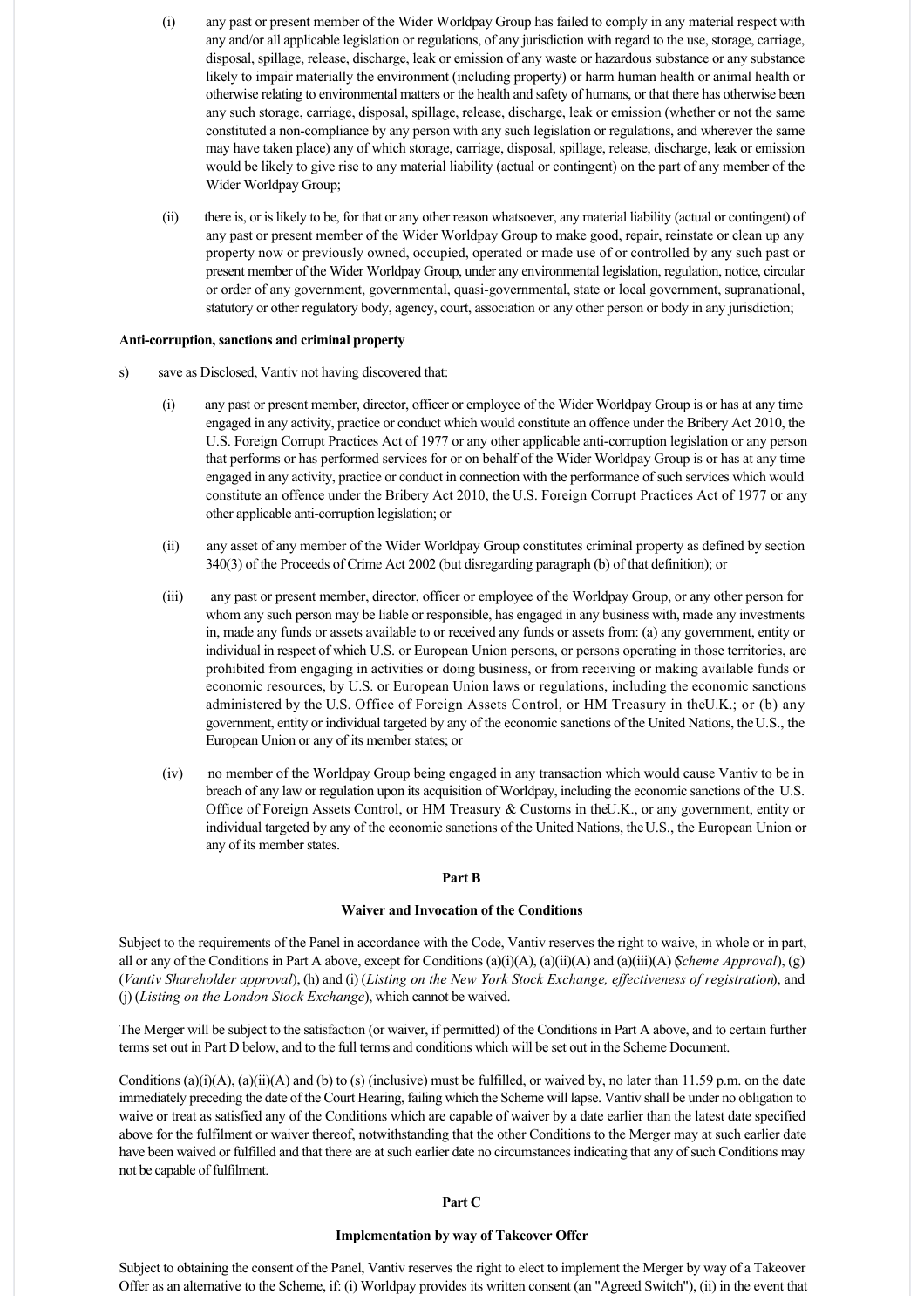(i) any past or present member of the Wider Worldpay Group has failed to comply in any material respect with any and/or all applicable legislation or regulations, of any jurisdiction with regard to the use, storage, carriage, disposal, spillage, release, discharge, leak or emission of any waste or hazardous substance or any substance likely to impair materially the environment (including property) or harm human health or animal health or otherwise relating to environmental matters or the health and safety of humans, or that there has otherwise been any such storage, carriage, disposal, spillage, release, discharge, leak or emission (whether or not the same constituted a non-compliance by any person with any such legislation or regulations, and wherever the same may have taken place) any of which storage, carriage, disposal, spillage, release, discharge, leak or emission would be likely to give rise to any material liability (actual or contingent) on the part of any member of the Wider Worldpay Group;

(ii) there is, or is likely to be, for that or any other reason whatsoever, any material liability (actual or contingent) of any past or present member of the Wider Worldpay Group to make good, repair, reinstate or clean up any property now or previously owned, occupied, operated or made use of or controlled by any such past or present member of the Wider Worldpay Group, under any environmental legislation, regulation, notice, circular or order of any government, governmental, quasi-governmental, state or local government, supranational, statutory or other regulatory body, agency, court, association or any other person or body in any jurisdiction;

**Anti-corruption, sanctions and criminal property**

s) save as Disclosed, Vantiv not having discovered that:

(i) any past or present member, director, officer or employee of the Wider Worldpay Group is or has at any time engaged in any activity, practice or conduct which would constitute an offence under the Bribery Act 2010, the U.S. Foreign Corrupt Practices Act of 1977 or any other applicable anti-corruption legislation or any person that performs or has performed services for or on behalf of the Wider Worldpay Group is or has at any time engaged in any activity, practice or conduct in connection with the performance of such services which would constitute an offence under the Bribery Act 2010, the U.S. Foreign Corrupt Practices Act of 1977 or any other applicable anti-corruption legislation; or

(ii) any asset of any member of the Wider Worldpay Group constitutes criminal property as defined by section 340(3) of the Proceeds of Crime Act 2002 (but disregarding paragraph (b) of that definition); or

(iii) any past or present member, director, officer or employee of the Worldpay Group, or any other person for whom any such person may be liable or responsible, has engaged in any business with, made any investments in, made any funds or assets available to or received any funds or assets from: (a) any government, entity or individual in respect of which U.S. or European Union persons, or persons operating in those territories, are prohibited from engaging in activities or doing business, or from receiving or making available funds or economic resources, by U.S. or European Union laws or regulations, including the economic sanctions administered by the U.S. Office of Foreign Assets Control, or HM Treasury in the U.K.; or (b) any government, entity or individual targeted by any of the economic sanctions of the United Nations, the U.S., the European Union or any of its member states; or

(iv) no member of the Worldpay Group being engaged in any transaction which would cause Vantiv to be in breach of any law or regulation upon its acquisition of Worldpay, including the economic sanctions of the U.S. Office of Foreign Assets Control, or HM Treasury & Customs in the U.K., or any government, entity or individual targeted by any of the economic sanctions of the United Nations, the U.S., the European Union or any of its member states.

**Part B**

**Waiver and Invocation of the Conditions**

Subject to the requirements of the Panel in accordance with the Code, Vantiv reserves the right to waive, in whole or in part, all or any of the Conditions in Part A above, except for Conditions (a)(i)(A), (a)(ii)(A) and (a)(iii)(A) (*Scheme Approval*), (g) (*Vantiv Shareholder approval*), (h) and (i) (*Listing on the New York Stock Exchange, effectiveness of registration*), and (j) (*Listing on the London Stock Exchange*), which cannot be waived.

The Merger will be subject to the satisfaction (or waiver, if permitted) of the Conditions in Part A above, and to certain further terms set out in Part D below, and to the full terms and conditions which will be set out in the Scheme Document.

Conditions (a)(i)(A), (a)(ii)(A) and (b) to (s) (inclusive) must be fulfilled, or waived by, no later than 11.59 p.m. on the date immediately preceding the date of the Court Hearing, failing which the Scheme will lapse. Vantiv shall be under no obligation to waive or treat as satisfied any of the Conditions which are capable of waiver by a date earlier than the latest date specified above for the fulfilment or waiver thereof, notwithstanding that the other Conditions to the Merger may at such earlier date have been waived or fulfilled and that there are at such earlier date no circumstances indicating that any of such Conditions may not be capable of fulfilment.

**Part C**

**Implementation by way of Takeover Offer**

Subject to obtaining the consent of the Panel, Vantiv reserves the right to elect to implement the Merger by way of a Takeover Offer as an alternative to the Scheme, if: (i) Worldpay provides its written consent (an "Agreed Switch"), (ii) in the event that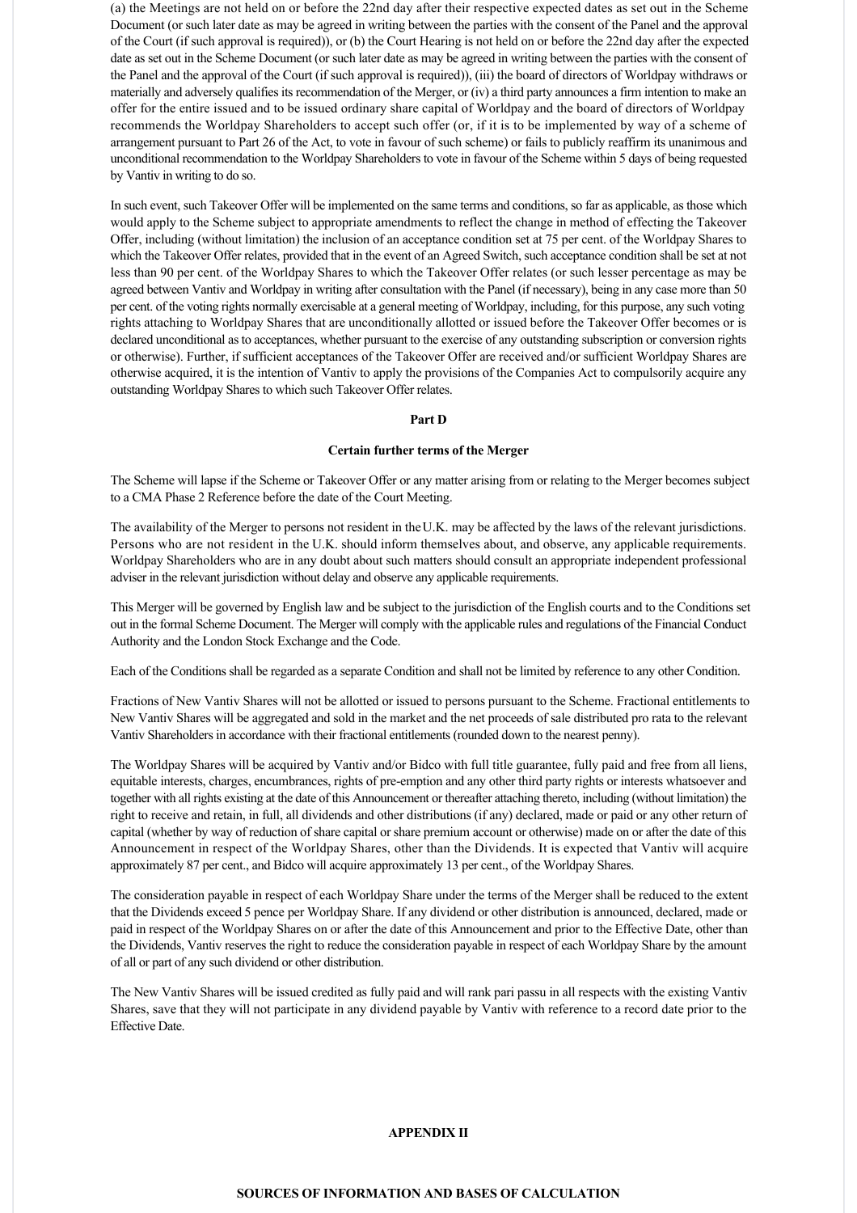(a) the Meetings are not held on or before the 22nd day after their respective expected dates as set out in the Scheme Document (or such later date as may be agreed in writing between the parties with the consent of the Panel and the approval of the Court (if such approval is required)), or (b) the Court Hearing is not held on or before the 22nd day after the expected date as set out in the Scheme Document (or such later date as may be agreed in writing between the parties with the consent of the Panel and the approval of the Court (if such approval is required)), (iii) the board of directors of Worldpay withdraws or materially and adversely qualifies its recommendation of the Merger, or (iv) a third party announces a firm intention to make an offer for the entire issued and to be issued ordinary share capital of Worldpay and the board of directors of Worldpay recommends the Worldpay Shareholders to accept such offer (or, if it is to be implemented by way of a scheme of arrangement pursuant to Part 26 of the Act, to vote in favour of such scheme) or fails to publicly reaffirm its unanimous and unconditional recommendation to the Worldpay Shareholders to vote in favour of the Scheme within 5 days of being requested by Vantiv in writing to do so.

In such event, such Takeover Offer will be implemented on the same terms and conditions, so far as applicable, as those which would apply to the Scheme subject to appropriate amendments to reflect the change in method of effecting the Takeover Offer, including (without limitation) the inclusion of an acceptance condition set at 75 per cent. of the Worldpay Shares to which the Takeover Offer relates, provided that in the event of an Agreed Switch, such acceptance condition shall be set at not less than 90 per cent. of the Worldpay Shares to which the Takeover Offer relates (or such lesser percentage as may be agreed between Vantiv and Worldpay in writing after consultation with the Panel (if necessary), being in any case more than 50 per cent. of the voting rights normally exercisable at a general meeting of Worldpay, including, for this purpose, any such voting rights attaching to Worldpay Shares that are unconditionally allotted or issued before the Takeover Offer becomes or is declared unconditional as to acceptances, whether pursuant to the exercise of any outstanding subscription or conversion rights or otherwise). Further, if sufficient acceptances of the Takeover Offer are received and/or sufficient Worldpay Shares are otherwise acquired, it is the intention of Vantiv to apply the provisions of the Companies Act to compulsorily acquire any outstanding Worldpay Shares to which such Takeover Offer relates.

## Part D

## Certain further terms of the Merger

The Scheme will lapse if the Scheme or Takeover Offer or any matter arising from or relating to the Merger becomes subject to a CMA Phase 2 Reference before the date of the Court Meeting.

The availability of the Merger to persons not resident in the U.K. may be affected by the laws of the relevant jurisdictions. Persons who are not resident in the U.K. should inform themselves about, and observe, any applicable requirements. Worldpay Shareholders who are in any doubt about such matters should consult an appropriate independent professional adviser in the relevant jurisdiction without delay and observe any applicable requirements.

This Merger will be governed by English law and be subject to the jurisdiction of the English courts and to the Conditions set out in the formal Scheme Document. The Merger will comply with the applicable rules and regulations of the Financial Conduct Authority and the London Stock Exchange and the Code.

Each of the Conditions shall be regarded as a separate Condition and shall not be limited by reference to any other Condition.

Fractions of New Vantiv Shares will not be allotted or issued to persons pursuant to the Scheme. Fractional entitlements to New Vantiv Shares will be aggregated and sold in the market and the net proceeds of sale distributed pro rata to the relevant Vantiv Shareholders in accordance with their fractional entitlements (rounded down to the nearest penny).

The Worldpay Shares will be acquired by Vantiv and/or Bidco with full title guarantee, fully paid and free from all liens, equitable interests, charges, encumbrances, rights of pre-emption and any other third party rights or interests whatsoever and together with all rights existing at the date of this Announcement or thereafter attaching thereto, including (without limitation) the right to receive and retain, in full, all dividends and other distributions (if any) declared, made or paid or any other return of capital (whether by way of reduction of share capital or share premium account or otherwise) made on or after the date of this Announcement in respect of the Worldpay Shares, other than the Dividends. It is expected that Vantiv will acquire approximately 87 per cent., and Bidco will acquire approximately 13 per cent., of the Worldpay Shares.

The consideration payable in respect of each Worldpay Share under the terms of the Merger shall be reduced to the extent that the Dividends exceed 5 pence per Worldpay Share. If any dividend or other distribution is announced, declared, made or paid in respect of the Worldpay Shares on or after the date of this Announcement and prior to the Effective Date, other than the Dividends, Vantiv reserves the right to reduce the consideration payable in respect of each Worldpay Share by the amount of all or part of any such dividend or other distribution.

The New Vantiv Shares will be issued credited as fully paid and will rank pari passu in all respects with the existing Vantiv Shares, save that they will not participate in any dividend payable by Vantiv with reference to a record date prior to the Effective Date.

# APPENDIX II

## SOURCES OF INFORMATION AND BASES OF CALCULATION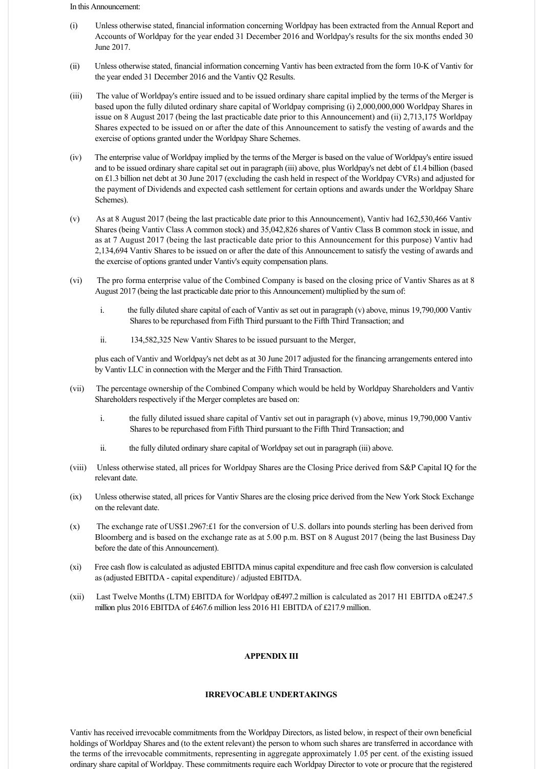In this Announcement:

(i) Unless otherwise stated, financial information concerning Worldpay has been extracted from the Annual Report and Accounts of Worldpay for the year ended 31 December 2016 and Worldpay's results for the six months ended 30 June 2017.

(ii) Unless otherwise stated, financial information concerning Vantiv has been extracted from the form 10-K of Vantiv for the year ended 31 December 2016 and the Vantiv Q2 Results.

(iii) The value of Worldpay's entire issued and to be issued ordinary share capital implied by the terms of the Merger is based upon the fully diluted ordinary share capital of Worldpay comprising (i) 2,000,000,000 Worldpay Shares in issue on 8 August 2017 (being the last practicable date prior to this Announcement) and (ii) 2,713,175 Worldpay Shares expected to be issued on or after the date of this Announcement to satisfy the vesting of awards and the exercise of options granted under the Worldpay Share Schemes.

(iv) The enterprise value of Worldpay implied by the terms of the Merger is based on the value of Worldpay's entire issued and to be issued ordinary share capital set out in paragraph (iii) above, plus Worldpay's net debt of £1.4 billion (based on £1.3 billion net debt at 30 June 2017 (excluding the cash held in respect of the Worldpay CVRs) and adjusted for the payment of Dividends and expected cash settlement for certain options and awards under the Worldpay Share Schemes).

(v) As at 8 August 2017 (being the last practicable date prior to this Announcement), Vantiv had 162,530,466 Vantiv Shares (being Vantiv Class A common stock) and 35,042,826 shares of Vantiv Class B common stock in issue, and as at 7 August 2017 (being the last practicable date prior to this Announcement for this purpose) Vantiv had 2,134,694 Vantiv Shares to be issued on or after the date of this Announcement to satisfy the vesting of awards and the exercise of options granted under Vantiv's equity compensation plans.

(vi) The pro forma enterprise value of the Combined Company is based on the closing price of Vantiv Shares as at 8 August 2017 (being the last practicable date prior to this Announcement) multiplied by the sum of:

   i. the fully diluted share capital of each of Vantiv as set out in paragraph (v) above, minus 19,790,000 Vantiv Shares to be repurchased from Fifth Third pursuant to the Fifth Third Transaction; and

   ii. 134,582,325 New Vantiv Shares to be issued pursuant to the Merger,

   plus each of Vantiv and Worldpay's net debt as at 30 June 2017 adjusted for the financing arrangements entered into by Vantiv LLC in connection with the Merger and the Fifth Third Transaction.

(vii) The percentage ownership of the Combined Company which would be held by Worldpay Shareholders and Vantiv Shareholders respectively if the Merger completes are based on:

   i. the fully diluted issued share capital of Vantiv set out in paragraph (v) above, minus 19,790,000 Vantiv Shares to be repurchased from Fifth Third pursuant to the Fifth Third Transaction; and

   ii. the fully diluted ordinary share capital of Worldpay set out in paragraph (iii) above.

(viii) Unless otherwise stated, all prices for Worldpay Shares are the Closing Price derived from S&P Capital IQ for the relevant date.

(ix) Unless otherwise stated, all prices for Vantiv Shares are the closing price derived from the New York Stock Exchange on the relevant date.

(x) The exchange rate of US$1.2967:£1 for the conversion of U.S. dollars into pounds sterling has been derived from Bloomberg and is based on the exchange rate as at 5.00 p.m. BST on 8 August 2017 (being the last Business Day before the date of this Announcement).

(xi) Free cash flow is calculated as adjusted EBITDA minus capital expenditure and free cash flow conversion is calculated as (adjusted EBITDA - capital expenditure) / adjusted EBITDA.

(xii) Last Twelve Months (LTM) EBITDA for Worldpay of £497.2 million is calculated as 2017 H1 EBITDA of £247.5 million plus 2016 EBITDA of £467.6 million less 2016 H1 EBITDA of £217.9 million.

## APPENDIX III

## IRREVOCABLE UNDERTAKINGS

Vantiv has received irrevocable commitments from the Worldpay Directors, as listed below, in respect of their own beneficial holdings of Worldpay Shares and (to the extent relevant) the person to whom such shares are transferred in accordance with the terms of the irrevocable commitments, representing in aggregate approximately 1.05 per cent. of the existing issued ordinary share capital of Worldpay. These commitments require each Worldpay Director to vote or procure that the registered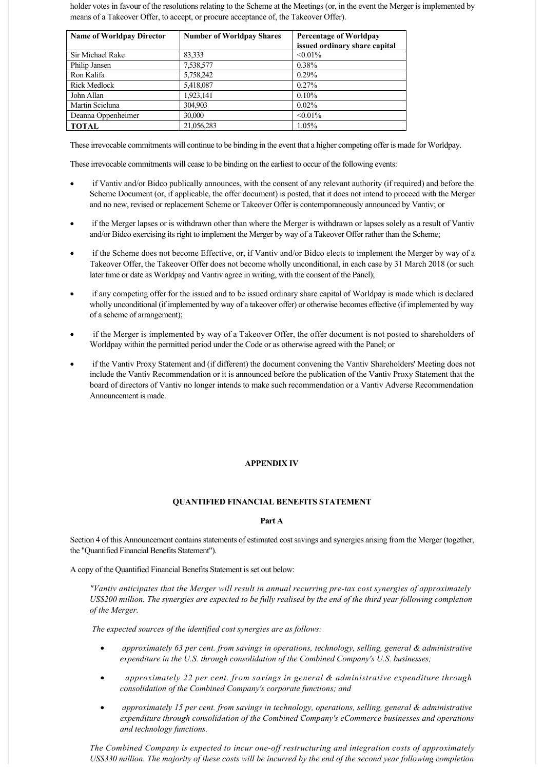holder votes in favour of the resolutions relating to the Scheme at the Meetings (or, in the event the Merger is implemented by means of a Takeover Offer, to accept, or procure acceptance of, the Takeover Offer).

| Name of Worldpay Director | Number of Worldpay Shares | Percentage of Worldpay issued ordinary share capital |
| --- | --- | --- |
| Sir Michael Rake | 83,333 | <0.01% |
| Philip Jansen | 7,538,577 | 0.38% |
| Ron Kalifa | 5,758,242 | 0.29% |
| Rick Medlock | 5,418,087 | 0.27% |
| John Allan | 1,923,141 | 0.10% |
| Martin Scicluna | 304,903 | 0.02% |
| Deanna Oppenheimer | 30,000 | <0.01% |
| **TOTAL** | 21,056,283 | 1.05% |

These irrevocable commitments will continue to be binding in the event that a higher competing offer is made for Worldpay.

These irrevocable commitments will cease to be binding on the earliest to occur of the following events:

- if Vantiv and/or Bidco publically announces, with the consent of any relevant authority (if required) and before the Scheme Document (or, if applicable, the offer document) is posted, that it does not intend to proceed with the Merger and no new, revised or replacement Scheme or Takeover Offer is contemporaneously announced by Vantiv; or
- if the Merger lapses or is withdrawn other than where the Merger is withdrawn or lapses solely as a result of Vantiv and/or Bidco exercising its right to implement the Merger by way of a Takeover Offer rather than the Scheme;
- if the Scheme does not become Effective, or, if Vantiv and/or Bidco elects to implement the Merger by way of a Takeover Offer, the Takeover Offer does not become wholly unconditional, in each case by 31 March 2018 (or such later time or date as Worldpay and Vantiv agree in writing, with the consent of the Panel);
- if any competing offer for the issued and to be issued ordinary share capital of Worldpay is made which is declared wholly unconditional (if implemented by way of a takeover offer) or otherwise becomes effective (if implemented by way of a scheme of arrangement);
- if the Merger is implemented by way of a Takeover Offer, the offer document is not posted to shareholders of Worldpay within the permitted period under the Code or as otherwise agreed with the Panel; or
- if the Vantiv Proxy Statement and (if different) the document convening the Vantiv Shareholders' Meeting does not include the Vantiv Recommendation or it is announced before the publication of the Vantiv Proxy Statement that the board of directors of Vantiv no longer intends to make such recommendation or a Vantiv Adverse Recommendation Announcement is made.

## APPENDIX IV

## QUANTIFIED FINANCIAL BENEFITS STATEMENT

### Part A

Section 4 of this Announcement contains statements of estimated cost savings and synergies arising from the Merger (together, the "Quantified Financial Benefits Statement").

A copy of the Quantified Financial Benefits Statement is set out below:

*"Vantiv anticipates that the Merger will result in annual recurring pre-tax cost synergies of approximately US$200 million. The synergies are expected to be fully realised by the end of the third year following completion of the Merger.*

*The expected sources of the identified cost synergies are as follows:*

- *approximately 63 per cent. from savings in operations, technology, selling, general & administrative expenditure in the U.S. through consolidation of the Combined Company's U.S. businesses;*
- *approximately 22 per cent. from savings in general & administrative expenditure through consolidation of the Combined Company's corporate functions; and*
- *approximately 15 per cent. from savings in technology, operations, selling, general & administrative expenditure through consolidation of the Combined Company's eCommerce businesses and operations and technology functions.*

*The Combined Company is expected to incur one-off restructuring and integration costs of approximately US$330 million. The majority of these costs will be incurred by the end of the second year following completion*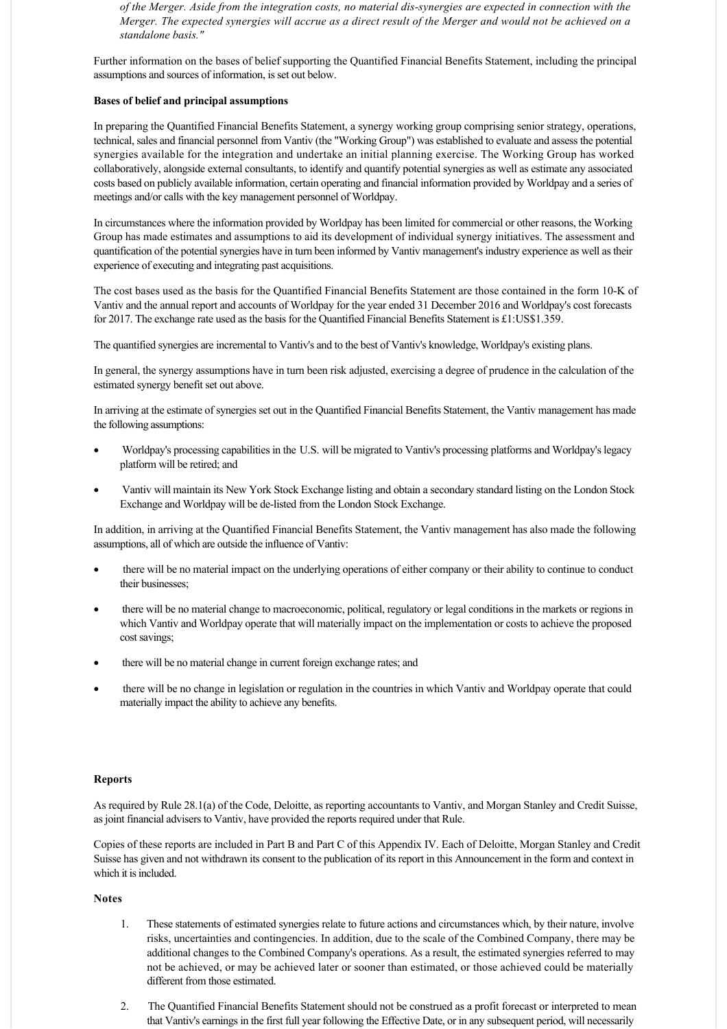*of the Merger. Aside from the integration costs, no material dis-synergies are expected in connection with the Merger. The expected synergies will accrue as a direct result of the Merger and would not be achieved on a standalone basis."*

Further information on the bases of belief supporting the Quantified Financial Benefits Statement, including the principal assumptions and sources of information, is set out below.

**Bases of belief and principal assumptions**

In preparing the Quantified Financial Benefits Statement, a synergy working group comprising senior strategy, operations, technical, sales and financial personnel from Vantiv (the "Working Group") was established to evaluate and assess the potential synergies available for the integration and undertake an initial planning exercise. The Working Group has worked collaboratively, alongside external consultants, to identify and quantify potential synergies as well as estimate any associated costs based on publicly available information, certain operating and financial information provided by Worldpay and a series of meetings and/or calls with the key management personnel of Worldpay.

In circumstances where the information provided by Worldpay has been limited for commercial or other reasons, the Working Group has made estimates and assumptions to aid its development of individual synergy initiatives. The assessment and quantification of the potential synergies have in turn been informed by Vantiv management's industry experience as well as their experience of executing and integrating past acquisitions.

The cost bases used as the basis for the Quantified Financial Benefits Statement are those contained in the form 10-K of Vantiv and the annual report and accounts of Worldpay for the year ended 31 December 2016 and Worldpay's cost forecasts for 2017. The exchange rate used as the basis for the Quantified Financial Benefits Statement is £1:US$1.359.

The quantified synergies are incremental to Vantiv's and to the best of Vantiv's knowledge, Worldpay's existing plans.

In general, the synergy assumptions have in turn been risk adjusted, exercising a degree of prudence in the calculation of the estimated synergy benefit set out above.

In arriving at the estimate of synergies set out in the Quantified Financial Benefits Statement, the Vantiv management has made the following assumptions:

- Worldpay's processing capabilities in the U.S. will be migrated to Vantiv's processing platforms and Worldpay's legacy platform will be retired; and
- Vantiv will maintain its New York Stock Exchange listing and obtain a secondary standard listing on the London Stock Exchange and Worldpay will be de-listed from the London Stock Exchange.

In addition, in arriving at the Quantified Financial Benefits Statement, the Vantiv management has also made the following assumptions, all of which are outside the influence of Vantiv:

- there will be no material impact on the underlying operations of either company or their ability to continue to conduct their businesses;
- there will be no material change to macroeconomic, political, regulatory or legal conditions in the markets or regions in which Vantiv and Worldpay operate that will materially impact on the implementation or costs to achieve the proposed cost savings;
- there will be no material change in current foreign exchange rates; and
- there will be no change in legislation or regulation in the countries in which Vantiv and Worldpay operate that could materially impact the ability to achieve any benefits.

**Reports**

As required by Rule 28.1(a) of the Code, Deloitte, as reporting accountants to Vantiv, and Morgan Stanley and Credit Suisse, as joint financial advisers to Vantiv, have provided the reports required under that Rule.

Copies of these reports are included in Part B and Part C of this Appendix IV. Each of Deloitte, Morgan Stanley and Credit Suisse has given and not withdrawn its consent to the publication of its report in this Announcement in the form and context in which it is included.

**Notes**

1. These statements of estimated synergies relate to future actions and circumstances which, by their nature, involve risks, uncertainties and contingencies. In addition, due to the scale of the Combined Company, there may be additional changes to the Combined Company's operations. As a result, the estimated synergies referred to may not be achieved, or may be achieved later or sooner than estimated, or those achieved could be materially different from those estimated.
2. The Quantified Financial Benefits Statement should not be construed as a profit forecast or interpreted to mean that Vantiv's earnings in the first full year following the Effective Date, or in any subsequent period, will necessarily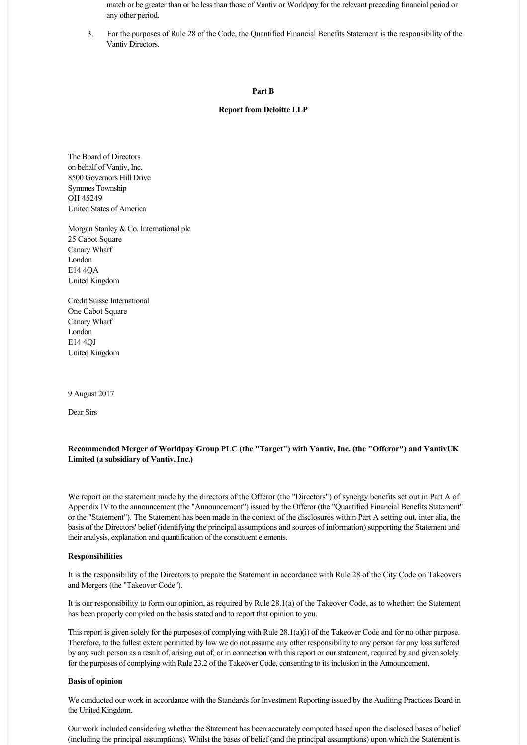match or be greater than or be less than those of Vantiv or Worldpay for the relevant preceding financial period or any other period.

3. For the purposes of Rule 28 of the Code, the Quantified Financial Benefits Statement is the responsibility of the Vantiv Directors.

**Part B**

**Report from Deloitte LLP**

The Board of Directors
on behalf of Vantiv, Inc.
8500 Governors Hill Drive
Symmes Township
OH 45249
United States of America

Morgan Stanley & Co. International plc
25 Cabot Square
Canary Wharf
London
E14 4QA
United Kingdom

Credit Suisse International
One Cabot Square
Canary Wharf
London
E14 4QJ
United Kingdom

9 August 2017

Dear Sirs

**Recommended Merger of Worldpay Group PLC (the "Target") with Vantiv, Inc. (the "Offeror") and VantivUK Limited (a subsidiary of Vantiv, Inc.)**

We report on the statement made by the directors of the Offeror (the "Directors") of synergy benefits set out in Part A of Appendix IV to the announcement (the "Announcement") issued by the Offeror (the "Quantified Financial Benefits Statement" or the "Statement"). The Statement has been made in the context of the disclosures within Part A setting out, inter alia, the basis of the Directors' belief (identifying the principal assumptions and sources of information) supporting the Statement and their analysis, explanation and quantification of the constituent elements.

**Responsibilities**

It is the responsibility of the Directors to prepare the Statement in accordance with Rule 28 of the City Code on Takeovers and Mergers (the "Takeover Code").

It is our responsibility to form our opinion, as required by Rule 28.1(a) of the Takeover Code, as to whether: the Statement has been properly compiled on the basis stated and to report that opinion to you.

This report is given solely for the purposes of complying with Rule 28.1(a)(i) of the Takeover Code and for no other purpose. Therefore, to the fullest extent permitted by law we do not assume any other responsibility to any person for any loss suffered by any such person as a result of, arising out of, or in connection with this report or our statement, required by and given solely for the purposes of complying with Rule 23.2 of the Takeover Code, consenting to its inclusion in the Announcement.

**Basis of opinion**

We conducted our work in accordance with the Standards for Investment Reporting issued by the Auditing Practices Board in the United Kingdom.

Our work included considering whether the Statement has been accurately computed based upon the disclosed bases of belief (including the principal assumptions). Whilst the bases of belief (and the principal assumptions) upon which the Statement is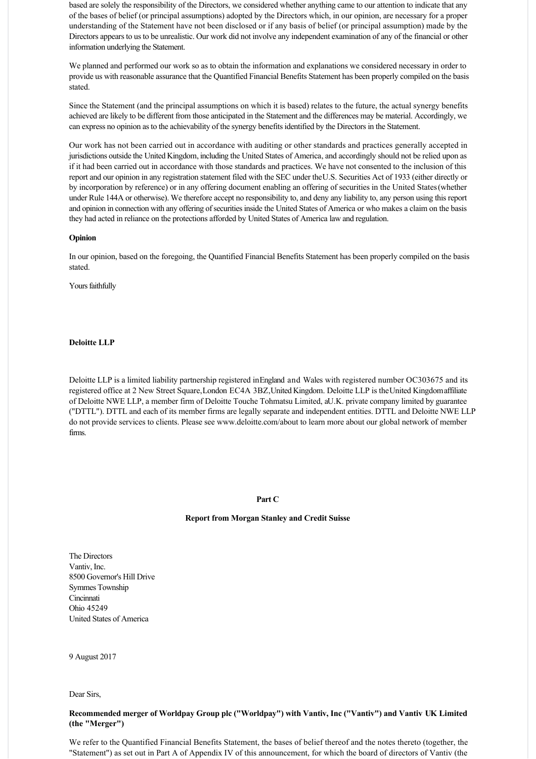based are solely the responsibility of the Directors, we considered whether anything came to our attention to indicate that any of the bases of belief (or principal assumptions) adopted by the Directors which, in our opinion, are necessary for a proper understanding of the Statement have not been disclosed or if any basis of belief (or principal assumption) made by the Directors appears to us to be unrealistic. Our work did not involve any independent examination of any of the financial or other information underlying the Statement.

We planned and performed our work so as to obtain the information and explanations we considered necessary in order to provide us with reasonable assurance that the Quantified Financial Benefits Statement has been properly compiled on the basis stated.

Since the Statement (and the principal assumptions on which it is based) relates to the future, the actual synergy benefits achieved are likely to be different from those anticipated in the Statement and the differences may be material. Accordingly, we can express no opinion as to the achievability of the synergy benefits identified by the Directors in the Statement.

Our work has not been carried out in accordance with auditing or other standards and practices generally accepted in jurisdictions outside the United Kingdom, including the United States of America, and accordingly should not be relied upon as if it had been carried out in accordance with those standards and practices. We have not consented to the inclusion of this report and our opinion in any registration statement filed with the SEC under the U.S. Securities Act of 1933 (either directly or by incorporation by reference) or in any offering document enabling an offering of securities in the United States (whether under Rule 144A or otherwise). We therefore accept no responsibility to, and deny any liability to, any person using this report and opinion in connection with any offering of securities inside the United States of America or who makes a claim on the basis they had acted in reliance on the protections afforded by United States of America law and regulation.

**Opinion**

In our opinion, based on the foregoing, the Quantified Financial Benefits Statement has been properly compiled on the basis stated.

Yours faithfully

**Deloitte LLP**

Deloitte LLP is a limited liability partnership registered in England and Wales with registered number OC303675 and its registered office at 2 New Street Square, London EC4A 3BZ, United Kingdom. Deloitte LLP is the United Kingdom affiliate of Deloitte NWE LLP, a member firm of Deloitte Touche Tohmatsu Limited, a U.K. private company limited by guarantee ("DTTL"). DTTL and each of its member firms are legally separate and independent entities. DTTL and Deloitte NWE LLP do not provide services to clients. Please see www.deloitte.com/about to learn more about our global network of member firms.

**Part C**

**Report from Morgan Stanley and Credit Suisse**

The Directors
Vantiv, Inc.
8500 Governor's Hill Drive
Symmes Township
Cincinnati
Ohio 45249
United States of America

9 August 2017

Dear Sirs,

**Recommended merger of Worldpay Group plc ("Worldpay") with Vantiv, Inc ("Vantiv") and Vantiv UK Limited (the "Merger")**

We refer to the Quantified Financial Benefits Statement, the bases of belief thereof and the notes thereto (together, the "Statement") as set out in Part A of Appendix IV of this announcement, for which the board of directors of Vantiv (the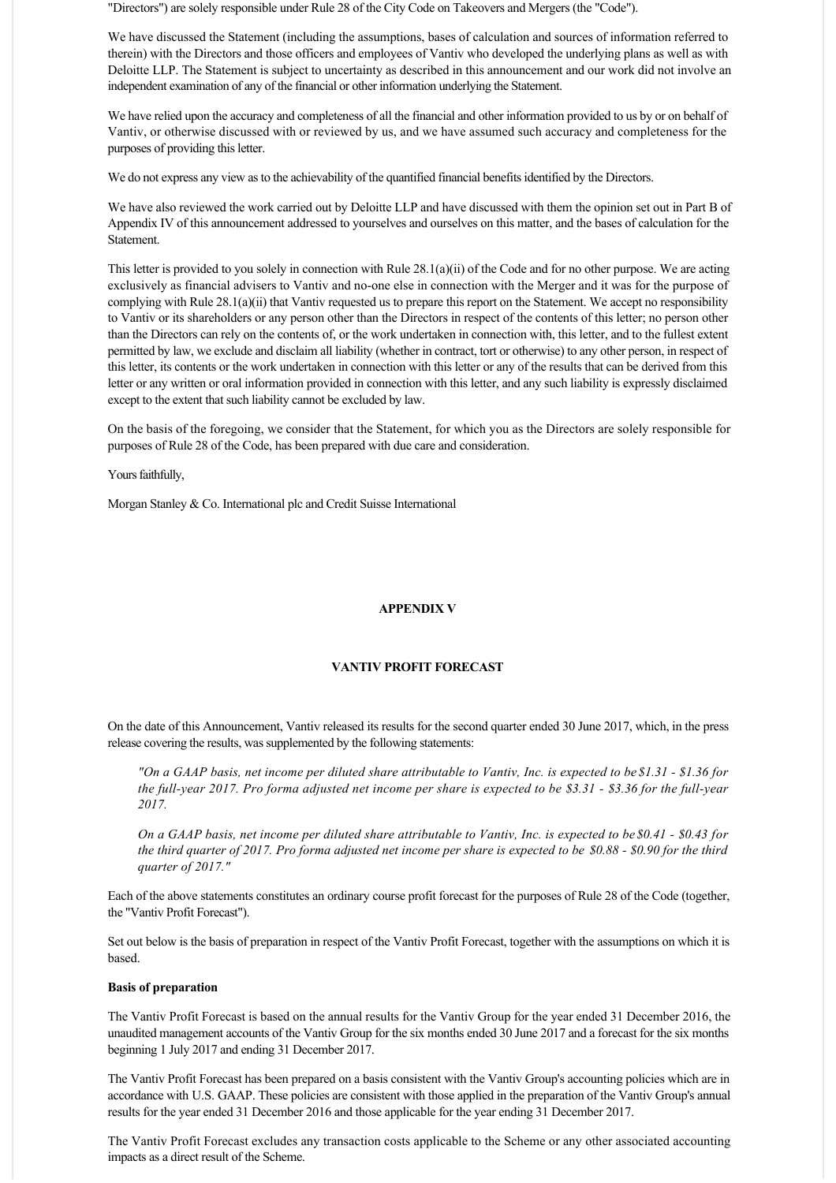"Directors") are solely responsible under Rule 28 of the City Code on Takeovers and Mergers (the "Code").

We have discussed the Statement (including the assumptions, bases of calculation and sources of information referred to therein) with the Directors and those officers and employees of Vantiv who developed the underlying plans as well as with Deloitte LLP. The Statement is subject to uncertainty as described in this announcement and our work did not involve an independent examination of any of the financial or other information underlying the Statement.

We have relied upon the accuracy and completeness of all the financial and other information provided to us by or on behalf of Vantiv, or otherwise discussed with or reviewed by us, and we have assumed such accuracy and completeness for the purposes of providing this letter.

We do not express any view as to the achievability of the quantified financial benefits identified by the Directors.

We have also reviewed the work carried out by Deloitte LLP and have discussed with them the opinion set out in Part B of Appendix IV of this announcement addressed to yourselves and ourselves on this matter, and the bases of calculation for the Statement.

This letter is provided to you solely in connection with Rule 28.1(a)(ii) of the Code and for no other purpose. We are acting exclusively as financial advisers to Vantiv and no-one else in connection with the Merger and it was for the purpose of complying with Rule 28.1(a)(ii) that Vantiv requested us to prepare this report on the Statement. We accept no responsibility to Vantiv or its shareholders or any person other than the Directors in respect of the contents of this letter; no person other than the Directors can rely on the contents of, or the work undertaken in connection with, this letter, and to the fullest extent permitted by law, we exclude and disclaim all liability (whether in contract, tort or otherwise) to any other person, in respect of this letter, its contents or the work undertaken in connection with this letter or any of the results that can be derived from this letter or any written or oral information provided in connection with this letter, and any such liability is expressly disclaimed except to the extent that such liability cannot be excluded by law.

On the basis of the foregoing, we consider that the Statement, for which you as the Directors are solely responsible for purposes of Rule 28 of the Code, has been prepared with due care and consideration.

Yours faithfully,

Morgan Stanley & Co. International plc and Credit Suisse International

## APPENDIX V

## VANTIV PROFIT FORECAST

On the date of this Announcement, Vantiv released its results for the second quarter ended 30 June 2017, which, in the press release covering the results, was supplemented by the following statements:

> *"On a GAAP basis, net income per diluted share attributable to Vantiv, Inc. is expected to be $1.31 - $1.36 for the full-year 2017. Pro forma adjusted net income per share is expected to be $3.31 - $3.36 for the full-year 2017.*
>
> *On a GAAP basis, net income per diluted share attributable to Vantiv, Inc. is expected to be $0.41 - $0.43 for the third quarter of 2017. Pro forma adjusted net income per share is expected to be $0.88 - $0.90 for the third quarter of 2017."*

Each of the above statements constitutes an ordinary course profit forecast for the purposes of Rule 28 of the Code (together, the "Vantiv Profit Forecast").

Set out below is the basis of preparation in respect of the Vantiv Profit Forecast, together with the assumptions on which it is based.

**Basis of preparation**

The Vantiv Profit Forecast is based on the annual results for the Vantiv Group for the year ended 31 December 2016, the unaudited management accounts of the Vantiv Group for the six months ended 30 June 2017 and a forecast for the six months beginning 1 July 2017 and ending 31 December 2017.

The Vantiv Profit Forecast has been prepared on a basis consistent with the Vantiv Group's accounting policies which are in accordance with U.S. GAAP. These policies are consistent with those applied in the preparation of the Vantiv Group's annual results for the year ended 31 December 2016 and those applicable for the year ending 31 December 2017.

The Vantiv Profit Forecast excludes any transaction costs applicable to the Scheme or any other associated accounting impacts as a direct result of the Scheme.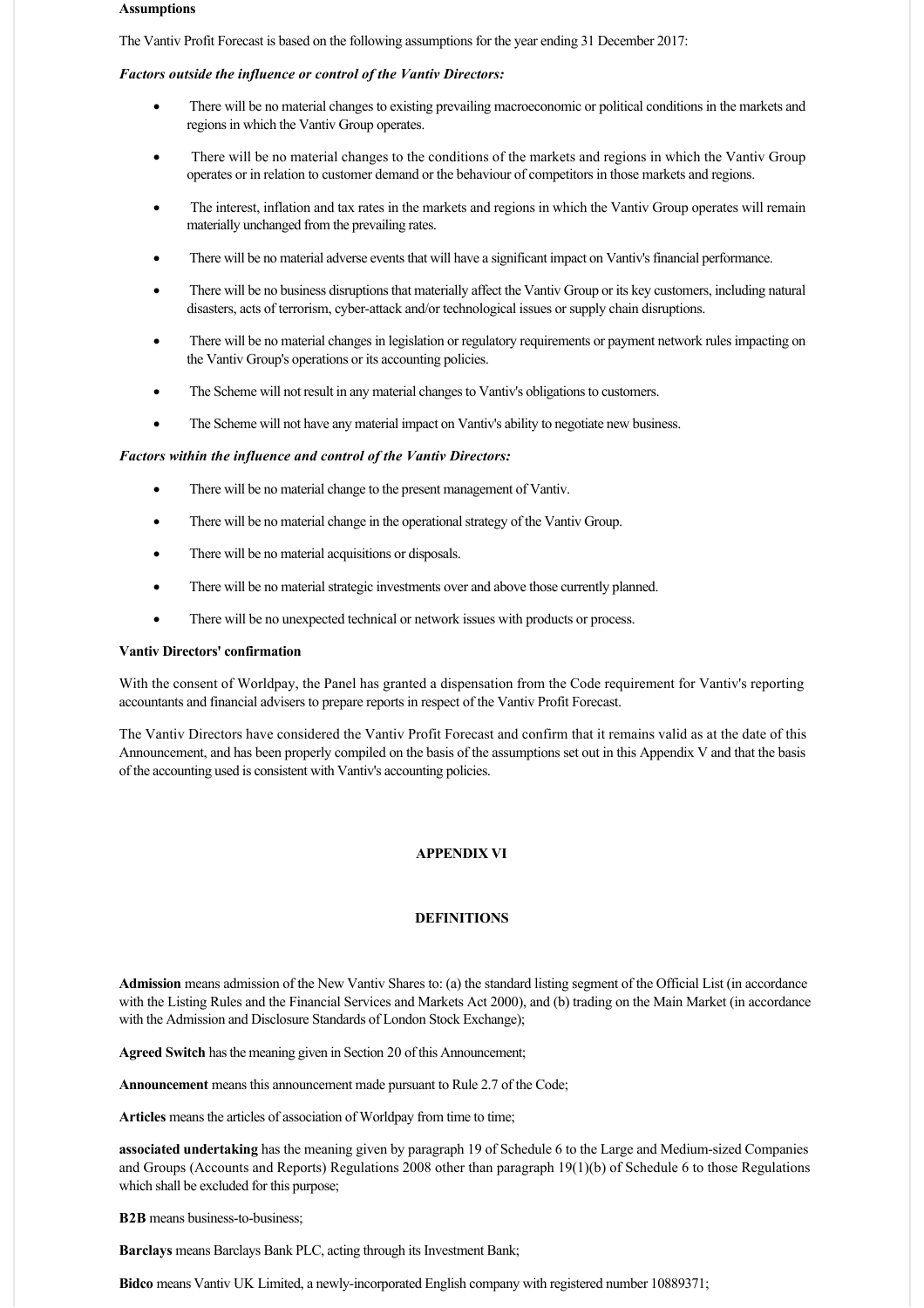**Assumptions**

The Vantiv Profit Forecast is based on the following assumptions for the year ending 31 December 2017:

***Factors outside the influence or control of the Vantiv Directors:***

- There will be no material changes to existing prevailing macroeconomic or political conditions in the markets and regions in which the Vantiv Group operates.
- There will be no material changes to the conditions of the markets and regions in which the Vantiv Group operates or in relation to customer demand or the behaviour of competitors in those markets and regions.
- The interest, inflation and tax rates in the markets and regions in which the Vantiv Group operates will remain materially unchanged from the prevailing rates.
- There will be no material adverse events that will have a significant impact on Vantiv's financial performance.
- There will be no business disruptions that materially affect the Vantiv Group or its key customers, including natural disasters, acts of terrorism, cyber-attack and/or technological issues or supply chain disruptions.
- There will be no material changes in legislation or regulatory requirements or payment network rules impacting on the Vantiv Group's operations or its accounting policies.
- The Scheme will not result in any material changes to Vantiv's obligations to customers.
- The Scheme will not have any material impact on Vantiv's ability to negotiate new business.

***Factors within the influence and control of the Vantiv Directors:***

- There will be no material change to the present management of Vantiv.
- There will be no material change in the operational strategy of the Vantiv Group.
- There will be no material acquisitions or disposals.
- There will be no material strategic investments over and above those currently planned.
- There will be no unexpected technical or network issues with products or process.

**Vantiv Directors' confirmation**

With the consent of Worldpay, the Panel has granted a dispensation from the Code requirement for Vantiv's reporting accountants and financial advisers to prepare reports in respect of the Vantiv Profit Forecast.

The Vantiv Directors have considered the Vantiv Profit Forecast and confirm that it remains valid as at the date of this Announcement, and has been properly compiled on the basis of the assumptions set out in this Appendix V and that the basis of the accounting used is consistent with Vantiv's accounting policies.

## APPENDIX VI

## DEFINITIONS

**Admission** means admission of the New Vantiv Shares to: (a) the standard listing segment of the Official List (in accordance with the Listing Rules and the Financial Services and Markets Act 2000), and (b) trading on the Main Market (in accordance with the Admission and Disclosure Standards of London Stock Exchange);

**Agreed Switch** has the meaning given in Section 20 of this Announcement;

**Announcement** means this announcement made pursuant to Rule 2.7 of the Code;

**Articles** means the articles of association of Worldpay from time to time;

**associated undertaking** has the meaning given by paragraph 19 of Schedule 6 to the Large and Medium-sized Companies and Groups (Accounts and Reports) Regulations 2008 other than paragraph 19(1)(b) of Schedule 6 to those Regulations which shall be excluded for this purpose;

**B2B** means business-to-business;

**Barclays** means Barclays Bank PLC, acting through its Investment Bank;

**Bidco** means Vantiv UK Limited, a newly-incorporated English company with registered number 10889371;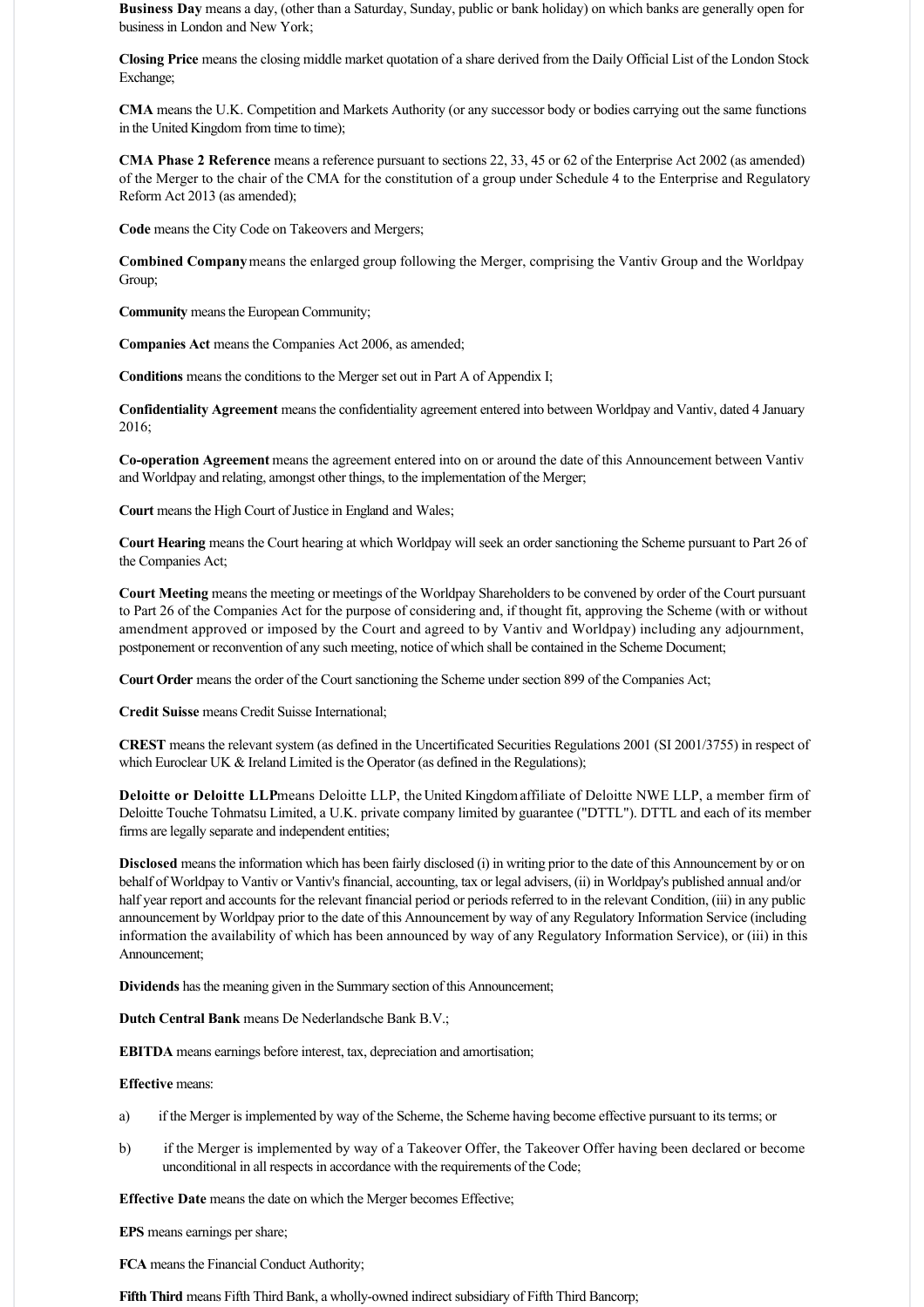**Business Day** means a day, (other than a Saturday, Sunday, public or bank holiday) on which banks are generally open for business in London and New York;

**Closing Price** means the closing middle market quotation of a share derived from the Daily Official List of the London Stock Exchange;

**CMA** means the U.K. Competition and Markets Authority (or any successor body or bodies carrying out the same functions in the United Kingdom from time to time);

**CMA Phase 2 Reference** means a reference pursuant to sections 22, 33, 45 or 62 of the Enterprise Act 2002 (as amended) of the Merger to the chair of the CMA for the constitution of a group under Schedule 4 to the Enterprise and Regulatory Reform Act 2013 (as amended);

**Code** means the City Code on Takeovers and Mergers;

**Combined Company** means the enlarged group following the Merger, comprising the Vantiv Group and the Worldpay Group;

**Community** means the European Community;

**Companies Act** means the Companies Act 2006, as amended;

**Conditions** means the conditions to the Merger set out in Part A of Appendix I;

**Confidentiality Agreement** means the confidentiality agreement entered into between Worldpay and Vantiv, dated 4 January 2016;

**Co-operation Agreement** means the agreement entered into on or around the date of this Announcement between Vantiv and Worldpay and relating, amongst other things, to the implementation of the Merger;

**Court** means the High Court of Justice in England and Wales;

**Court Hearing** means the Court hearing at which Worldpay will seek an order sanctioning the Scheme pursuant to Part 26 of the Companies Act;

**Court Meeting** means the meeting or meetings of the Worldpay Shareholders to be convened by order of the Court pursuant to Part 26 of the Companies Act for the purpose of considering and, if thought fit, approving the Scheme (with or without amendment approved or imposed by the Court and agreed to by Vantiv and Worldpay) including any adjournment, postponement or reconvention of any such meeting, notice of which shall be contained in the Scheme Document;

**Court Order** means the order of the Court sanctioning the Scheme under section 899 of the Companies Act;

**Credit Suisse** means Credit Suisse International;

**CREST** means the relevant system (as defined in the Uncertificated Securities Regulations 2001 (SI 2001/3755) in respect of which Euroclear UK & Ireland Limited is the Operator (as defined in the Regulations);

**Deloitte or Deloitte LLP** means Deloitte LLP, the United Kingdom affiliate of Deloitte NWE LLP, a member firm of Deloitte Touche Tohmatsu Limited, a U.K. private company limited by guarantee ("DTTL"). DTTL and each of its member firms are legally separate and independent entities;

**Disclosed** means the information which has been fairly disclosed (i) in writing prior to the date of this Announcement by or on behalf of Worldpay to Vantiv or Vantiv's financial, accounting, tax or legal advisers, (ii) in Worldpay's published annual and/or half year report and accounts for the relevant financial period or periods referred to in the relevant Condition, (iii) in any public announcement by Worldpay prior to the date of this Announcement by way of any Regulatory Information Service (including information the availability of which has been announced by way of any Regulatory Information Service), or (iii) in this Announcement;

**Dividends** has the meaning given in the Summary section of this Announcement;

**Dutch Central Bank** means De Nederlandsche Bank B.V.;

**EBITDA** means earnings before interest, tax, depreciation and amortisation;

**Effective** means:

a) if the Merger is implemented by way of the Scheme, the Scheme having become effective pursuant to its terms; or

b) if the Merger is implemented by way of a Takeover Offer, the Takeover Offer having been declared or become unconditional in all respects in accordance with the requirements of the Code;

**Effective Date** means the date on which the Merger becomes Effective;

**EPS** means earnings per share;

**FCA** means the Financial Conduct Authority;

**Fifth Third** means Fifth Third Bank, a wholly-owned indirect subsidiary of Fifth Third Bancorp;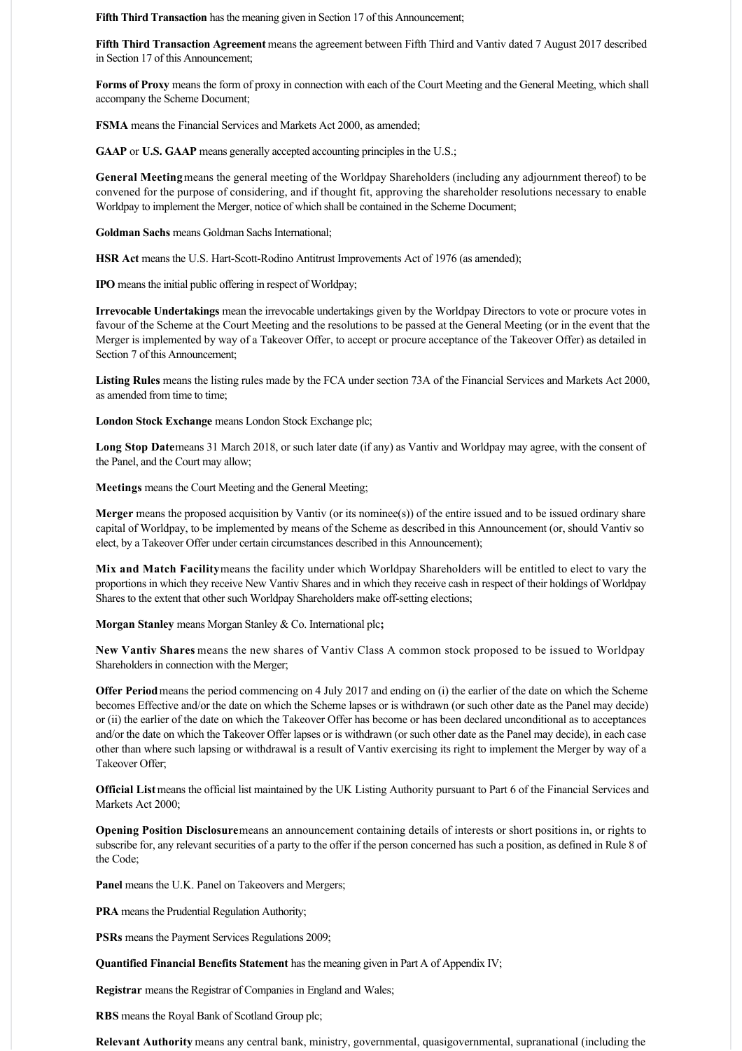**Fifth Third Transaction** has the meaning given in Section 17 of this Announcement;

**Fifth Third Transaction Agreement** means the agreement between Fifth Third and Vantiv dated 7 August 2017 described in Section 17 of this Announcement;

**Forms of Proxy** means the form of proxy in connection with each of the Court Meeting and the General Meeting, which shall accompany the Scheme Document;

**FSMA** means the Financial Services and Markets Act 2000, as amended;

**GAAP** or **U.S. GAAP** means generally accepted accounting principles in the U.S.;

**General Meeting** means the general meeting of the Worldpay Shareholders (including any adjournment thereof) to be convened for the purpose of considering, and if thought fit, approving the shareholder resolutions necessary to enable Worldpay to implement the Merger, notice of which shall be contained in the Scheme Document;

**Goldman Sachs** means Goldman Sachs International;

**HSR Act** means the U.S. Hart-Scott-Rodino Antitrust Improvements Act of 1976 (as amended);

**IPO** means the initial public offering in respect of Worldpay;

**Irrevocable Undertakings** mean the irrevocable undertakings given by the Worldpay Directors to vote or procure votes in favour of the Scheme at the Court Meeting and the resolutions to be passed at the General Meeting (or in the event that the Merger is implemented by way of a Takeover Offer, to accept or procure acceptance of the Takeover Offer) as detailed in Section 7 of this Announcement;

**Listing Rules** means the listing rules made by the FCA under section 73A of the Financial Services and Markets Act 2000, as amended from time to time;

**London Stock Exchange** means London Stock Exchange plc;

**Long Stop Date** means 31 March 2018, or such later date (if any) as Vantiv and Worldpay may agree, with the consent of the Panel, and the Court may allow;

**Meetings** means the Court Meeting and the General Meeting;

**Merger** means the proposed acquisition by Vantiv (or its nominee(s)) of the entire issued and to be issued ordinary share capital of Worldpay, to be implemented by means of the Scheme as described in this Announcement (or, should Vantiv so elect, by a Takeover Offer under certain circumstances described in this Announcement);

**Mix and Match Facility** means the facility under which Worldpay Shareholders will be entitled to elect to vary the proportions in which they receive New Vantiv Shares and in which they receive cash in respect of their holdings of Worldpay Shares to the extent that other such Worldpay Shareholders make off-setting elections;

**Morgan Stanley** means Morgan Stanley & Co. International plc**;**

**New Vantiv Shares** means the new shares of Vantiv Class A common stock proposed to be issued to Worldpay Shareholders in connection with the Merger;

**Offer Period** means the period commencing on 4 July 2017 and ending on (i) the earlier of the date on which the Scheme becomes Effective and/or the date on which the Scheme lapses or is withdrawn (or such other date as the Panel may decide) or (ii) the earlier of the date on which the Takeover Offer has become or has been declared unconditional as to acceptances and/or the date on which the Takeover Offer lapses or is withdrawn (or such other date as the Panel may decide), in each case other than where such lapsing or withdrawal is a result of Vantiv exercising its right to implement the Merger by way of a Takeover Offer;

**Official List** means the official list maintained by the UK Listing Authority pursuant to Part 6 of the Financial Services and Markets Act 2000;

**Opening Position Disclosure** means an announcement containing details of interests or short positions in, or rights to subscribe for, any relevant securities of a party to the offer if the person concerned has such a position, as defined in Rule 8 of the Code;

**Panel** means the U.K. Panel on Takeovers and Mergers;

**PRA** means the Prudential Regulation Authority;

**PSRs** means the Payment Services Regulations 2009;

**Quantified Financial Benefits Statement** has the meaning given in Part A of Appendix IV;

**Registrar** means the Registrar of Companies in England and Wales;

**RBS** means the Royal Bank of Scotland Group plc;

**Relevant Authority** means any central bank, ministry, governmental, quasigovernmental, supranational (including the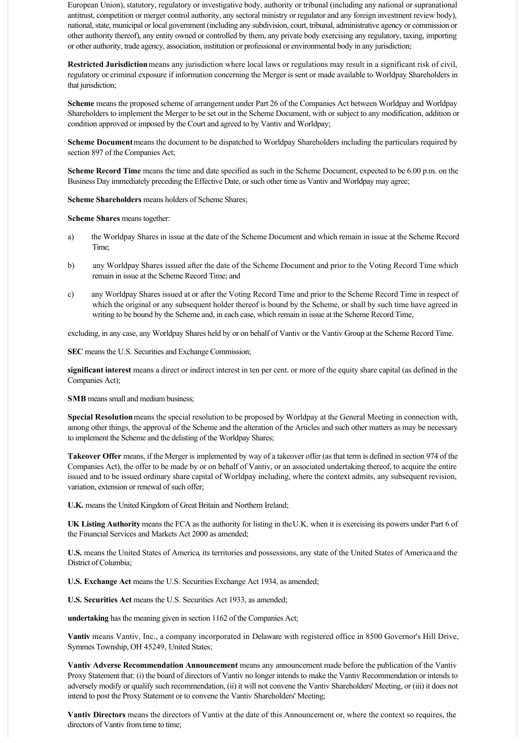European Union), statutory, regulatory or investigative body, authority or tribunal (including any national or supranational antitrust, competition or merger control authority, any sectoral ministry or regulator and any foreign investment review body), national, state, municipal or local government (including any subdivision, court, tribunal, administrative agency or commission or other authority thereof), any entity owned or controlled by them, any private body exercising any regulatory, taxing, importing or other authority, trade agency, association, institution or professional or environmental body in any jurisdiction;

**Restricted Jurisdiction** means any jurisdiction where local laws or regulations may result in a significant risk of civil, regulatory or criminal exposure if information concerning the Merger is sent or made available to Worldpay Shareholders in that jurisdiction;

**Scheme** means the proposed scheme of arrangement under Part 26 of the Companies Act between Worldpay and Worldpay Shareholders to implement the Merger to be set out in the Scheme Document, with or subject to any modification, addition or condition approved or imposed by the Court and agreed to by Vantiv and Worldpay;

**Scheme Document** means the document to be dispatched to Worldpay Shareholders including the particulars required by section 897 of the Companies Act;

**Scheme Record Time** means the time and date specified as such in the Scheme Document, expected to be 6.00 p.m. on the Business Day immediately preceding the Effective Date, or such other time as Vantiv and Worldpay may agree;

**Scheme Shareholders** means holders of Scheme Shares;

**Scheme Shares** means together:

a) the Worldpay Shares in issue at the date of the Scheme Document and which remain in issue at the Scheme Record Time;

b) any Worldpay Shares issued after the date of the Scheme Document and prior to the Voting Record Time which remain in issue at the Scheme Record Time; and

c) any Worldpay Shares issued at or after the Voting Record Time and prior to the Scheme Record Time in respect of which the original or any subsequent holder thereof is bound by the Scheme, or shall by such time have agreed in writing to be bound by the Scheme and, in each case, which remain in issue at the Scheme Record Time,

excluding, in any case, any Worldpay Shares held by or on behalf of Vantiv or the Vantiv Group at the Scheme Record Time.

**SEC** means the U.S. Securities and Exchange Commission;

**significant interest** means a direct or indirect interest in ten per cent. or more of the equity share capital (as defined in the Companies Act);

**SMB** means small and medium business;

**Special Resolution** means the special resolution to be proposed by Worldpay at the General Meeting in connection with, among other things, the approval of the Scheme and the alteration of the Articles and such other matters as may be necessary to implement the Scheme and the delisting of the Worldpay Shares;

**Takeover Offer** means, if the Merger is implemented by way of a takeover offer (as that term is defined in section 974 of the Companies Act), the offer to be made by or on behalf of Vantiv, or an associated undertaking thereof, to acquire the entire issued and to be issued ordinary share capital of Worldpay including, where the context admits, any subsequent revision, variation, extension or renewal of such offer;

**U.K.** means the United Kingdom of Great Britain and Northern Ireland;

**UK Listing Authority** means the FCA as the authority for listing in the U.K. when it is exercising its powers under Part 6 of the Financial Services and Markets Act 2000 as amended;

**U.S.** means the United States of America, its territories and possessions, any state of the United States of America and the District of Columbia;

**U.S. Exchange Act** means the U.S. Securities Exchange Act 1934, as amended;

**U.S. Securities Act** means the U.S. Securities Act 1933, as amended;

**undertaking** has the meaning given in section 1162 of the Companies Act;

**Vantiv** means Vantiv, Inc., a company incorporated in Delaware with registered office in 8500 Governor's Hill Drive, Symmes Township, OH 45249, United States;

**Vantiv Adverse Recommendation Announcement** means any announcement made before the publication of the Vantiv Proxy Statement that: (i) the board of directors of Vantiv no longer intends to make the Vantiv Recommendation or intends to adversely modify or qualify such recommendation, (ii) it will not convene the Vantiv Shareholders' Meeting, or (iii) it does not intend to post the Proxy Statement or to convene the Vantiv Shareholders' Meeting;

**Vantiv Directors** means the directors of Vantiv at the date of this Announcement or, where the context so requires, the directors of Vantiv from time to time;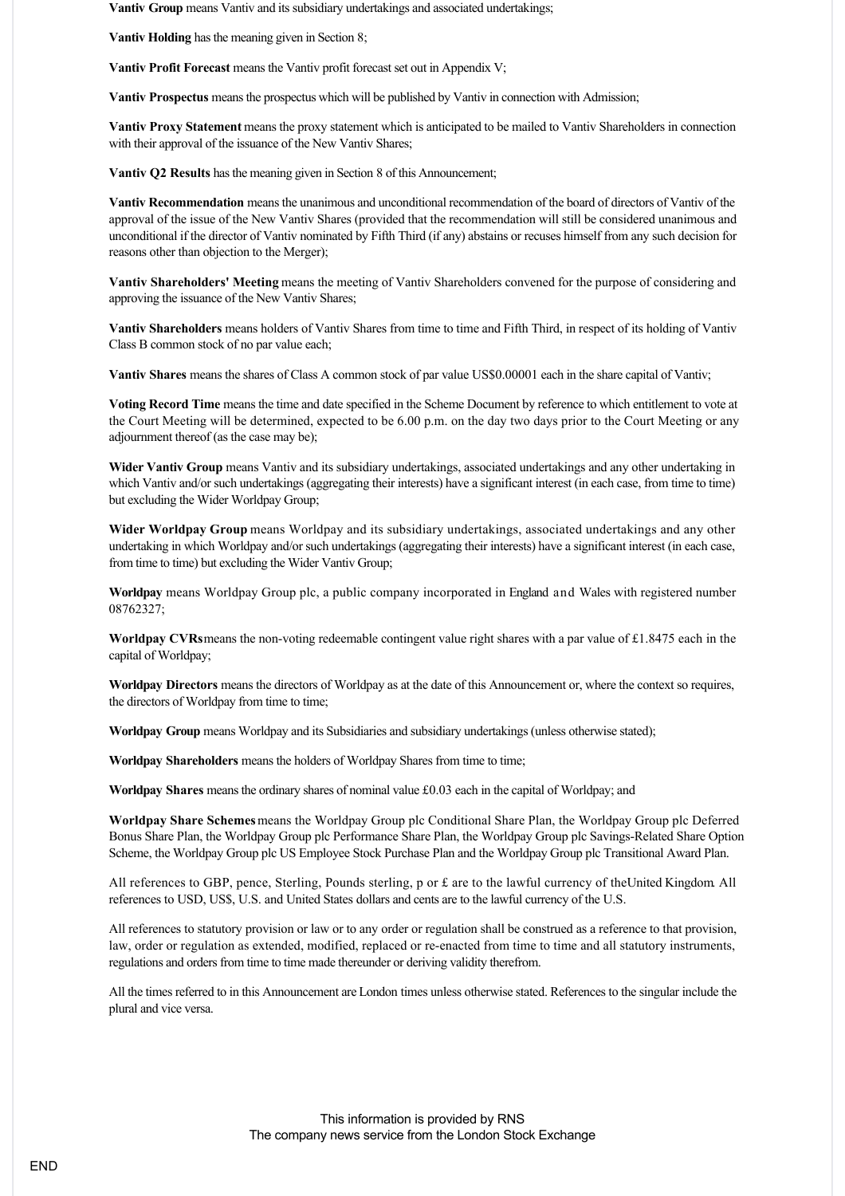**Vantiv Group** means Vantiv and its subsidiary undertakings and associated undertakings;

**Vantiv Holding** has the meaning given in Section 8;

**Vantiv Profit Forecast** means the Vantiv profit forecast set out in Appendix V;

**Vantiv Prospectus** means the prospectus which will be published by Vantiv in connection with Admission;

**Vantiv Proxy Statement** means the proxy statement which is anticipated to be mailed to Vantiv Shareholders in connection with their approval of the issuance of the New Vantiv Shares;

**Vantiv Q2 Results** has the meaning given in Section 8 of this Announcement;

**Vantiv Recommendation** means the unanimous and unconditional recommendation of the board of directors of Vantiv of the approval of the issue of the New Vantiv Shares (provided that the recommendation will still be considered unanimous and unconditional if the director of Vantiv nominated by Fifth Third (if any) abstains or recuses himself from any such decision for reasons other than objection to the Merger);

**Vantiv Shareholders' Meeting** means the meeting of Vantiv Shareholders convened for the purpose of considering and approving the issuance of the New Vantiv Shares;

**Vantiv Shareholders** means holders of Vantiv Shares from time to time and Fifth Third, in respect of its holding of Vantiv Class B common stock of no par value each;

**Vantiv Shares** means the shares of Class A common stock of par value US$0.00001 each in the share capital of Vantiv;

**Voting Record Time** means the time and date specified in the Scheme Document by reference to which entitlement to vote at the Court Meeting will be determined, expected to be 6.00 p.m. on the day two days prior to the Court Meeting or any adjournment thereof (as the case may be);

**Wider Vantiv Group** means Vantiv and its subsidiary undertakings, associated undertakings and any other undertaking in which Vantiv and/or such undertakings (aggregating their interests) have a significant interest (in each case, from time to time) but excluding the Wider Worldpay Group;

**Wider Worldpay Group** means Worldpay and its subsidiary undertakings, associated undertakings and any other undertaking in which Worldpay and/or such undertakings (aggregating their interests) have a significant interest (in each case, from time to time) but excluding the Wider Vantiv Group;

**Worldpay** means Worldpay Group plc, a public company incorporated in England and Wales with registered number 08762327;

**Worldpay CVRs** means the non-voting redeemable contingent value right shares with a par value of £1.8475 each in the capital of Worldpay;

**Worldpay Directors** means the directors of Worldpay as at the date of this Announcement or, where the context so requires, the directors of Worldpay from time to time;

**Worldpay Group** means Worldpay and its Subsidiaries and subsidiary undertakings (unless otherwise stated);

**Worldpay Shareholders** means the holders of Worldpay Shares from time to time;

**Worldpay Shares** means the ordinary shares of nominal value £0.03 each in the capital of Worldpay; and

**Worldpay Share Schemes** means the Worldpay Group plc Conditional Share Plan, the Worldpay Group plc Deferred Bonus Share Plan, the Worldpay Group plc Performance Share Plan, the Worldpay Group plc Savings-Related Share Option Scheme, the Worldpay Group plc US Employee Stock Purchase Plan and the Worldpay Group plc Transitional Award Plan.

All references to GBP, pence, Sterling, Pounds sterling, p or £ are to the lawful currency of the United Kingdom. All references to USD, US$, U.S. and United States dollars and cents are to the lawful currency of the U.S.

All references to statutory provision or law or to any order or regulation shall be construed as a reference to that provision, law, order or regulation as extended, modified, replaced or re-enacted from time to time and all statutory instruments, regulations and orders from time to time made thereunder or deriving validity therefrom.

All the times referred to in this Announcement are London times unless otherwise stated. References to the singular include the plural and vice versa.

This information is provided by RNS
The company news service from the London Stock Exchange

END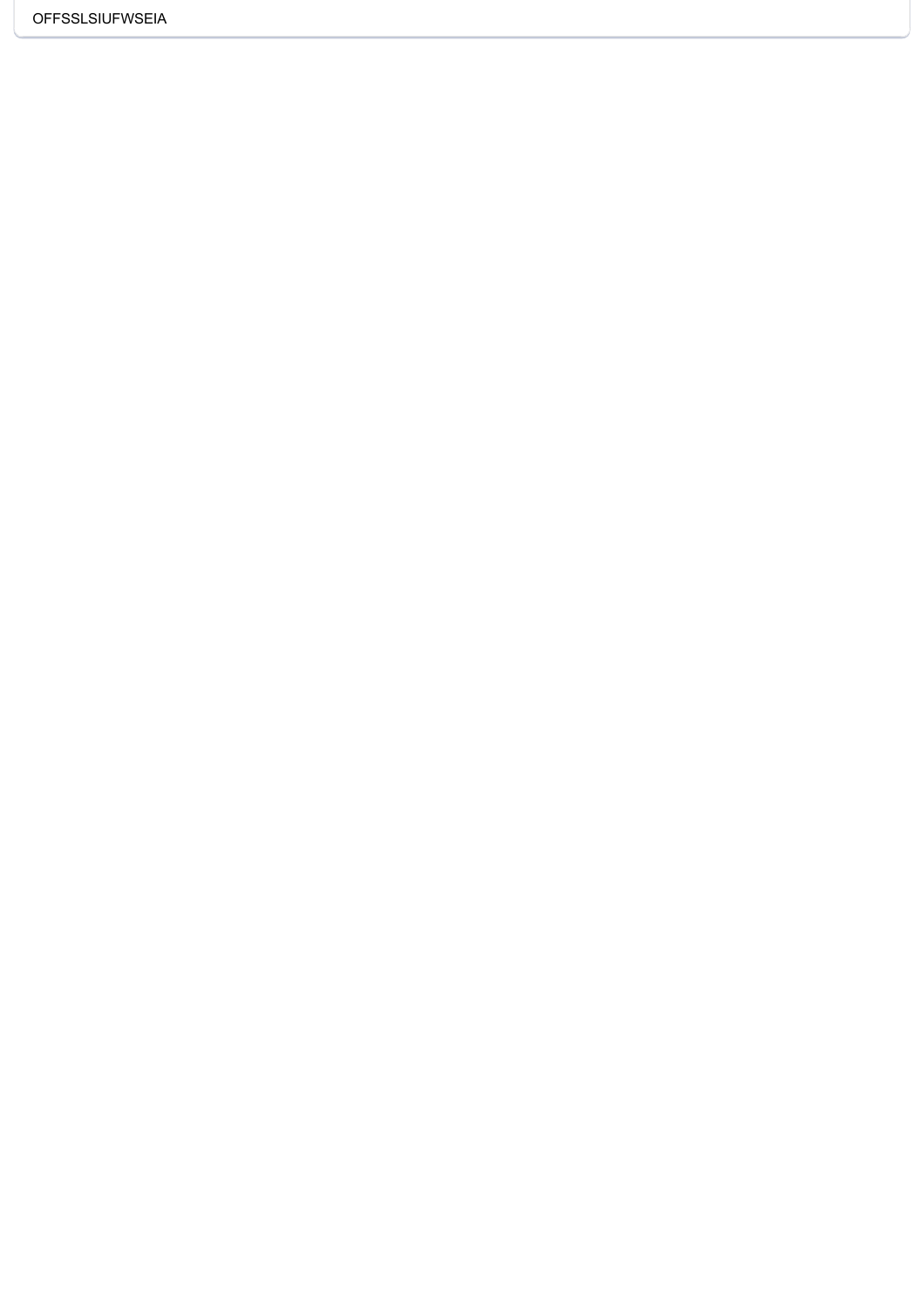OFFSSLSIUFWSEIA